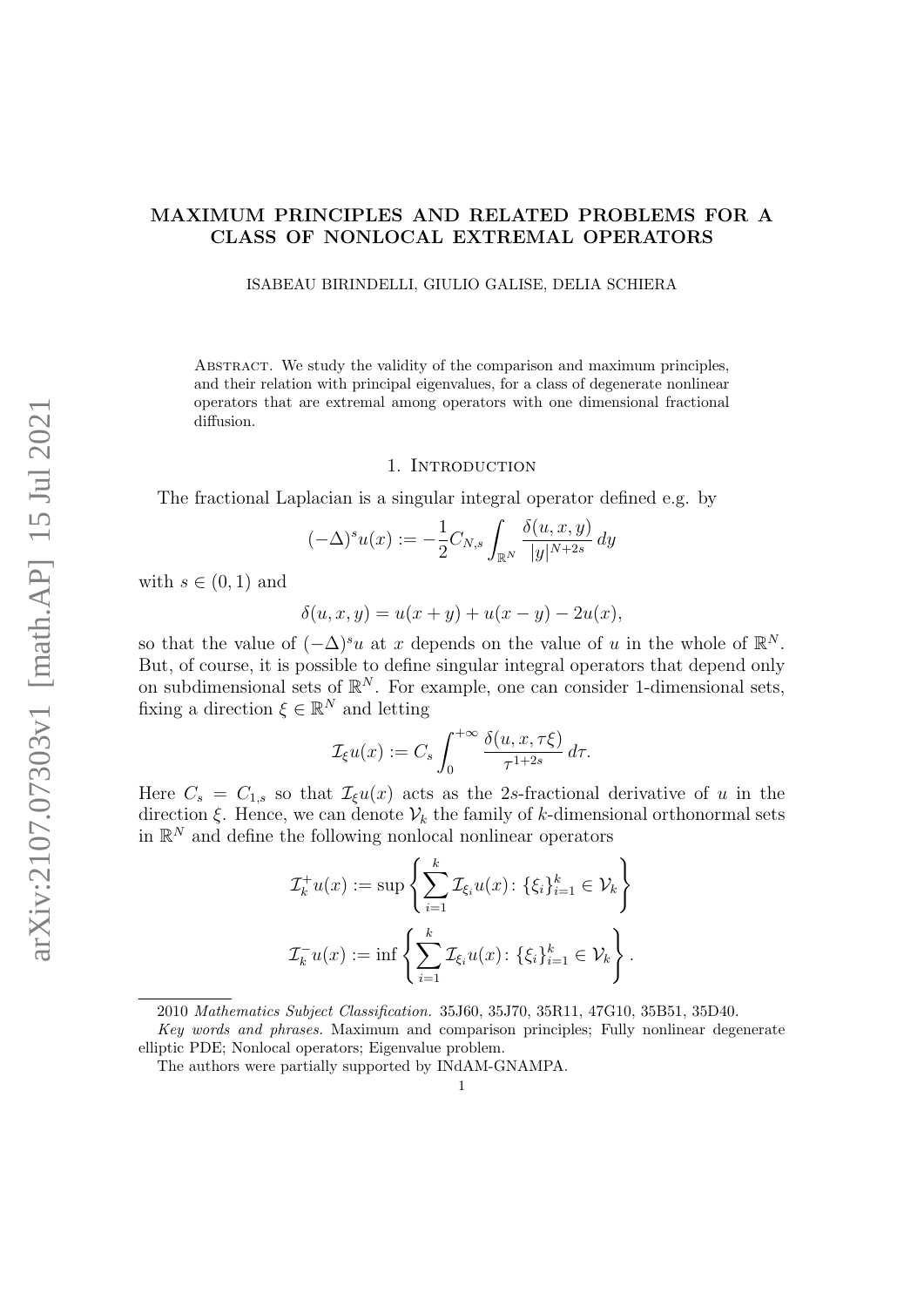# MAXIMUM PRINCIPLES AND RELATED PROBLEMS FOR A CLASS OF NONLOCAL EXTREMAL OPERATORS

ISABEAU BIRINDELLI, GIULIO GALISE, DELIA SCHIERA

Abstract. We study the validity of the comparison and maximum principles, and their relation with principal eigenvalues, for a class of degenerate nonlinear operators that are extremal among operators with one dimensional fractional diffusion.

## 1. Introduction

The fractional Laplacian is a singular integral operator defined e.g. by

$$(-\Delta)^s u(x) := -\frac{1}{2} C_{N,s} \int_{\mathbb{R}^N} \frac{\delta(u,x,y)}{|y|^{N+2s}}\, dy$$

with $s \in (0,1)$ and

$$\delta(u,x,y) = u(x+y) + u(x-y) - 2u(x),$$

so that the value of $(-\Delta)^s u$ at $x$ depends on the value of $u$ in the whole of $\mathbb{R}^N$. But, of course, it is possible to define singular integral operators that depend only on subdimensional sets of $\mathbb{R}^N$. For example, one can consider 1-dimensional sets, fixing a direction $\xi \in \mathbb{R}^N$ and letting

$$\mathcal{I}_\xi u(x) := C_s \int_0^{+\infty} \frac{\delta(u,x,\tau\xi)}{\tau^{1+2s}}\, d\tau.$$

Here $C_s = C_{1,s}$ so that $\mathcal{I}_\xi u(x)$ acts as the $2s$-fractional derivative of $u$ in the direction $\xi$. Hence, we can denote $\mathcal{V}_k$ the family of $k$-dimensional orthonormal sets in $\mathbb{R}^N$ and define the following nonlocal nonlinear operators

$$\mathcal{I}_k^+ u(x) := \sup\left\{ \sum_{i=1}^k \mathcal{I}_{\xi_i} u(x) \colon \{\xi_i\}_{i=1}^k \in \mathcal{V}_k \right\}$$

$$\mathcal{I}_k^- u(x) := \inf\left\{ \sum_{i=1}^k \mathcal{I}_{\xi_i} u(x) \colon \{\xi_i\}_{i=1}^k \in \mathcal{V}_k \right\}.$$

2010 *Mathematics Subject Classification.* 35J60, 35J70, 35R11, 47G10, 35B51, 35D40.

*Key words and phrases.* Maximum and comparison principles; Fully nonlinear degenerate elliptic PDE; Nonlocal operators; Eigenvalue problem.

The authors were partially supported by INdAM-GNAMPA.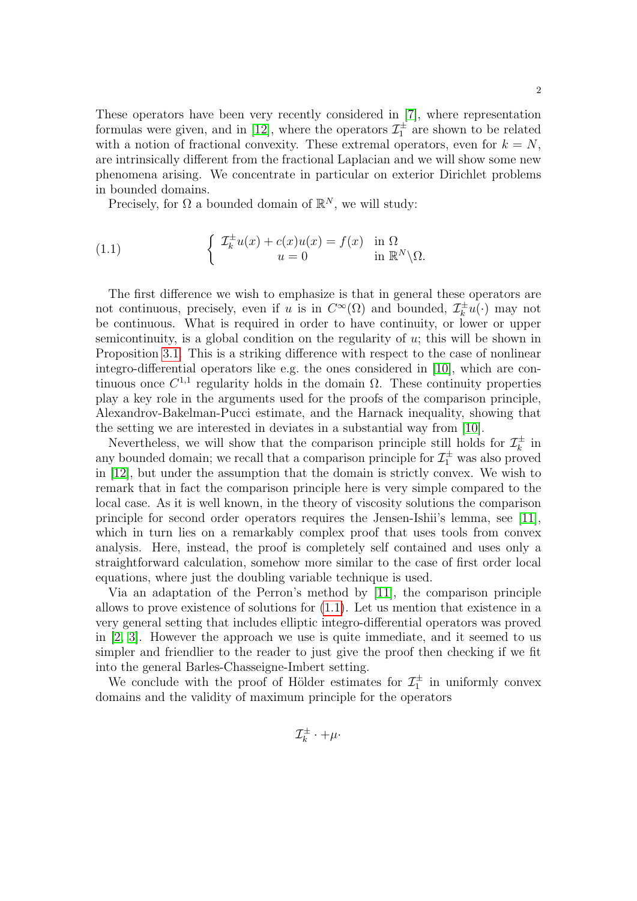These operators have been very recently considered in [7], where representation formulas were given, and in [12], where the operators $\mathcal{I}_1^\pm$ are shown to be related with a notion of fractional convexity. These extremal operators, even for $k = N$, are intrinsically different from the fractional Laplacian and we will show some new phenomena arising. We concentrate in particular on exterior Dirichlet problems in bounded domains.

Precisely, for $\Omega$ a bounded domain of $\mathbb{R}^N$, we will study:

$$
\left\{ \begin{array}{ll} \mathcal{I}_k^\pm u(x) + c(x)u(x) = f(x) & \text{in } \Omega \\ u = 0 & \text{in } \mathbb{R}^N \backslash \Omega. \end{array} \right. \tag{1.1}
$$

The first difference we wish to emphasize is that in general these operators are not continuous, precisely, even if $u$ is in $C^\infty(\Omega)$ and bounded, $\mathcal{I}_k^\pm u(\cdot)$ may not be continuous. What is required in order to have continuity, or lower or upper semicontinuity, is a global condition on the regularity of $u$; this will be shown in Proposition 3.1. This is a striking difference with respect to the case of nonlinear integro-differential operators like e.g. the ones considered in [10], which are continuous once $C^{1,1}$ regularity holds in the domain $\Omega$. These continuity properties play a key role in the arguments used for the proofs of the comparison principle, Alexandrov-Bakelman-Pucci estimate, and the Harnack inequality, showing that the setting we are interested in deviates in a substantial way from [10].

Nevertheless, we will show that the comparison principle still holds for $\mathcal{I}_k^\pm$ in any bounded domain; we recall that a comparison principle for $\mathcal{I}_1^\pm$ was also proved in [12], but under the assumption that the domain is strictly convex. We wish to remark that in fact the comparison principle here is very simple compared to the local case. As it is well known, in the theory of viscosity solutions the comparison principle for second order operators requires the Jensen-Ishii's lemma, see [11], which in turn lies on a remarkably complex proof that uses tools from convex analysis. Here, instead, the proof is completely self contained and uses only a straightforward calculation, somehow more similar to the case of first order local equations, where just the doubling variable technique is used.

Via an adaptation of the Perron's method by [11], the comparison principle allows to prove existence of solutions for (1.1). Let us mention that existence in a very general setting that includes elliptic integro-differential operators was proved in [2, 3]. However the approach we use is quite immediate, and it seemed to us simpler and friendlier to the reader to just give the proof then checking if we fit into the general Barles-Chasseigne-Imbert setting.

We conclude with the proof of Hölder estimates for $\mathcal{I}_1^\pm$ in uniformly convex domains and the validity of maximum principle for the operators

$$
\mathcal{I}_k^\pm \cdot + \mu \cdot
$$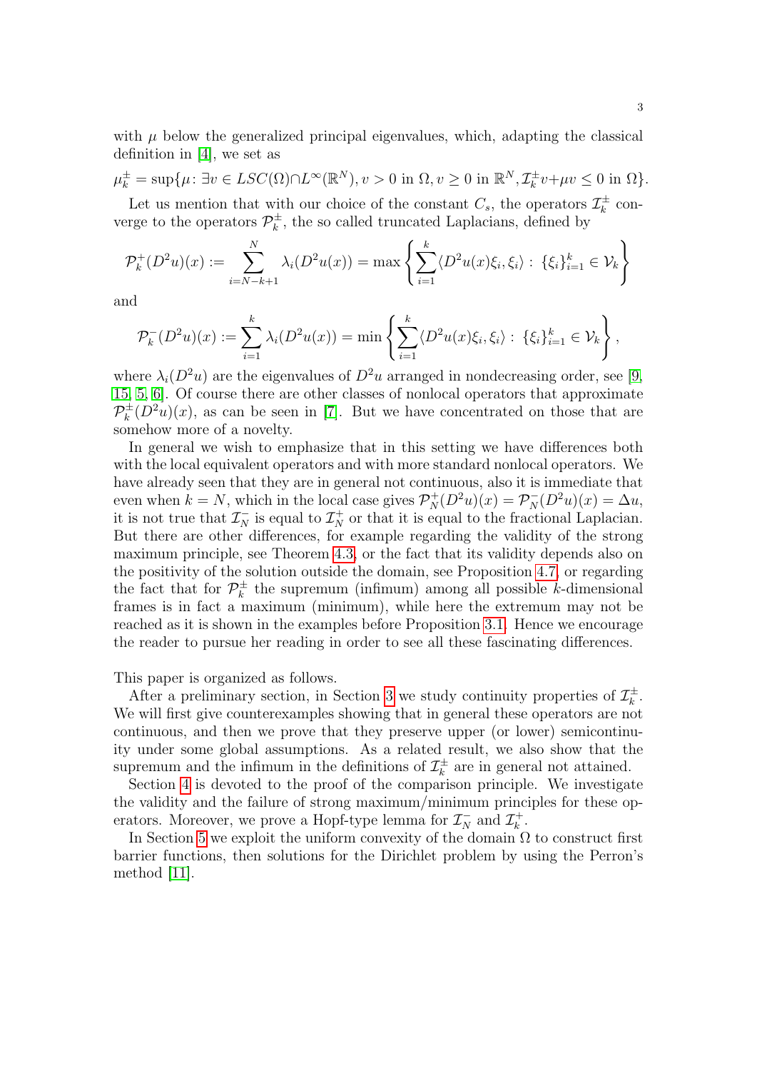with $\mu$ below the generalized principal eigenvalues, which, adapting the classical definition in [4], we set as

$$\mu_k^\pm = \sup\{\mu\colon \exists v \in LSC(\Omega)\cap L^\infty(\mathbb{R}^N), v>0 \text{ in } \Omega, v\geq 0 \text{ in } \mathbb{R}^N, \mathcal{I}_k^\pm v + \mu v \leq 0 \text{ in } \Omega\}.$$

Let us mention that with our choice of the constant $C_s$, the operators $\mathcal{I}_k^\pm$ converge to the operators $\mathcal{P}_k^\pm$, the so called truncated Laplacians, defined by

$$\mathcal{P}_k^+(D^2u)(x) := \sum_{i=N-k+1}^{N} \lambda_i(D^2u(x)) = \max\left\{\sum_{i=1}^{k}\langle D^2u(x)\xi_i,\xi_i\rangle :\ \{\xi_i\}_{i=1}^k \in \mathcal{V}_k\right\}$$

and

$$\mathcal{P}_k^-(D^2u)(x) := \sum_{i=1}^{k} \lambda_i(D^2u(x)) = \min\left\{\sum_{i=1}^{k}\langle D^2u(x)\xi_i,\xi_i\rangle :\ \{\xi_i\}_{i=1}^k \in \mathcal{V}_k\right\},$$

where $\lambda_i(D^2u)$ are the eigenvalues of $D^2u$ arranged in nondecreasing order, see [9, 15, 5, 6]. Of course there are other classes of nonlocal operators that approximate $\mathcal{P}_k^\pm(D^2u)(x)$, as can be seen in [7]. But we have concentrated on those that are somehow more of a novelty.

In general we wish to emphasize that in this setting we have differences both with the local equivalent operators and with more standard nonlocal operators. We have already seen that they are in general not continuous, also it is immediate that even when $k=N$, which in the local case gives $\mathcal{P}_N^+(D^2u)(x) = \mathcal{P}_N^-(D^2u)(x) = \Delta u$, it is not true that $\mathcal{I}_N^-$ is equal to $\mathcal{I}_N^+$ or that it is equal to the fractional Laplacian. But there are other differences, for example regarding the validity of the strong maximum principle, see Theorem 4.3, or the fact that its validity depends also on the positivity of the solution outside the domain, see Proposition 4.7, or regarding the fact that for $\mathcal{P}_k^\pm$ the supremum (infimum) among all possible $k$-dimensional frames is in fact a maximum (minimum), while here the extremum may not be reached as it is shown in the examples before Proposition 3.1. Hence we encourage the reader to pursue her reading in order to see all these fascinating differences.

This paper is organized as follows.

After a preliminary section, in Section 3 we study continuity properties of $\mathcal{I}_k^\pm$. We will first give counterexamples showing that in general these operators are not continuous, and then we prove that they preserve upper (or lower) semicontinuity under some global assumptions. As a related result, we also show that the supremum and the infimum in the definitions of $\mathcal{I}_k^\pm$ are in general not attained.

Section 4 is devoted to the proof of the comparison principle. We investigate the validity and the failure of strong maximum/minimum principles for these operators. Moreover, we prove a Hopf-type lemma for $\mathcal{I}_N^-$ and $\mathcal{I}_k^+$.

In Section 5 we exploit the uniform convexity of the domain $\Omega$ to construct first barrier functions, then solutions for the Dirichlet problem by using the Perron's method [11].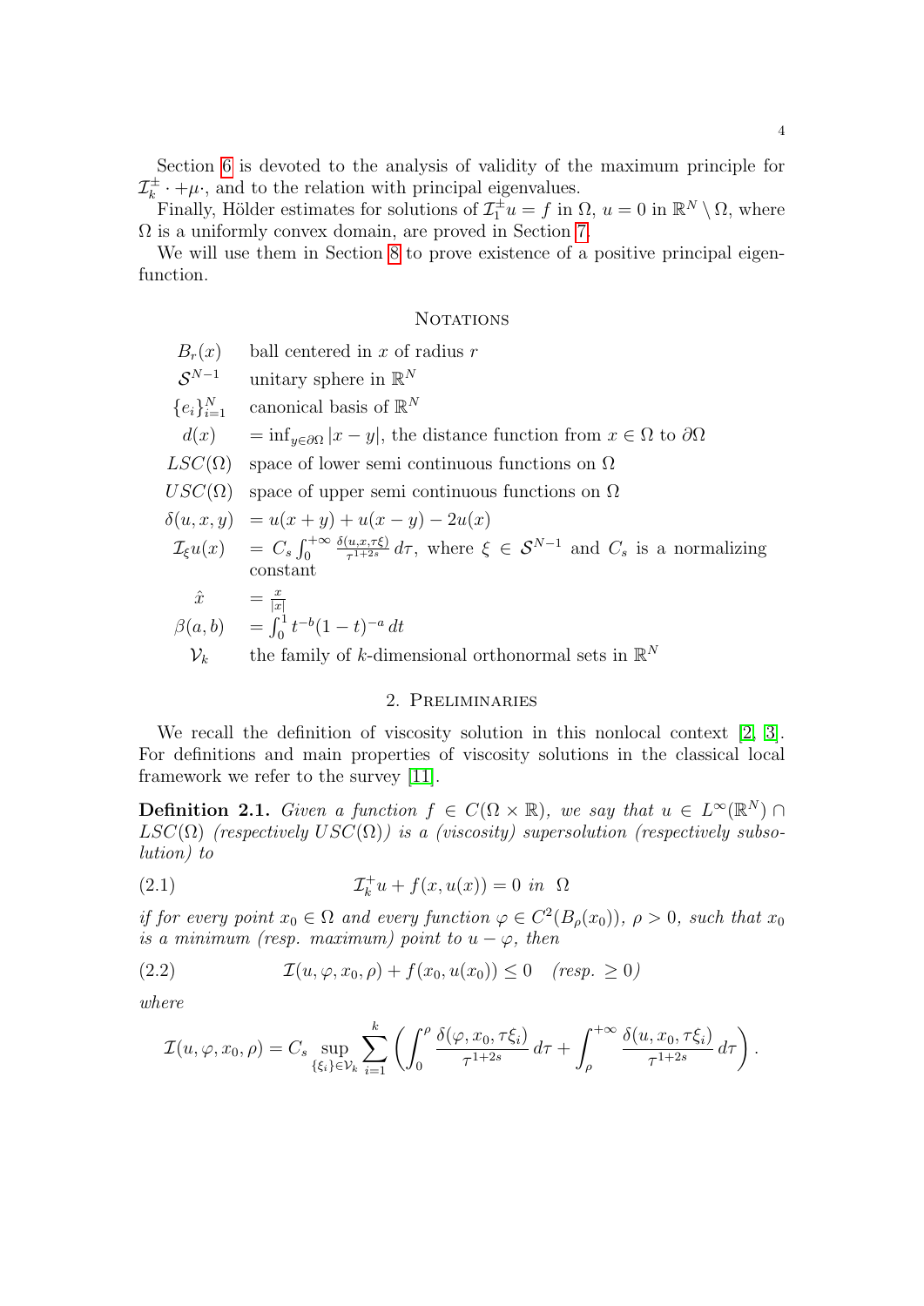Section 6 is devoted to the analysis of validity of the maximum principle for $\mathcal{I}_k^{\pm}\cdot+\mu\cdot$, and to the relation with principal eigenvalues.

Finally, Hölder estimates for solutions of $\mathcal{I}_1^{\pm}u = f$ in $\Omega$, $u = 0$ in $\mathbb{R}^N \setminus \Omega$, where $\Omega$ is a uniformly convex domain, are proved in Section 7.

We will use them in Section 8 to prove existence of a positive principal eigenfunction.

## Notations

| | |
|---|---|
| $B_r(x)$ | ball centered in $x$ of radius $r$ |
| $\mathcal{S}^{N-1}$ | unitary sphere in $\mathbb{R}^N$ |
| $\{e_i\}_{i=1}^N$ | canonical basis of $\mathbb{R}^N$ |
| $d(x)$ | $= \inf_{y\in\partial\Omega}\|x-y\|$, the distance function from $x \in \Omega$ to $\partial\Omega$ |
| $LSC(\Omega)$ | space of lower semi continuous functions on $\Omega$ |
| $USC(\Omega)$ | space of upper semi continuous functions on $\Omega$ |
| $\delta(u,x,y)$ | $= u(x+y)+u(x-y)-2u(x)$ |
| $\mathcal{I}_\xi u(x)$ | $= C_s\int_0^{+\infty}\frac{\delta(u,x,\tau\xi)}{\tau^{1+2s}}\,d\tau$, where $\xi \in \mathcal{S}^{N-1}$ and $C_s$ is a normalizing constant |
| $\hat{x}$ | $= \frac{x}{\|x\|}$ |
| $\beta(a,b)$ | $= \int_0^1 t^{-b}(1-t)^{-a}\,dt$ |
| $\mathcal{V}_k$ | the family of $k$-dimensional orthonormal sets in $\mathbb{R}^N$ |

## 2. Preliminaries

We recall the definition of viscosity solution in this nonlocal context [2, 3]. For definitions and main properties of viscosity solutions in the classical local framework we refer to the survey [11].

**Definition 2.1.** *Given a function $f \in C(\Omega\times\mathbb{R})$, we say that $u \in L^\infty(\mathbb{R}^N)\cap LSC(\Omega)$ (respectively $USC(\Omega)$) is a (viscosity) supersolution (respectively subsolution) to*

$$\mathcal{I}_k^{+}u + f(x,u(x)) = 0 \;\; in \;\; \Omega \tag{2.1}$$

*if for every point $x_0 \in \Omega$ and every function $\varphi \in C^2(B_\rho(x_0))$, $\rho > 0$, such that $x_0$ is a minimum (resp. maximum) point to $u - \varphi$, then*

$$\mathcal{I}(u,\varphi,x_0,\rho) + f(x_0,u(x_0)) \le 0 \quad (resp. \ \ge 0) \tag{2.2}$$

*where*

$$\mathcal{I}(u,\varphi,x_0,\rho) = C_s \sup_{\{\xi_i\}\in\mathcal{V}_k}\sum_{i=1}^k\left(\int_0^\rho \frac{\delta(\varphi,x_0,\tau\xi_i)}{\tau^{1+2s}}\,d\tau + \int_\rho^{+\infty}\frac{\delta(u,x_0,\tau\xi_i)}{\tau^{1+2s}}\,d\tau\right).$$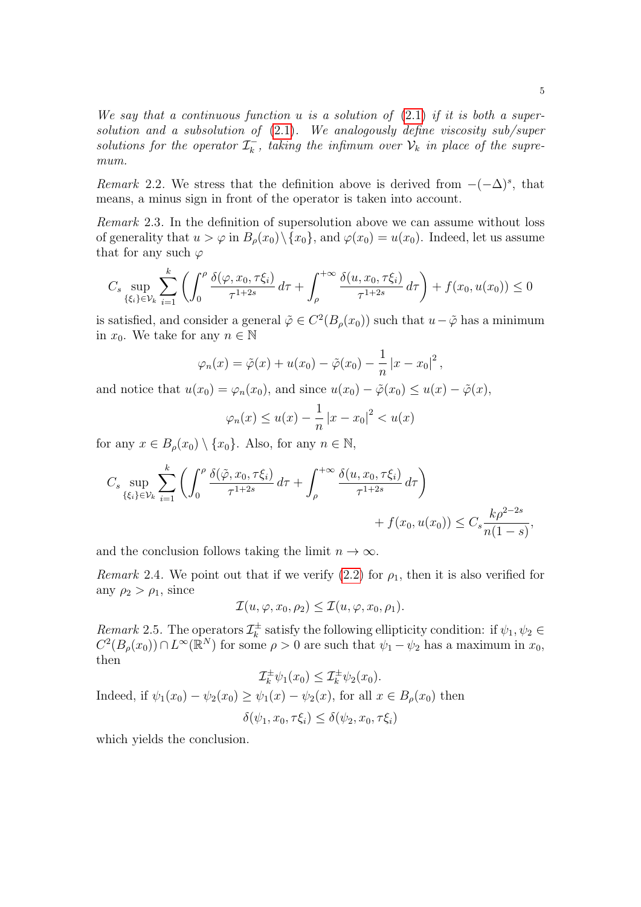*We say that a continuous function $u$ is a solution of (2.1) if it is both a supersolution and a subsolution of (2.1). We analogously define viscosity sub/super solutions for the operator $\mathcal{I}_k^-$, taking the infimum over $\mathcal{V}_k$ in place of the supremum.*

*Remark* 2.2. We stress that the definition above is derived from $-(-\Delta)^s$, that means, a minus sign in front of the operator is taken into account.

*Remark* 2.3. In the definition of supersolution above we can assume without loss of generality that $u > \varphi$ in $B_\rho(x_0)\setminus\{x_0\}$, and $\varphi(x_0) = u(x_0)$. Indeed, let us assume that for any such $\varphi$

$$C_s \sup_{\{\xi_i\}\in\mathcal{V}_k} \sum_{i=1}^k \left( \int_0^\rho \frac{\delta(\varphi, x_0, \tau\xi_i)}{\tau^{1+2s}}\, d\tau + \int_\rho^{+\infty} \frac{\delta(u, x_0, \tau\xi_i)}{\tau^{1+2s}}\, d\tau \right) + f(x_0, u(x_0)) \le 0$$

is satisfied, and consider a general $\tilde{\varphi} \in C^2(B_\rho(x_0))$ such that $u - \tilde{\varphi}$ has a minimum in $x_0$. We take for any $n \in \mathbb{N}$

$$\varphi_n(x) = \tilde{\varphi}(x) + u(x_0) - \tilde{\varphi}(x_0) - \frac{1}{n}\left|x - x_0\right|^2,$$

and notice that $u(x_0) = \varphi_n(x_0)$, and since $u(x_0) - \tilde{\varphi}(x_0) \le u(x) - \tilde{\varphi}(x)$,

$$\varphi_n(x) \le u(x) - \frac{1}{n}\left|x - x_0\right|^2 < u(x)$$

for any $x \in B_\rho(x_0) \setminus \{x_0\}$. Also, for any $n \in \mathbb{N}$,

$$C_s \sup_{\{\xi_i\}\in\mathcal{V}_k} \sum_{i=1}^k \left( \int_0^\rho \frac{\delta(\tilde{\varphi}, x_0, \tau\xi_i)}{\tau^{1+2s}}\, d\tau + \int_\rho^{+\infty} \frac{\delta(u, x_0, \tau\xi_i)}{\tau^{1+2s}}\, d\tau \right) + f(x_0, u(x_0)) \le C_s \frac{k\rho^{2-2s}}{n(1-s)},$$

and the conclusion follows taking the limit $n \to \infty$.

*Remark* 2.4. We point out that if we verify (2.2) for $\rho_1$, then it is also verified for any $\rho_2 > \rho_1$, since

$$\mathcal{I}(u, \varphi, x_0, \rho_2) \le \mathcal{I}(u, \varphi, x_0, \rho_1).$$

*Remark* 2.5. The operators $\mathcal{I}_k^\pm$ satisfy the following ellipticity condition: if $\psi_1, \psi_2 \in C^2(B_\rho(x_0)) \cap L^\infty(\mathbb{R}^N)$ for some $\rho > 0$ are such that $\psi_1 - \psi_2$ has a maximum in $x_0$, then

$$\mathcal{I}_k^\pm \psi_1(x_0) \le \mathcal{I}_k^\pm \psi_2(x_0).$$

Indeed, if $\psi_1(x_0) - \psi_2(x_0) \ge \psi_1(x) - \psi_2(x)$, for all $x \in B_\rho(x_0)$ then

$$\delta(\psi_1, x_0, \tau\xi_i) \le \delta(\psi_2, x_0, \tau\xi_i)$$

which yields the conclusion.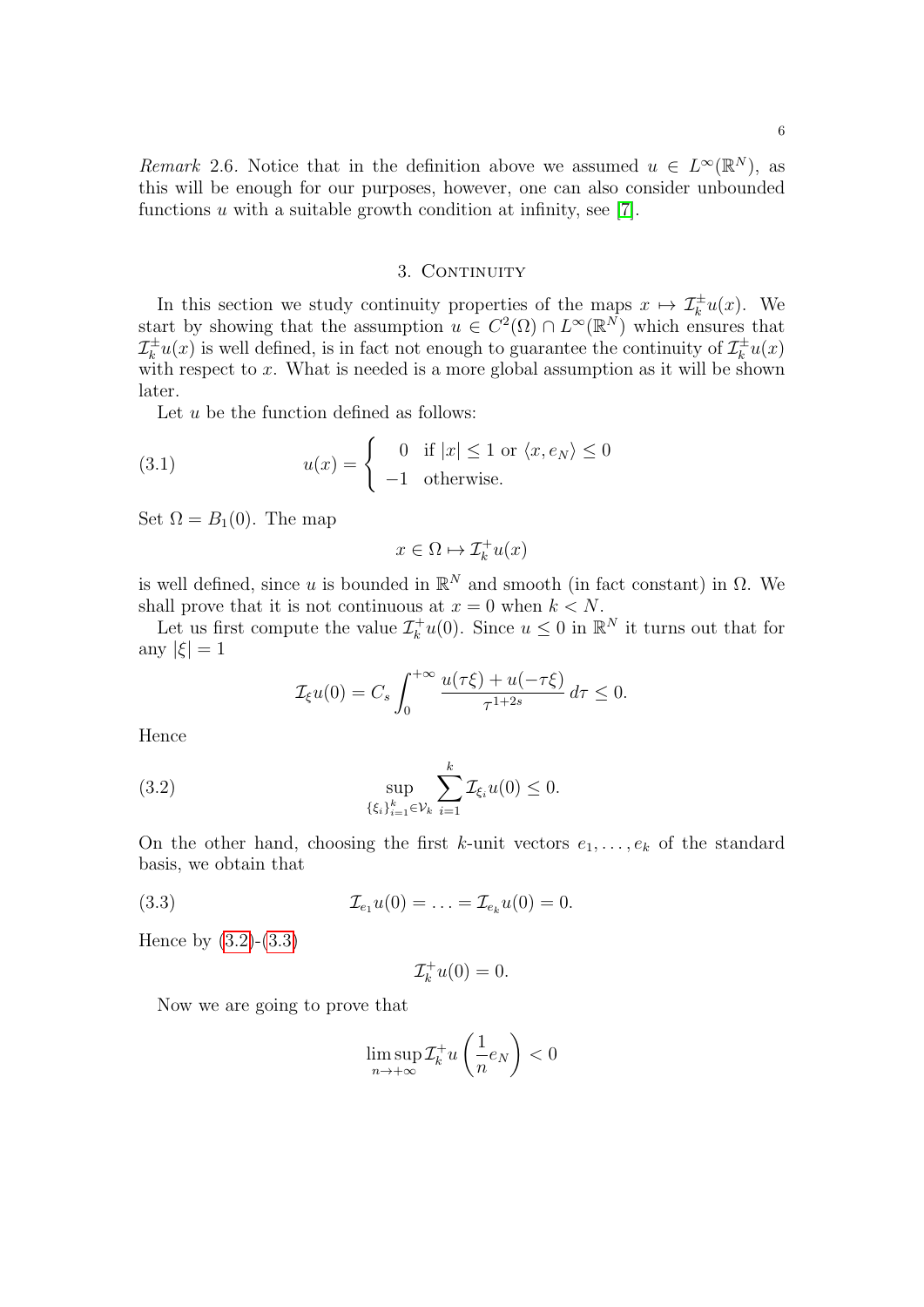*Remark* 2.6. Notice that in the definition above we assumed $u \in L^\infty(\mathbb{R}^N)$, as this will be enough for our purposes, however, one can also consider unbounded functions $u$ with a suitable growth condition at infinity, see [7].

## 3. Continuity

In this section we study continuity properties of the maps $x \mapsto \mathcal{I}_k^\pm u(x)$. We start by showing that the assumption $u \in C^2(\Omega) \cap L^\infty(\mathbb{R}^N)$ which ensures that $\mathcal{I}_k^\pm u(x)$ is well defined, is in fact not enough to guarantee the continuity of $\mathcal{I}_k^\pm u(x)$ with respect to $x$. What is needed is a more global assumption as it will be shown later.

Let $u$ be the function defined as follows:

$$
u(x) = \begin{cases} 0 & \text{if } |x| \leq 1 \text{ or } \langle x, e_N \rangle \leq 0 \\ -1 & \text{otherwise.} \end{cases} \tag{3.1}
$$

Set $\Omega = B_1(0)$. The map

$$
x \in \Omega \mapsto \mathcal{I}_k^+ u(x)
$$

is well defined, since $u$ is bounded in $\mathbb{R}^N$ and smooth (in fact constant) in $\Omega$. We shall prove that it is not continuous at $x = 0$ when $k < N$.

Let us first compute the value $\mathcal{I}_k^+ u(0)$. Since $u \leq 0$ in $\mathbb{R}^N$ it turns out that for any $|\xi| = 1$

$$
\mathcal{I}_\xi u(0) = C_s \int_0^{+\infty} \frac{u(\tau\xi) + u(-\tau\xi)}{\tau^{1+2s}} \, d\tau \leq 0.
$$

Hence

$$
\sup_{\{\xi_i\}_{i=1}^k \in \mathcal{V}_k} \sum_{i=1}^k \mathcal{I}_{\xi_i} u(0) \leq 0. \tag{3.2}
$$

On the other hand, choosing the first $k$-unit vectors $e_1, \ldots, e_k$ of the standard basis, we obtain that

$$
\mathcal{I}_{e_1} u(0) = \ldots = \mathcal{I}_{e_k} u(0) = 0. \tag{3.3}
$$

Hence by (3.2)-(3.3)

$$
\mathcal{I}_k^+ u(0) = 0.
$$

Now we are going to prove that

$$
\limsup_{n \to +\infty} \mathcal{I}_k^+ u \left( \frac{1}{n} e_N \right) < 0
$$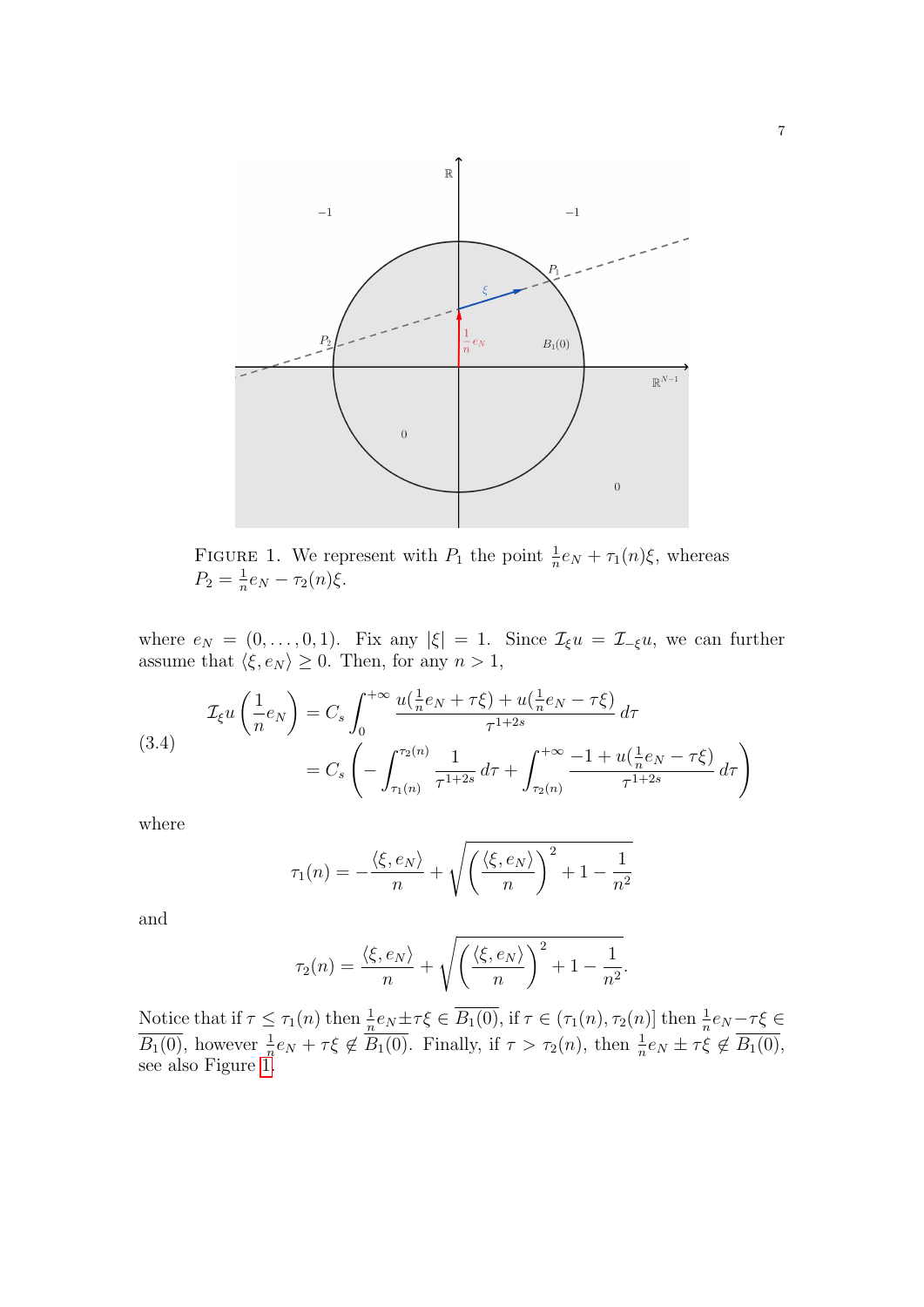FIGURE 1. We represent with $P_1$ the point $\frac{1}{n}e_N + \tau_1(n)\xi$, whereas $P_2 = \frac{1}{n}e_N - \tau_2(n)\xi$.

where $e_N = (0, \dots, 0, 1)$. Fix any $|\xi| = 1$. Since $\mathcal{I}_\xi u = \mathcal{I}_{-\xi} u$, we can further assume that $\langle \xi, e_N \rangle \geq 0$. Then, for any $n > 1$,

$$
\begin{aligned}
\mathcal{I}_\xi u \left( \frac{1}{n} e_N \right) &= C_s \int_0^{+\infty} \frac{u(\frac{1}{n}e_N + \tau\xi) + u(\frac{1}{n}e_N - \tau\xi)}{\tau^{1+2s}} \, d\tau \\
&= C_s \left( - \int_{\tau_1(n)}^{\tau_2(n)} \frac{1}{\tau^{1+2s}} \, d\tau + \int_{\tau_2(n)}^{+\infty} \frac{-1 + u(\frac{1}{n}e_N - \tau\xi)}{\tau^{1+2s}} \, d\tau \right)
\end{aligned}
\tag{3.4}
$$

where

$$
\tau_1(n) = -\frac{\langle \xi, e_N \rangle}{n} + \sqrt{\left( \frac{\langle \xi, e_N \rangle}{n} \right)^2 + 1 - \frac{1}{n^2}}
$$

and

$$
\tau_2(n) = \frac{\langle \xi, e_N \rangle}{n} + \sqrt{\left( \frac{\langle \xi, e_N \rangle}{n} \right)^2 + 1 - \frac{1}{n^2}}.
$$

Notice that if $\tau \leq \tau_1(n)$ then $\frac{1}{n}e_N \pm \tau\xi \in \overline{B_1(0)}$, if $\tau \in (\tau_1(n), \tau_2(n)]$ then $\frac{1}{n}e_N - \tau\xi \in \overline{B_1(0)}$, however $\frac{1}{n}e_N + \tau\xi \notin \overline{B_1(0)}$. Finally, if $\tau > \tau_2(n)$, then $\frac{1}{n}e_N \pm \tau\xi \notin \overline{B_1(0)}$, see also Figure 1.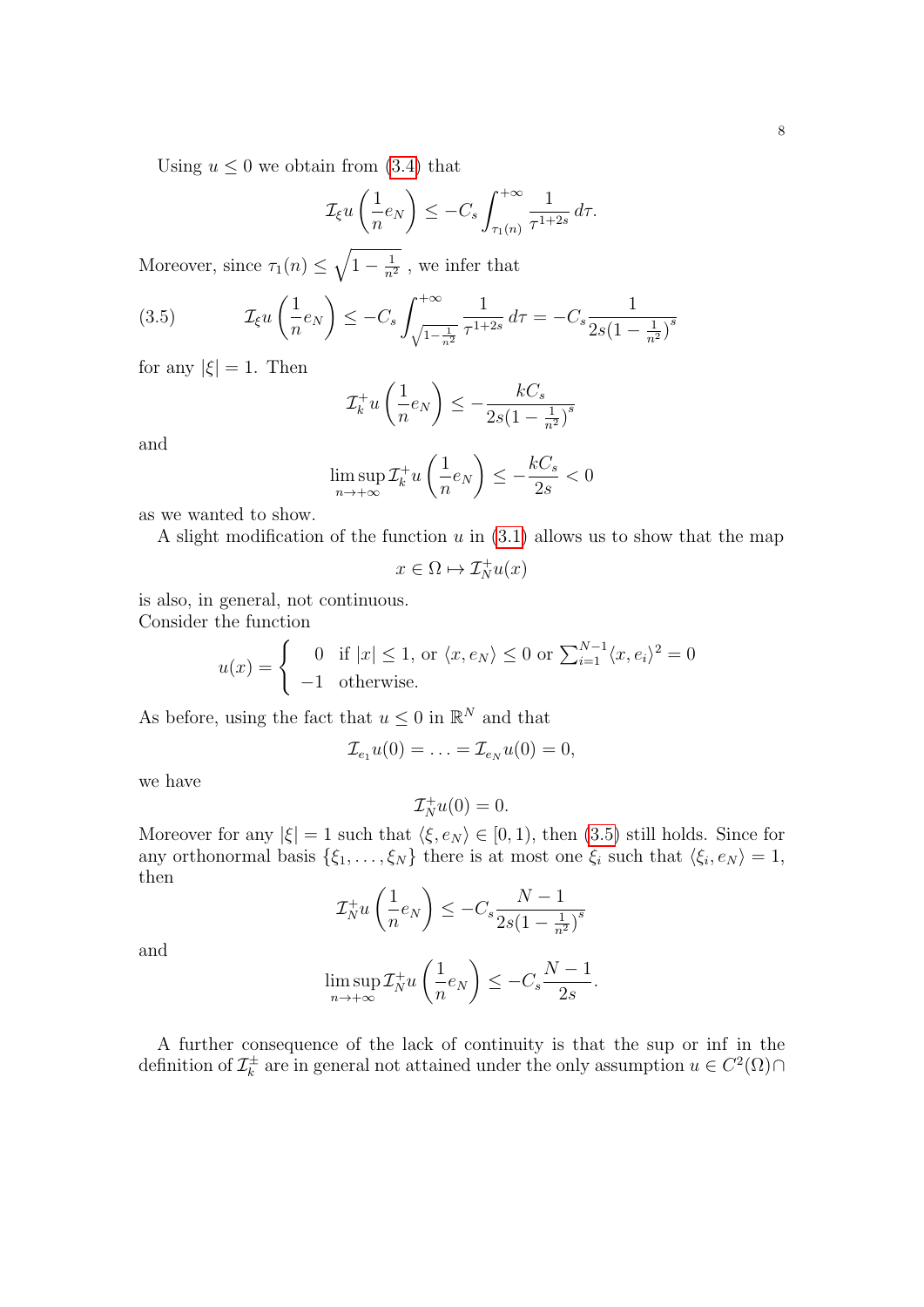Using $u \leq 0$ we obtain from (3.4) that

$$\mathcal{I}_\xi u\left(\frac{1}{n}e_N\right) \leq -C_s \int_{\tau_1(n)}^{+\infty} \frac{1}{\tau^{1+2s}}\,d\tau.$$

Moreover, since $\tau_1(n) \leq \sqrt{1-\frac{1}{n^2}}$ , we infer that

$$\mathcal{I}_\xi u\left(\frac{1}{n}e_N\right) \leq -C_s \int_{\sqrt{1-\frac{1}{n^2}}}^{+\infty} \frac{1}{\tau^{1+2s}}\,d\tau = -C_s \frac{1}{2s(1-\frac{1}{n^2})^s} \tag{3.5}$$

for any $|\xi|=1$. Then

$$\mathcal{I}_k^+ u\left(\frac{1}{n}e_N\right) \leq -\frac{kC_s}{2s(1-\frac{1}{n^2})^s}$$

and

$$\limsup_{n\to+\infty} \mathcal{I}_k^+ u\left(\frac{1}{n}e_N\right) \leq -\frac{kC_s}{2s} < 0$$

as we wanted to show.

A slight modification of the function $u$ in (3.1) allows us to show that the map

$$x \in \Omega \mapsto \mathcal{I}_N^+ u(x)$$

is also, in general, not continuous.
Consider the function

$$u(x) = \begin{cases} 0 & \text{if } |x| \leq 1, \text{ or } \langle x, e_N\rangle \leq 0 \text{ or } \sum_{i=1}^{N-1}\langle x, e_i\rangle^2 = 0 \\ -1 & \text{otherwise.} \end{cases}$$

As before, using the fact that $u \leq 0$ in $\mathbb{R}^N$ and that

$$\mathcal{I}_{e_1} u(0) = \ldots = \mathcal{I}_{e_N} u(0) = 0,$$

we have

$$\mathcal{I}_N^+ u(0) = 0.$$

Moreover for any $|\xi|=1$ such that $\langle \xi, e_N\rangle \in [0,1)$, then (3.5) still holds. Since for any orthonormal basis $\{\xi_1,\ldots,\xi_N\}$ there is at most one $\xi_i$ such that $\langle \xi_i, e_N\rangle = 1$, then

$$\mathcal{I}_N^+ u\left(\frac{1}{n}e_N\right) \leq -C_s \frac{N-1}{2s(1-\frac{1}{n^2})^s}$$

and

$$\limsup_{n\to+\infty} \mathcal{I}_N^+ u\left(\frac{1}{n}e_N\right) \leq -C_s \frac{N-1}{2s}.$$

A further consequence of the lack of continuity is that the sup or inf in the definition of $\mathcal{I}_k^\pm$ are in general not attained under the only assumption $u \in C^2(\Omega)\cap$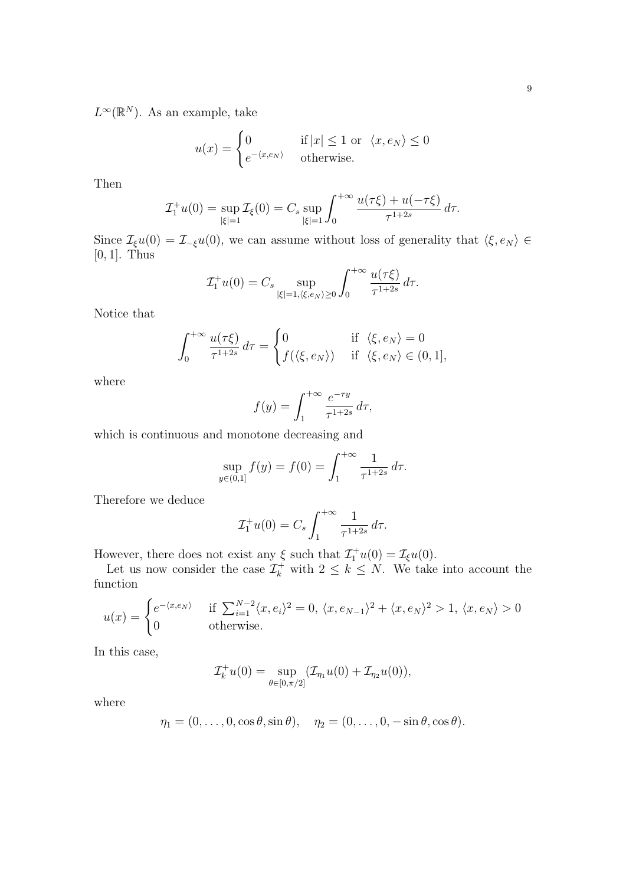$L^\infty(\mathbb{R}^N)$. As an example, take

$$u(x) = \begin{cases} 0 & \text{if } |x| \leq 1 \text{ or } \langle x, e_N \rangle \leq 0 \\ e^{-\langle x, e_N \rangle} & \text{otherwise.} \end{cases}$$

Then

$$\mathcal{I}_1^+ u(0) = \sup_{|\xi|=1} \mathcal{I}_\xi(0) = C_s \sup_{|\xi|=1} \int_0^{+\infty} \frac{u(\tau\xi) + u(-\tau\xi)}{\tau^{1+2s}}\, d\tau.$$

Since $\mathcal{I}_\xi u(0) = \mathcal{I}_{-\xi} u(0)$, we can assume without loss of generality that $\langle \xi, e_N \rangle \in [0,1]$. Thus

$$\mathcal{I}_1^+ u(0) = C_s \sup_{|\xi|=1, \langle \xi, e_N \rangle \geq 0} \int_0^{+\infty} \frac{u(\tau\xi)}{\tau^{1+2s}}\, d\tau.$$

Notice that

$$\int_0^{+\infty} \frac{u(\tau\xi)}{\tau^{1+2s}}\, d\tau = \begin{cases} 0 & \text{if } \langle \xi, e_N \rangle = 0 \\ f(\langle \xi, e_N \rangle) & \text{if } \langle \xi, e_N \rangle \in (0,1], \end{cases}$$

where

$$f(y) = \int_1^{+\infty} \frac{e^{-\tau y}}{\tau^{1+2s}}\, d\tau,$$

which is continuous and monotone decreasing and

$$\sup_{y \in (0,1]} f(y) = f(0) = \int_1^{+\infty} \frac{1}{\tau^{1+2s}}\, d\tau.$$

Therefore we deduce

$$\mathcal{I}_1^+ u(0) = C_s \int_1^{+\infty} \frac{1}{\tau^{1+2s}}\, d\tau.$$

However, there does not exist any $\xi$ such that $\mathcal{I}_1^+ u(0) = \mathcal{I}_\xi u(0)$.

Let us now consider the case $\mathcal{I}_k^+$ with $2 \leq k \leq N$. We take into account the function

$$u(x) = \begin{cases} e^{-\langle x, e_N \rangle} & \text{if } \sum_{i=1}^{N-2} \langle x, e_i \rangle^2 = 0,\ \langle x, e_{N-1} \rangle^2 + \langle x, e_N \rangle^2 > 1,\ \langle x, e_N \rangle > 0 \\ 0 & \text{otherwise.} \end{cases}$$

In this case,

$$\mathcal{I}_k^+ u(0) = \sup_{\theta \in [0, \pi/2]} (\mathcal{I}_{\eta_1} u(0) + \mathcal{I}_{\eta_2} u(0)),$$

where

$$\eta_1 = (0, \ldots, 0, \cos\theta, \sin\theta), \quad \eta_2 = (0, \ldots, 0, -\sin\theta, \cos\theta).$$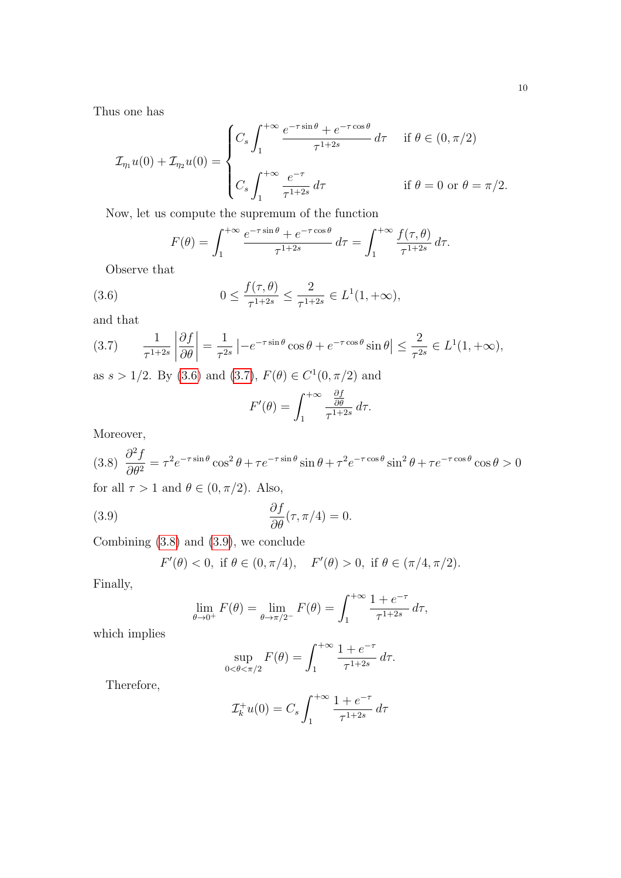Thus one has

$$
\mathcal{I}_{\eta_1} u(0) + \mathcal{I}_{\eta_2} u(0) = \begin{cases} C_s \displaystyle\int_1^{+\infty} \frac{e^{-\tau \sin\theta} + e^{-\tau\cos\theta}}{\tau^{1+2s}}\, d\tau & \text{if } \theta \in (0, \pi/2) \\[2ex] C_s \displaystyle\int_1^{+\infty} \frac{e^{-\tau}}{\tau^{1+2s}}\, d\tau & \text{if } \theta = 0 \text{ or } \theta = \pi/2. \end{cases}
$$

Now, let us compute the supremum of the function

$$
F(\theta) = \int_1^{+\infty} \frac{e^{-\tau \sin\theta} + e^{-\tau\cos\theta}}{\tau^{1+2s}}\, d\tau = \int_1^{+\infty} \frac{f(\tau,\theta)}{\tau^{1+2s}}\, d\tau.
$$

Observe that

$$
0 \le \frac{f(\tau,\theta)}{\tau^{1+2s}} \le \frac{2}{\tau^{1+2s}} \in L^1(1,+\infty), \tag{3.6}
$$

and that

$$
\frac{1}{\tau^{1+2s}} \left| \frac{\partial f}{\partial \theta} \right| = \frac{1}{\tau^{2s}} \left| -e^{-\tau\sin\theta}\cos\theta + e^{-\tau\cos\theta}\sin\theta \right| \le \frac{2}{\tau^{2s}} \in L^1(1,+\infty), \tag{3.7}
$$

as $s > 1/2$. By (3.6) and (3.7), $F(\theta) \in C^1(0, \pi/2)$ and

$$
F'(\theta) = \int_1^{+\infty} \frac{\frac{\partial f}{\partial \theta}}{\tau^{1+2s}}\, d\tau.
$$

Moreover,

$$
\frac{\partial^2 f}{\partial \theta^2} = \tau^2 e^{-\tau\sin\theta}\cos^2\theta + \tau e^{-\tau\sin\theta}\sin\theta + \tau^2 e^{-\tau\cos\theta}\sin^2\theta + \tau e^{-\tau\cos\theta}\cos\theta > 0 \tag{3.8}
$$

for all $\tau > 1$ and $\theta \in (0, \pi/2)$. Also,

$$
\frac{\partial f}{\partial \theta}(\tau, \pi/4) = 0. \tag{3.9}
$$

Combining (3.8) and (3.9), we conclude

$$
F'(\theta) < 0, \text{ if } \theta \in (0, \pi/4), \quad F'(\theta) > 0, \text{ if } \theta \in (\pi/4, \pi/2).
$$

Finally,

$$
\lim_{\theta \to 0^+} F(\theta) = \lim_{\theta \to \pi/2^-} F(\theta) = \int_1^{+\infty} \frac{1 + e^{-\tau}}{\tau^{1+2s}}\, d\tau,
$$

which implies

$$
\sup_{0 < \theta < \pi/2} F(\theta) = \int_1^{+\infty} \frac{1 + e^{-\tau}}{\tau^{1+2s}}\, d\tau.
$$

Therefore,

$$
\mathcal{I}_k^+ u(0) = C_s \int_1^{+\infty} \frac{1 + e^{-\tau}}{\tau^{1+2s}}\, d\tau
$$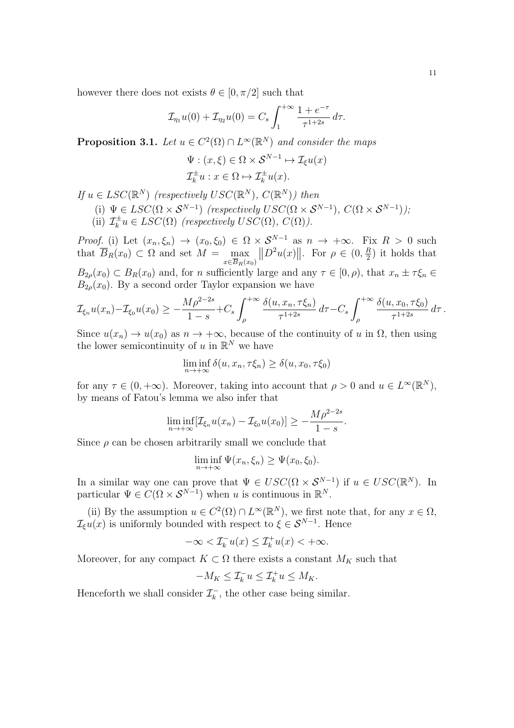however there does not exists $\theta \in [0, \pi/2]$ such that

$$\mathcal{I}_{\eta_1} u(0) + \mathcal{I}_{\eta_2} u(0) = C_s \int_1^{+\infty} \frac{1 + e^{-\tau}}{\tau^{1+2s}} \, d\tau.$$

**Proposition 3.1.** *Let $u \in C^2(\Omega) \cap L^\infty(\mathbb{R}^N)$ and consider the maps*

$$\Psi : (x, \xi) \in \Omega \times \mathcal{S}^{N-1} \mapsto \mathcal{I}_\xi u(x)$$
$$\mathcal{I}_k^\pm u : x \in \Omega \mapsto \mathcal{I}_k^\pm u(x).$$

*If $u \in LSC(\mathbb{R}^N)$ (respectively $USC(\mathbb{R}^N)$, $C(\mathbb{R}^N)$) then*

(i) *$\Psi \in LSC(\Omega \times \mathcal{S}^{N-1})$ (respectively $USC(\Omega \times \mathcal{S}^{N-1})$, $C(\Omega \times \mathcal{S}^{N-1})$);*
(ii) *$\mathcal{I}_k^\pm u \in LSC(\Omega)$ (respectively $USC(\Omega)$, $C(\Omega)$).*

*Proof.* (i) Let $(x_n, \xi_n) \to (x_0, \xi_0) \in \Omega \times \mathcal{S}^{N-1}$ as $n \to +\infty$. Fix $R > 0$ such that $\overline{B}_R(x_0) \subset \Omega$ and set $M = \max_{x \in \overline{B}_R(x_0)} \left\| D^2 u(x) \right\|$. For $\rho \in (0, \frac{R}{2})$ it holds that $B_{2\rho}(x_0) \subset B_R(x_0)$ and, for $n$ sufficiently large and any $\tau \in [0, \rho)$, that $x_n \pm \tau \xi_n \in B_{2\rho}(x_0)$. By a second order Taylor expansion we have

$$\mathcal{I}_{\xi_n} u(x_n) - \mathcal{I}_{\xi_0} u(x_0) \geq -\frac{M\rho^{2-2s}}{1-s} + C_s \int_\rho^{+\infty} \frac{\delta(u, x_n, \tau\xi_n)}{\tau^{1+2s}} \, d\tau - C_s \int_\rho^{+\infty} \frac{\delta(u, x_0, \tau\xi_0)}{\tau^{1+2s}} \, d\tau \,.$$

Since $u(x_n) \to u(x_0)$ as $n \to +\infty$, because of the continuity of $u$ in $\Omega$, then using the lower semicontinuity of $u$ in $\mathbb{R}^N$ we have

$$\liminf_{n \to +\infty} \delta(u, x_n, \tau\xi_n) \geq \delta(u, x_0, \tau\xi_0)$$

for any $\tau \in (0, +\infty)$. Moreover, taking into account that $\rho > 0$ and $u \in L^\infty(\mathbb{R}^N)$, by means of Fatou's lemma we also infer that

$$\liminf_{n \to +\infty} [\mathcal{I}_{\xi_n} u(x_n) - \mathcal{I}_{\xi_0} u(x_0)] \geq -\frac{M\rho^{2-2s}}{1-s}.$$

Since $\rho$ can be chosen arbitrarily small we conclude that

$$\liminf_{n \to +\infty} \Psi(x_n, \xi_n) \geq \Psi(x_0, \xi_0).$$

In a similar way one can prove that $\Psi \in USC(\Omega \times \mathcal{S}^{N-1})$ if $u \in USC(\mathbb{R}^N)$. In particular $\Psi \in C(\Omega \times \mathcal{S}^{N-1})$ when $u$ is continuous in $\mathbb{R}^N$.

(ii) By the assumption $u \in C^2(\Omega) \cap L^\infty(\mathbb{R}^N)$, we first note that, for any $x \in \Omega$, $\mathcal{I}_\xi u(x)$ is uniformly bounded with respect to $\xi \in \mathcal{S}^{N-1}$. Hence

$$-\infty < \mathcal{I}_k^- u(x) \leq \mathcal{I}_k^+ u(x) < +\infty.$$

Moreover, for any compact $K \subset \Omega$ there exists a constant $M_K$ such that

$$-M_K \leq \mathcal{I}_k^- u \leq \mathcal{I}_k^+ u \leq M_K.$$

Henceforth we shall consider $\mathcal{I}_k^-$, the other case being similar.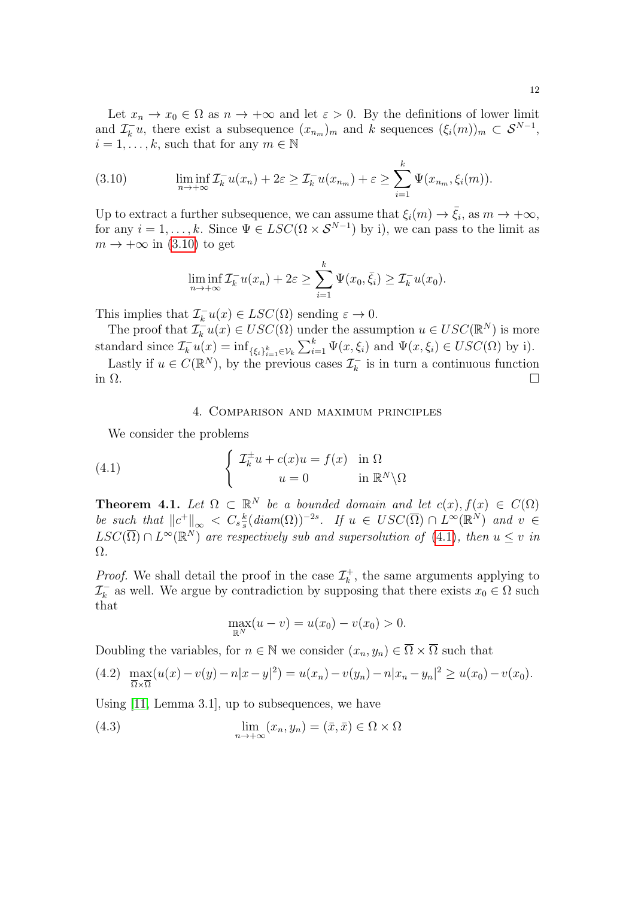Let $x_n \to x_0 \in \Omega$ as $n \to +\infty$ and let $\varepsilon > 0$. By the definitions of lower limit and $\mathcal{I}_k^- u$, there exist a subsequence $(x_{n_m})_m$ and $k$ sequences $(\xi_i(m))_m \subset \mathcal{S}^{N-1}$, $i = 1, \dots, k$, such that for any $m \in \mathbb{N}$

$$
\liminf_{n \to +\infty} \mathcal{I}_k^- u(x_n) + 2\varepsilon \geq \mathcal{I}_k^- u(x_{n_m}) + \varepsilon \geq \sum_{i=1}^{k} \Psi(x_{n_m}, \xi_i(m)). \tag{3.10}
$$

Up to extract a further subsequence, we can assume that $\xi_i(m) \to \bar{\xi}_i$, as $m \to +\infty$, for any $i = 1, \dots, k$. Since $\Psi \in LSC(\Omega \times \mathcal{S}^{N-1})$ by i), we can pass to the limit as $m \to +\infty$ in (3.10) to get

$$
\liminf_{n \to +\infty} \mathcal{I}_k^- u(x_n) + 2\varepsilon \geq \sum_{i=1}^{k} \Psi(x_0, \bar{\xi}_i) \geq \mathcal{I}_k^- u(x_0).
$$

This implies that $\mathcal{I}_k^- u(x) \in LSC(\Omega)$ sending $\varepsilon \to 0$.

The proof that $\mathcal{I}_k^- u(x) \in USC(\Omega)$ under the assumption $u \in USC(\mathbb{R}^N)$ is more standard since $\mathcal{I}_k^- u(x) = \inf_{\{\xi_i\}_{i=1}^k \in \mathcal{V}_k} \sum_{i=1}^k \Psi(x, \xi_i)$ and $\Psi(x, \xi_i) \in USC(\Omega)$ by i).

Lastly if $u \in C(\mathbb{R}^N)$, by the previous cases $\mathcal{I}_k^-$ is in turn a continuous function in $\Omega$. $\square$

## 4. Comparison and maximum principles

We consider the problems

$$
\begin{cases} \mathcal{I}_k^{\pm} u + c(x)u = f(x) & \text{in } \Omega \\ u = 0 & \text{in } \mathbb{R}^N \backslash \Omega \end{cases} \tag{4.1}
$$

**Theorem 4.1.** *Let $\Omega \subset \mathbb{R}^N$ be a bounded domain and let $c(x), f(x) \in C(\Omega)$ be such that $\|c^+\|_\infty < C_s \frac{k}{s} (diam(\Omega))^{-2s}$. If $u \in USC(\overline{\Omega}) \cap L^\infty(\mathbb{R}^N)$ and $v \in LSC(\overline{\Omega}) \cap L^\infty(\mathbb{R}^N)$ are respectively sub and supersolution of (4.1), then $u \leq v$ in $\Omega$.*

*Proof.* We shall detail the proof in the case $\mathcal{I}_k^+$, the same arguments applying to $\mathcal{I}_k^-$ as well. We argue by contradiction by supposing that there exists $x_0 \in \Omega$ such that

$$
\max_{\mathbb{R}^N} (u - v) = u(x_0) - v(x_0) > 0.
$$

Doubling the variables, for $n \in \mathbb{N}$ we consider $(x_n, y_n) \in \overline{\Omega} \times \overline{\Omega}$ such that

$$
\max_{\overline{\Omega} \times \overline{\Omega}} (u(x) - v(y) - n|x-y|^2) = u(x_n) - v(y_n) - n|x_n - y_n|^2 \geq u(x_0) - v(x_0). \tag{4.2}
$$

Using [11, Lemma 3.1], up to subsequences, we have

$$
\lim_{n \to +\infty} (x_n, y_n) = (\bar{x}, \bar{x}) \in \Omega \times \Omega \tag{4.3}
$$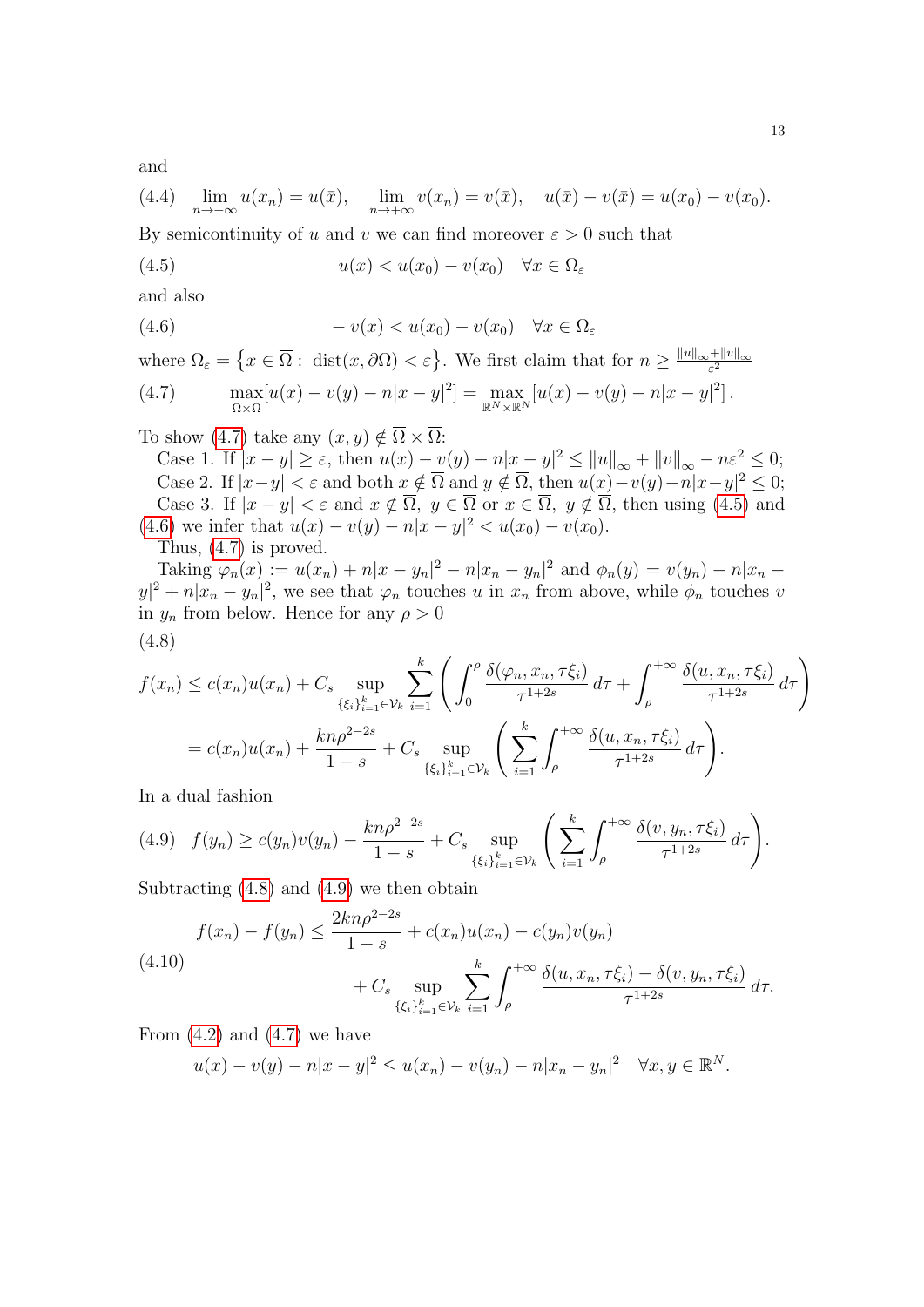and

$$
\lim_{n\to+\infty} u(x_n) = u(\bar{x}), \quad \lim_{n\to+\infty} v(x_n) = v(\bar{x}), \quad u(\bar{x}) - v(\bar{x}) = u(x_0) - v(x_0). \tag{4.4}
$$

By semicontinuity of $u$ and $v$ we can find moreover $\varepsilon > 0$ such that

$$
u(x) < u(x_0) - v(x_0) \quad \forall x \in \Omega_\varepsilon \tag{4.5}
$$

and also

$$
-v(x) < u(x_0) - v(x_0) \quad \forall x \in \Omega_\varepsilon \tag{4.6}
$$

where $\Omega_\varepsilon = \{x \in \overline{\Omega} : \operatorname{dist}(x, \partial\Omega) < \varepsilon\}$. We first claim that for $n \geq \frac{\|u\|_\infty + \|v\|_\infty}{\varepsilon^2}$

$$
\max_{\overline{\Omega}\times\overline{\Omega}} [u(x) - v(y) - n|x-y|^2] = \max_{\mathbb{R}^N\times\mathbb{R}^N} [u(x) - v(y) - n|x-y|^2]. \tag{4.7}
$$

To show (4.7) take any $(x, y) \notin \overline{\Omega} \times \overline{\Omega}$:

Case 1. If $|x-y| \geq \varepsilon$, then $u(x) - v(y) - n|x-y|^2 \leq \|u\|_\infty + \|v\|_\infty - n\varepsilon^2 \leq 0$;

Case 2. If $|x-y| < \varepsilon$ and both $x \notin \overline{\Omega}$ and $y \notin \overline{\Omega}$, then $u(x) - v(y) - n|x-y|^2 \leq 0$;

Case 3. If $|x-y| < \varepsilon$ and $x \notin \overline{\Omega}$, $y \in \overline{\Omega}$ or $x \in \overline{\Omega}$, $y \notin \overline{\Omega}$, then using (4.5) and (4.6) we infer that $u(x) - v(y) - n|x-y|^2 < u(x_0) - v(x_0)$.

Thus, (4.7) is proved.

Taking $\varphi_n(x) := u(x_n) + n|x-y_n|^2 - n|x_n - y_n|^2$ and $\phi_n(y) = v(y_n) - n|x_n - y|^2 + n|x_n - y_n|^2$, we see that $\varphi_n$ touches $u$ in $x_n$ from above, while $\phi_n$ touches $v$ in $y_n$ from below. Hence for any $\rho > 0$

$$
\begin{aligned}
f(x_n) &\leq c(x_n)u(x_n) + C_s \sup_{\{\xi_i\}_{i=1}^k \in \mathcal{V}_k} \sum_{i=1}^k \left( \int_0^\rho \frac{\delta(\varphi_n, x_n, \tau\xi_i)}{\tau^{1+2s}}\, d\tau + \int_\rho^{+\infty} \frac{\delta(u, x_n, \tau\xi_i)}{\tau^{1+2s}}\, d\tau \right) \\
&= c(x_n)u(x_n) + \frac{kn\rho^{2-2s}}{1-s} + C_s \sup_{\{\xi_i\}_{i=1}^k \in \mathcal{V}_k} \left( \sum_{i=1}^k \int_\rho^{+\infty} \frac{\delta(u, x_n, \tau\xi_i)}{\tau^{1+2s}}\, d\tau \right).
\end{aligned} \tag{4.8}
$$

In a dual fashion

$$
f(y_n) \geq c(y_n)v(y_n) - \frac{kn\rho^{2-2s}}{1-s} + C_s \sup_{\{\xi_i\}_{i=1}^k \in \mathcal{V}_k} \left( \sum_{i=1}^k \int_\rho^{+\infty} \frac{\delta(v, y_n, \tau\xi_i)}{\tau^{1+2s}}\, d\tau \right). \tag{4.9}
$$

Subtracting (4.8) and (4.9) we then obtain

$$
\begin{aligned}
f(x_n) - f(y_n) \leq{}& \frac{2kn\rho^{2-2s}}{1-s} + c(x_n)u(x_n) - c(y_n)v(y_n) \\
&+ C_s \sup_{\{\xi_i\}_{i=1}^k \in \mathcal{V}_k} \sum_{i=1}^k \int_\rho^{+\infty} \frac{\delta(u, x_n, \tau\xi_i) - \delta(v, y_n, \tau\xi_i)}{\tau^{1+2s}}\, d\tau.
\end{aligned} \tag{4.10}
$$

From (4.2) and (4.7) we have

$$
u(x) - v(y) - n|x-y|^2 \leq u(x_n) - v(y_n) - n|x_n - y_n|^2 \quad \forall x, y \in \mathbb{R}^N.
$$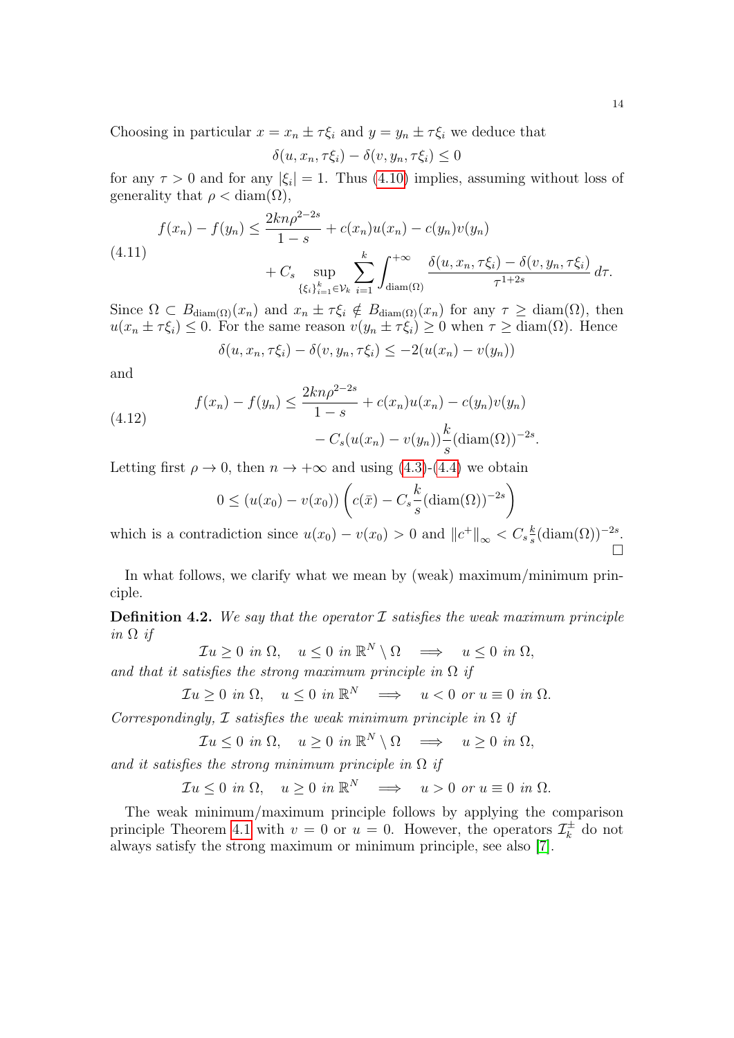Choosing in particular $x = x_n \pm \tau\xi_i$ and $y = y_n \pm \tau\xi_i$ we deduce that

$$\delta(u, x_n, \tau\xi_i) - \delta(v, y_n, \tau\xi_i) \leq 0$$

for any $\tau > 0$ and for any $|\xi_i| = 1$. Thus (4.10) implies, assuming without loss of generality that $\rho < \mathrm{diam}(\Omega)$,

$$\begin{aligned} f(x_n) - f(y_n) &\leq \frac{2kn\rho^{2-2s}}{1-s} + c(x_n)u(x_n) - c(y_n)v(y_n) \\ &\quad + C_s \sup_{\{\xi_i\}_{i=1}^k \in \mathcal{V}_k} \sum_{i=1}^k \int_{\mathrm{diam}(\Omega)}^{+\infty} \frac{\delta(u, x_n, \tau\xi_i) - \delta(v, y_n, \tau\xi_i)}{\tau^{1+2s}}\, d\tau. \end{aligned} \tag{4.11}$$

Since $\Omega \subset B_{\mathrm{diam}(\Omega)}(x_n)$ and $x_n \pm \tau\xi_i \notin B_{\mathrm{diam}(\Omega)}(x_n)$ for any $\tau \geq \mathrm{diam}(\Omega)$, then $u(x_n \pm \tau\xi_i) \leq 0$. For the same reason $v(y_n \pm \tau\xi_i) \geq 0$ when $\tau \geq \mathrm{diam}(\Omega)$. Hence

$$\delta(u, x_n, \tau\xi_i) - \delta(v, y_n, \tau\xi_i) \leq -2(u(x_n) - v(y_n))$$

and

$$\begin{aligned} f(x_n) - f(y_n) &\leq \frac{2kn\rho^{2-2s}}{1-s} + c(x_n)u(x_n) - c(y_n)v(y_n) \\ &\quad - C_s(u(x_n) - v(y_n))\frac{k}{s}(\mathrm{diam}(\Omega))^{-2s}. \end{aligned} \tag{4.12}$$

Letting first $\rho \to 0$, then $n \to +\infty$ and using (4.3)-(4.4) we obtain

$$0 \leq (u(x_0) - v(x_0))\left(c(\bar{x}) - C_s\frac{k}{s}(\mathrm{diam}(\Omega))^{-2s}\right)$$

which is a contradiction since $u(x_0) - v(x_0) > 0$ and $\|c^+\|_\infty < C_s\frac{k}{s}(\mathrm{diam}(\Omega))^{-2s}$. □

In what follows, we clarify what we mean by (weak) maximum/minimum principle.

**Definition 4.2.** *We say that the operator $\mathcal{I}$ satisfies the weak maximum principle in $\Omega$ if*

$$\mathcal{I}u \geq 0 \text{ in } \Omega, \quad u \leq 0 \text{ in } \mathbb{R}^N \setminus \Omega \quad \Longrightarrow \quad u \leq 0 \text{ in } \Omega,$$

*and that it satisfies the strong maximum principle in $\Omega$ if*

$$\mathcal{I}u \geq 0 \text{ in } \Omega, \quad u \leq 0 \text{ in } \mathbb{R}^N \quad \Longrightarrow \quad u < 0 \text{ or } u \equiv 0 \text{ in } \Omega.$$

*Correspondingly, $\mathcal{I}$ satisfies the weak minimum principle in $\Omega$ if*

$$\mathcal{I}u \leq 0 \text{ in } \Omega, \quad u \geq 0 \text{ in } \mathbb{R}^N \setminus \Omega \quad \Longrightarrow \quad u \geq 0 \text{ in } \Omega,$$

*and it satisfies the strong minimum principle in $\Omega$ if*

$$\mathcal{I}u \leq 0 \text{ in } \Omega, \quad u \geq 0 \text{ in } \mathbb{R}^N \quad \Longrightarrow \quad u > 0 \text{ or } u \equiv 0 \text{ in } \Omega.$$

The weak minimum/maximum principle follows by applying the comparison principle Theorem 4.1 with $v = 0$ or $u = 0$. However, the operators $\mathcal{I}_k^\pm$ do not always satisfy the strong maximum or minimum principle, see also [7].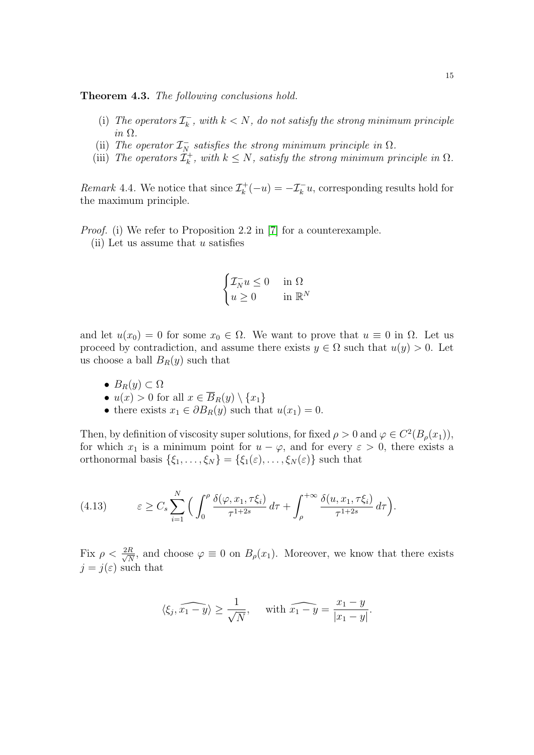**Theorem 4.3.** *The following conclusions hold.*

(i) *The operators $\mathcal{I}_k^-$, with $k < N$, do not satisfy the strong minimum principle in $\Omega$.*

(ii) *The operator $\mathcal{I}_N^-$ satisfies the strong minimum principle in $\Omega$.*

(iii) *The operators $\mathcal{I}_k^+$, with $k \leq N$, satisfy the strong minimum principle in $\Omega$.*

*Remark* 4.4. We notice that since $\mathcal{I}_k^+(-u) = -\mathcal{I}_k^- u$, corresponding results hold for the maximum principle.

*Proof.* (i) We refer to Proposition 2.2 in [7] for a counterexample.

(ii) Let us assume that $u$ satisfies

$$\begin{cases} \mathcal{I}_N^- u \leq 0 & \text{in } \Omega \\ u \geq 0 & \text{in } \mathbb{R}^N \end{cases}$$

and let $u(x_0) = 0$ for some $x_0 \in \Omega$. We want to prove that $u \equiv 0$ in $\Omega$. Let us proceed by contradiction, and assume there exists $y \in \Omega$ such that $u(y) > 0$. Let us choose a ball $B_R(y)$ such that

- $B_R(y) \subset \Omega$
- $u(x) > 0$ for all $x \in \overline{B}_R(y) \setminus \{x_1\}$
- there exists $x_1 \in \partial B_R(y)$ such that $u(x_1) = 0$.

Then, by definition of viscosity super solutions, for fixed $\rho > 0$ and $\varphi \in C^2(B_\rho(x_1))$, for which $x_1$ is a minimum point for $u - \varphi$, and for every $\varepsilon > 0$, there exists a orthonormal basis $\{\xi_1, \ldots, \xi_N\} = \{\xi_1(\varepsilon), \ldots, \xi_N(\varepsilon)\}$ such that

$$\varepsilon \geq C_s \sum_{i=1}^{N} \Big( \int_0^\rho \frac{\delta(\varphi, x_1, \tau\xi_i)}{\tau^{1+2s}} \, d\tau + \int_\rho^{+\infty} \frac{\delta(u, x_1, \tau\xi_i)}{\tau^{1+2s}} \, d\tau \Big). \tag{4.13}$$

Fix $\rho < \frac{2R}{\sqrt{N}}$, and choose $\varphi \equiv 0$ on $B_\rho(x_1)$. Moreover, we know that there exists $j = j(\varepsilon)$ such that

$$\langle \xi_j, \widehat{x_1 - y} \rangle \geq \frac{1}{\sqrt{N}}, \quad \text{ with } \widehat{x_1 - y} = \frac{x_1 - y}{|x_1 - y|}.$$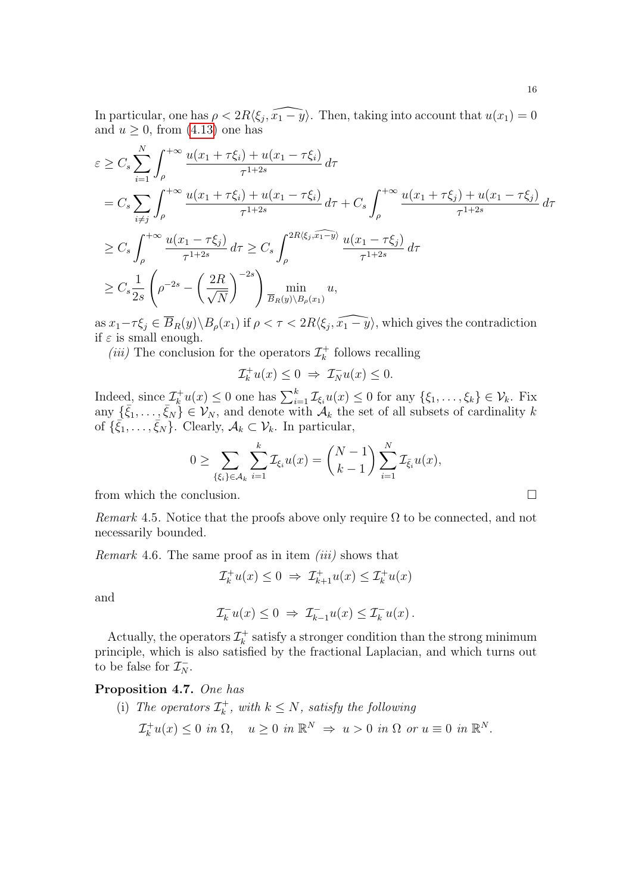In particular, one has $\rho < 2R\langle \xi_j, \widehat{x_1 - y}\rangle$. Then, taking into account that $u(x_1) = 0$ and $u \geq 0$, from (4.13) one has

$$
\begin{aligned}
\varepsilon &\geq C_s \sum_{i=1}^{N} \int_{\rho}^{+\infty} \frac{u(x_1 + \tau\xi_i) + u(x_1 - \tau\xi_i)}{\tau^{1+2s}}\, d\tau \\
&= C_s \sum_{i \neq j} \int_{\rho}^{+\infty} \frac{u(x_1 + \tau\xi_i) + u(x_1 - \tau\xi_i)}{\tau^{1+2s}}\, d\tau + C_s \int_{\rho}^{+\infty} \frac{u(x_1 + \tau\xi_j) + u(x_1 - \tau\xi_j)}{\tau^{1+2s}}\, d\tau \\
&\geq C_s \int_{\rho}^{+\infty} \frac{u(x_1 - \tau\xi_j)}{\tau^{1+2s}}\, d\tau \geq C_s \int_{\rho}^{2R\langle \xi_j, \widehat{x_1 - y}\rangle} \frac{u(x_1 - \tau\xi_j)}{\tau^{1+2s}}\, d\tau \\
&\geq C_s \frac{1}{2s} \left( \rho^{-2s} - \left( \frac{2R}{\sqrt{N}} \right)^{-2s} \right) \min_{\overline{B}_R(y) \setminus B_\rho(x_1)} u,
\end{aligned}
$$

as $x_1 - \tau\xi_j \in \overline{B}_R(y) \setminus B_\rho(x_1)$ if $\rho < \tau < 2R\langle \xi_j, \widehat{x_1 - y}\rangle$, which gives the contradiction if $\varepsilon$ is small enough.

*(iii)* The conclusion for the operators $\mathcal{I}_k^+$ follows recalling

$$\mathcal{I}_k^+ u(x) \leq 0 \;\Rightarrow\; \mathcal{I}_N^- u(x) \leq 0.$$

Indeed, since $\mathcal{I}_k^+ u(x) \leq 0$ one has $\sum_{i=1}^{k} \mathcal{I}_{\xi_i} u(x) \leq 0$ for any $\{\xi_1, \ldots, \xi_k\} \in \mathcal{V}_k$. Fix any $\{\bar{\xi}_1, \ldots, \bar{\xi}_N\} \in \mathcal{V}_N$, and denote with $\mathcal{A}_k$ the set of all subsets of cardinality $k$ of $\{\bar{\xi}_1, \ldots, \bar{\xi}_N\}$. Clearly, $\mathcal{A}_k \subset \mathcal{V}_k$. In particular,

$$0 \geq \sum_{\{\xi_i\} \in \mathcal{A}_k} \sum_{i=1}^{k} \mathcal{I}_{\xi_i} u(x) = \binom{N-1}{k-1} \sum_{i=1}^{N} \mathcal{I}_{\bar{\xi}_i} u(x),$$

from which the conclusion. $\square$

*Remark* 4.5. Notice that the proofs above only require $\Omega$ to be connected, and not necessarily bounded.

*Remark* 4.6. The same proof as in item *(iii)* shows that

$$\mathcal{I}_k^+ u(x) \leq 0 \;\Rightarrow\; \mathcal{I}_{k+1}^+ u(x) \leq \mathcal{I}_k^+ u(x)$$

and

$$\mathcal{I}_k^- u(x) \leq 0 \;\Rightarrow\; \mathcal{I}_{k-1}^- u(x) \leq \mathcal{I}_k^- u(x)\,.$$

Actually, the operators $\mathcal{I}_k^+$ satisfy a stronger condition than the strong minimum principle, which is also satisfied by the fractional Laplacian, and which turns out to be false for $\mathcal{I}_N^-$.

**Proposition 4.7.** *One has*

(i) *The operators $\mathcal{I}_k^+$, with $k \leq N$, satisfy the following*

$$\mathcal{I}_k^+ u(x) \leq 0 \text{ in } \Omega, \quad u \geq 0 \text{ in } \mathbb{R}^N \;\Rightarrow\; u > 0 \text{ in } \Omega \text{ or } u \equiv 0 \text{ in } \mathbb{R}^N.$$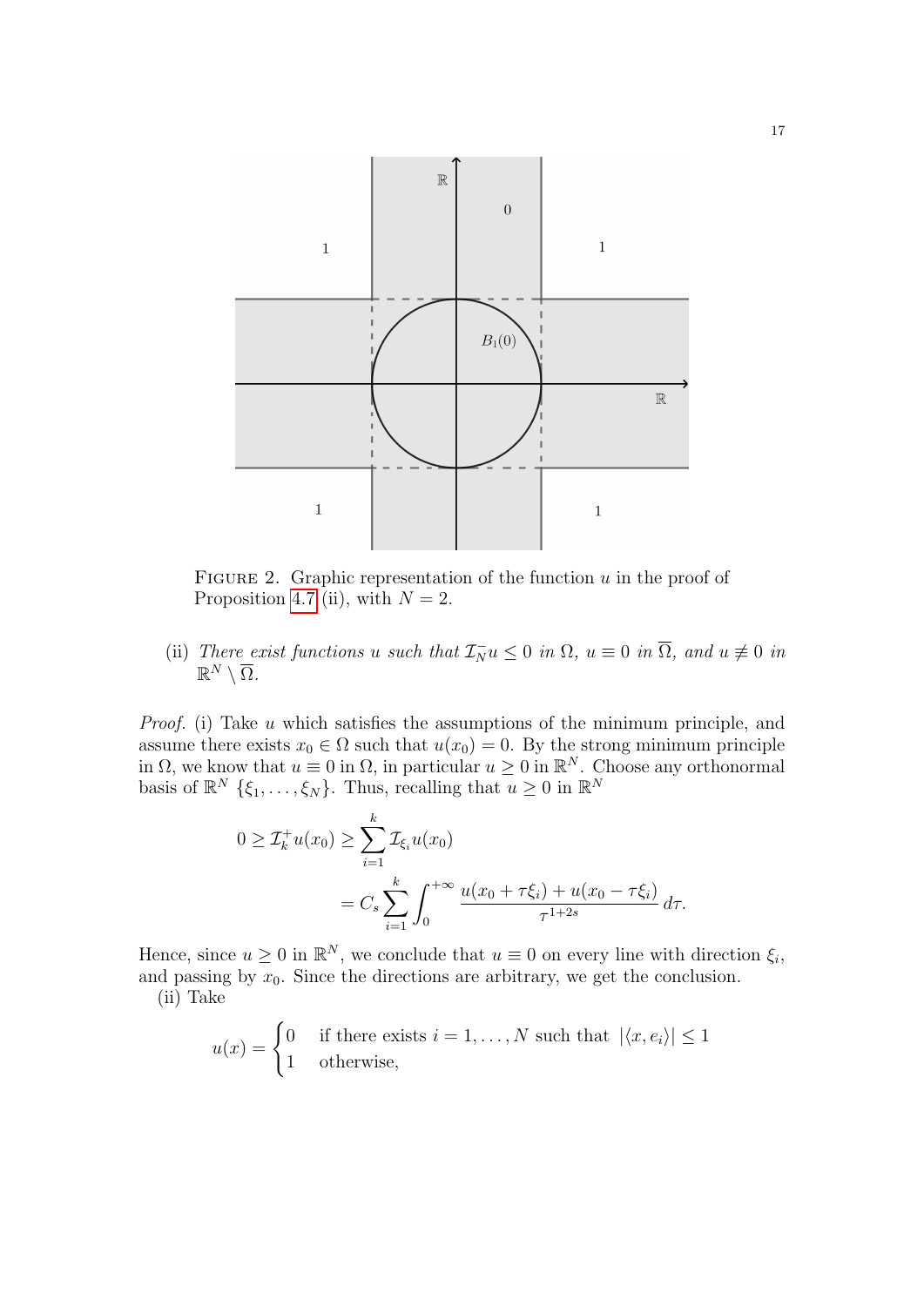FIGURE 2. Graphic representation of the function $u$ in the proof of Proposition 4.7 (ii), with $N = 2$.

(ii) *There exist functions $u$ such that $\mathcal{I}_N^- u \le 0$ in $\Omega$, $u \equiv 0$ in $\overline{\Omega}$, and $u \not\equiv 0$ in $\mathbb{R}^N \setminus \overline{\Omega}$.*

*Proof.* (i) Take $u$ which satisfies the assumptions of the minimum principle, and assume there exists $x_0 \in \Omega$ such that $u(x_0) = 0$. By the strong minimum principle in $\Omega$, we know that $u \equiv 0$ in $\Omega$, in particular $u \ge 0$ in $\mathbb{R}^N$. Choose any orthonormal basis of $\mathbb{R}^N$ $\{\xi_1, \dots, \xi_N\}$. Thus, recalling that $u \ge 0$ in $\mathbb{R}^N$

$$
\begin{aligned}
0 \ge \mathcal{I}_k^+ u(x_0) &\ge \sum_{i=1}^k \mathcal{I}_{\xi_i} u(x_0) \\
&= C_s \sum_{i=1}^k \int_0^{+\infty} \frac{u(x_0 + \tau\xi_i) + u(x_0 - \tau\xi_i)}{\tau^{1+2s}} \, d\tau.
\end{aligned}
$$

Hence, since $u \ge 0$ in $\mathbb{R}^N$, we conclude that $u \equiv 0$ on every line with direction $\xi_i$, and passing by $x_0$. Since the directions are arbitrary, we get the conclusion.

(ii) Take

$$
u(x) = \begin{cases} 0 & \text{if there exists } i = 1, \dots, N \text{ such that } |\langle x, e_i \rangle| \le 1 \\ 1 & \text{otherwise,} \end{cases}
$$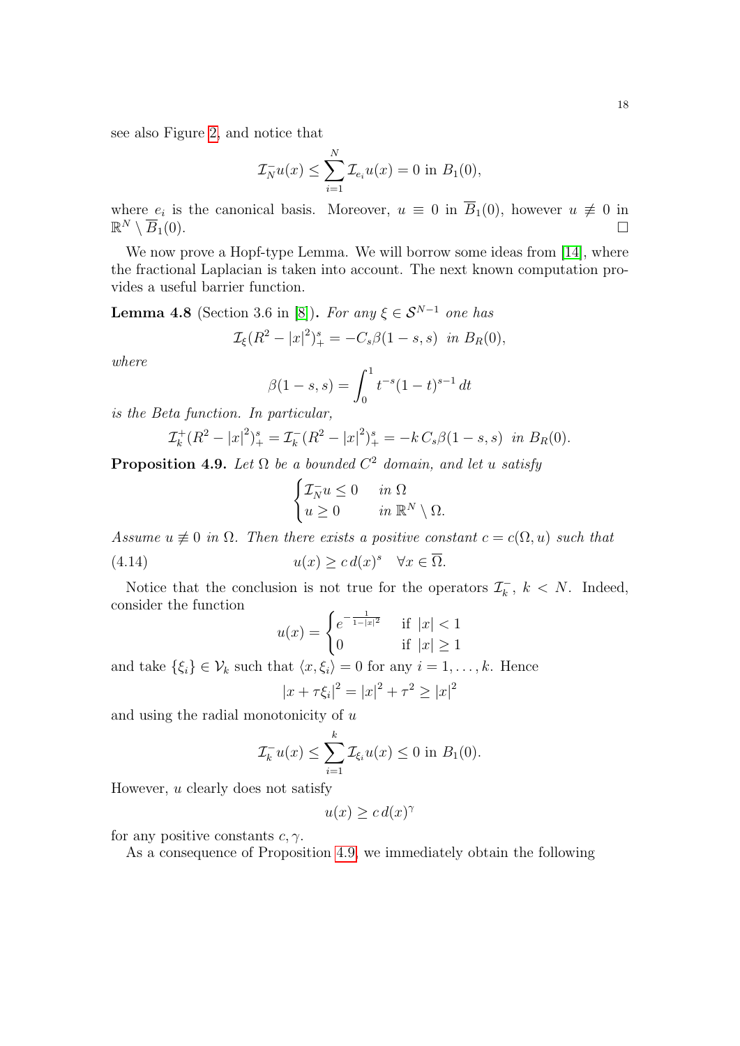see also Figure 2, and notice that

$$\mathcal{I}_N^- u(x) \leq \sum_{i=1}^N \mathcal{I}_{e_i} u(x) = 0 \text{ in } B_1(0),$$

where $e_i$ is the canonical basis. Moreover, $u \equiv 0$ in $\overline{B}_1(0)$, however $u \not\equiv 0$ in $\mathbb{R}^N \setminus \overline{B}_1(0)$. □

We now prove a Hopf-type Lemma. We will borrow some ideas from [14], where the fractional Laplacian is taken into account. The next known computation provides a useful barrier function.

**Lemma 4.8** (Section 3.6 in [8]). *For any $\xi \in \mathcal{S}^{N-1}$ one has*

$$\mathcal{I}_\xi (R^2 - |x|^2)_+^s = -C_s \beta(1-s, s) \ \text{ in } B_R(0),$$

*where*

$$\beta(1-s,s) = \int_0^1 t^{-s}(1-t)^{s-1}\, dt$$

*is the Beta function. In particular,*

$$\mathcal{I}_k^+ (R^2 - |x|^2)_+^s = \mathcal{I}_k^- (R^2 - |x|^2)_+^s = -k\, C_s \beta(1-s, s) \ \text{ in } B_R(0).$$

**Proposition 4.9.** *Let $\Omega$ be a bounded $C^2$ domain, and let $u$ satisfy*

$$\begin{cases} \mathcal{I}_N^- u \leq 0 & \text{in } \Omega \\ u \geq 0 & \text{in } \mathbb{R}^N \setminus \Omega. \end{cases}$$

*Assume $u \not\equiv 0$ in $\Omega$. Then there exists a positive constant $c = c(\Omega, u)$ such that*

$$u(x) \geq c\, d(x)^s \quad \forall x \in \overline{\Omega}. \tag{4.14}$$

Notice that the conclusion is not true for the operators $\mathcal{I}_k^-$, $k < N$. Indeed, consider the function

$$u(x) = \begin{cases} e^{-\frac{1}{1-|x|^2}} & \text{if } |x| < 1 \\ 0 & \text{if } |x| \geq 1 \end{cases}$$

and take $\{\xi_i\} \in \mathcal{V}_k$ such that $\langle x, \xi_i \rangle = 0$ for any $i = 1, \ldots, k$. Hence

$$|x + \tau \xi_i|^2 = |x|^2 + \tau^2 \geq |x|^2$$

and using the radial monotonicity of $u$

$$\mathcal{I}_k^- u(x) \leq \sum_{i=1}^k \mathcal{I}_{\xi_i} u(x) \leq 0 \text{ in } B_1(0).$$

However, $u$ clearly does not satisfy

$$u(x) \geq c\, d(x)^\gamma$$

for any positive constants $c, \gamma$.

As a consequence of Proposition 4.9, we immediately obtain the following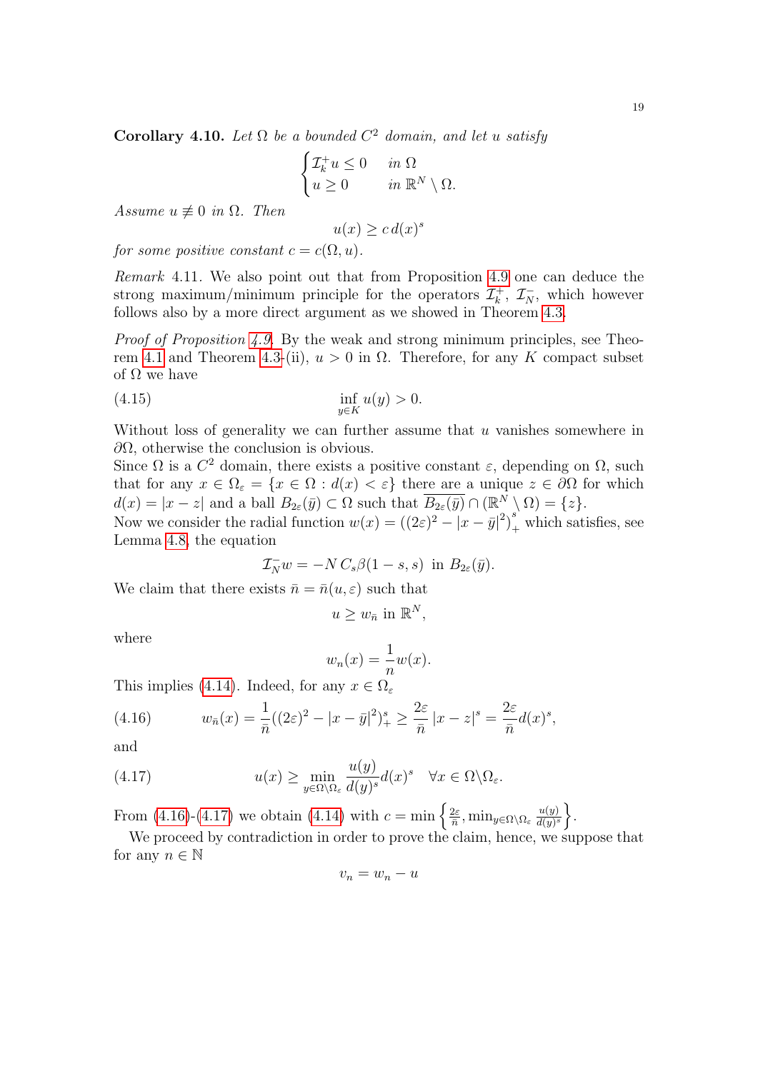**Corollary 4.10.** *Let $\Omega$ be a bounded $C^2$ domain, and let $u$ satisfy*

$$\begin{cases} \mathcal{I}_k^+ u \le 0 & \text{in } \Omega \\ u \ge 0 & \text{in } \mathbb{R}^N \setminus \Omega. \end{cases}$$

*Assume $u \not\equiv 0$ in $\Omega$. Then*

$$u(x) \ge c\, d(x)^s$$

*for some positive constant $c = c(\Omega, u)$.*

*Remark* 4.11. We also point out that from Proposition 4.9 one can deduce the strong maximum/minimum principle for the operators $\mathcal{I}_k^+$, $\mathcal{I}_N^-$, which however follows also by a more direct argument as we showed in Theorem 4.3.

*Proof of Proposition 4.9.* By the weak and strong minimum principles, see Theorem 4.1 and Theorem 4.3-(ii), $u > 0$ in $\Omega$. Therefore, for any $K$ compact subset of $\Omega$ we have

$$\inf_{y \in K} u(y) > 0. \tag{4.15}$$

Without loss of generality we can further assume that $u$ vanishes somewhere in $\partial\Omega$, otherwise the conclusion is obvious.

Since $\Omega$ is a $C^2$ domain, there exists a positive constant $\varepsilon$, depending on $\Omega$, such that for any $x \in \Omega_\varepsilon = \{x \in \Omega : d(x) < \varepsilon\}$ there are a unique $z \in \partial\Omega$ for which $d(x) = |x - z|$ and a ball $B_{2\varepsilon}(\bar{y}) \subset \Omega$ such that $\overline{B_{2\varepsilon}(\bar{y})} \cap (\mathbb{R}^N \setminus \Omega) = \{z\}$.

Now we consider the radial function $w(x) = \left((2\varepsilon)^2 - |x - \bar{y}|^2\right)_+^s$ which satisfies, see Lemma 4.8, the equation

$$\mathcal{I}_N^- w = -N\, C_s \beta(1-s, s) \text{ in } B_{2\varepsilon}(\bar{y}).$$

We claim that there exists $\bar{n} = \bar{n}(u, \varepsilon)$ such that

$$u \ge w_{\bar{n}} \text{ in } \mathbb{R}^N,$$

where

$$w_n(x) = \frac{1}{n} w(x).$$

This implies (4.14). Indeed, for any $x \in \Omega_\varepsilon$

$$w_{\bar{n}}(x) = \frac{1}{\bar{n}}((2\varepsilon)^2 - |x - \bar{y}|^2)_+^s \ge \frac{2\varepsilon}{\bar{n}} |x - z|^s = \frac{2\varepsilon}{\bar{n}} d(x)^s, \tag{4.16}$$

and

$$u(x) \ge \min_{y \in \Omega \setminus \Omega_\varepsilon} \frac{u(y)}{d(y)^s} d(x)^s \quad \forall x \in \Omega \setminus \Omega_\varepsilon. \tag{4.17}$$

From (4.16)-(4.17) we obtain (4.14) with $c = \min\left\{\frac{2\varepsilon}{\bar{n}}, \min_{y \in \Omega \setminus \Omega_\varepsilon} \frac{u(y)}{d(y)^s}\right\}$.

We proceed by contradiction in order to prove the claim, hence, we suppose that for any $n \in \mathbb{N}$

$$v_n = w_n - u$$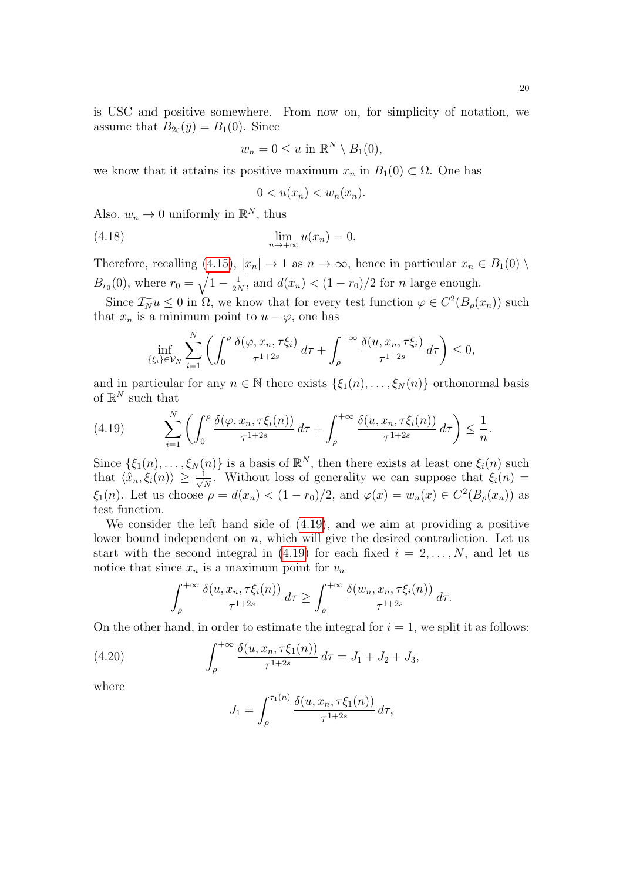is USC and positive somewhere. From now on, for simplicity of notation, we assume that $B_{2\varepsilon}(\bar{y}) = B_1(0)$. Since

$$w_n = 0 \le u \text{ in } \mathbb{R}^N \setminus B_1(0),$$

we know that it attains its positive maximum $x_n$ in $B_1(0) \subset \Omega$. One has

$$0 < u(x_n) < w_n(x_n).$$

Also, $w_n \to 0$ uniformly in $\mathbb{R}^N$, thus

$$\lim_{n\to+\infty} u(x_n) = 0. \tag{4.18}$$

Therefore, recalling (4.15), $|x_n| \to 1$ as $n \to \infty$, hence in particular $x_n \in B_1(0) \setminus B_{r_0}(0)$, where $r_0 = \sqrt{1 - \frac{1}{2N}}$, and $d(x_n) < (1 - r_0)/2$ for $n$ large enough.

Since $\mathcal{I}_N^- u \le 0$ in $\Omega$, we know that for every test function $\varphi \in C^2(B_\rho(x_n))$ such that $x_n$ is a minimum point to $u - \varphi$, one has

$$\inf_{\{\xi_i\}\in\mathcal{V}_N} \sum_{i=1}^N \left( \int_0^\rho \frac{\delta(\varphi, x_n, \tau\xi_i)}{\tau^{1+2s}}\, d\tau + \int_\rho^{+\infty} \frac{\delta(u, x_n, \tau\xi_i)}{\tau^{1+2s}}\, d\tau \right) \le 0,$$

and in particular for any $n \in \mathbb{N}$ there exists $\{\xi_1(n), \dots, \xi_N(n)\}$ orthonormal basis of $\mathbb{R}^N$ such that

$$\sum_{i=1}^N \left( \int_0^\rho \frac{\delta(\varphi, x_n, \tau\xi_i(n))}{\tau^{1+2s}}\, d\tau + \int_\rho^{+\infty} \frac{\delta(u, x_n, \tau\xi_i(n))}{\tau^{1+2s}}\, d\tau \right) \le \frac{1}{n}. \tag{4.19}$$

Since $\{\xi_1(n), \dots, \xi_N(n)\}$ is a basis of $\mathbb{R}^N$, then there exists at least one $\xi_i(n)$ such that $\langle \hat{x}_n, \xi_i(n) \rangle \ge \frac{1}{\sqrt{N}}$. Without loss of generality we can suppose that $\xi_i(n) = \xi_1(n)$. Let us choose $\rho = d(x_n) < (1 - r_0)/2$, and $\varphi(x) = w_n(x) \in C^2(B_\rho(x_n))$ as test function.

We consider the left hand side of (4.19), and we aim at providing a positive lower bound independent on $n$, which will give the desired contradiction. Let us start with the second integral in (4.19) for each fixed $i = 2, \dots, N$, and let us notice that since $x_n$ is a maximum point for $v_n$

$$\int_\rho^{+\infty} \frac{\delta(u, x_n, \tau\xi_i(n))}{\tau^{1+2s}}\, d\tau \ge \int_\rho^{+\infty} \frac{\delta(w_n, x_n, \tau\xi_i(n))}{\tau^{1+2s}}\, d\tau.$$

On the other hand, in order to estimate the integral for $i = 1$, we split it as follows:

$$\int_\rho^{+\infty} \frac{\delta(u, x_n, \tau\xi_1(n))}{\tau^{1+2s}}\, d\tau = J_1 + J_2 + J_3, \tag{4.20}$$

where

$$J_1 = \int_\rho^{\tau_1(n)} \frac{\delta(u, x_n, \tau\xi_1(n))}{\tau^{1+2s}}\, d\tau,$$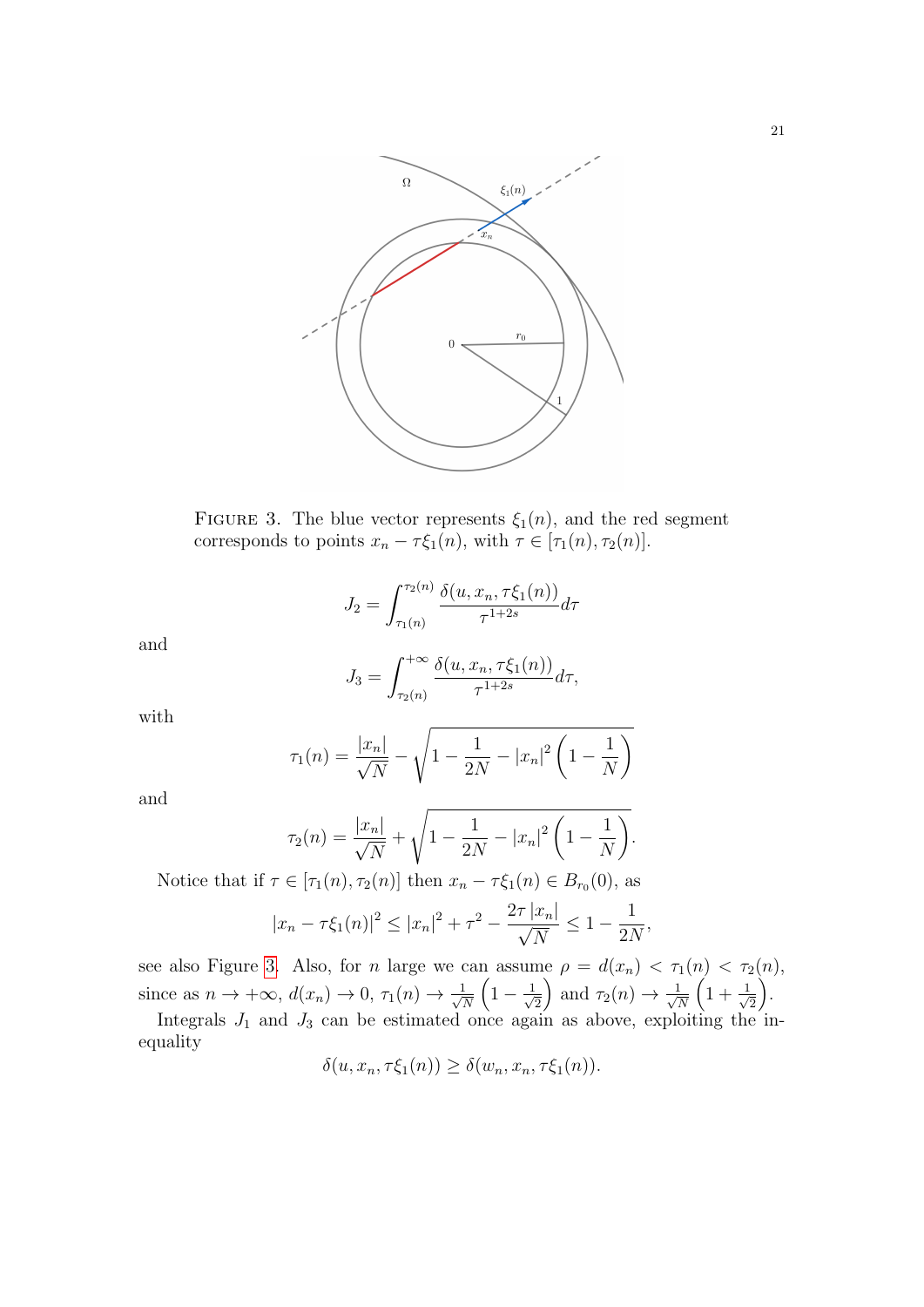FIGURE 3. The blue vector represents $\xi_1(n)$, and the red segment corresponds to points $x_n - \tau\xi_1(n)$, with $\tau \in [\tau_1(n), \tau_2(n)]$.

$$J_2 = \int_{\tau_1(n)}^{\tau_2(n)} \frac{\delta(u, x_n, \tau\xi_1(n))}{\tau^{1+2s}} d\tau$$

and

$$J_3 = \int_{\tau_2(n)}^{+\infty} \frac{\delta(u, x_n, \tau\xi_1(n))}{\tau^{1+2s}} d\tau,$$

with

$$\tau_1(n) = \frac{|x_n|}{\sqrt{N}} - \sqrt{1 - \frac{1}{2N} - |x_n|^2 \left(1 - \frac{1}{N}\right)}$$

and

$$\tau_2(n) = \frac{|x_n|}{\sqrt{N}} + \sqrt{1 - \frac{1}{2N} - |x_n|^2 \left(1 - \frac{1}{N}\right)}.$$

Notice that if $\tau \in [\tau_1(n), \tau_2(n)]$ then $x_n - \tau\xi_1(n) \in B_{r_0}(0)$, as

$$|x_n - \tau\xi_1(n)|^2 \leq |x_n|^2 + \tau^2 - \frac{2\tau |x_n|}{\sqrt{N}} \leq 1 - \frac{1}{2N},$$

see also Figure 3. Also, for $n$ large we can assume $\rho = d(x_n) < \tau_1(n) < \tau_2(n)$, since as $n \to +\infty$, $d(x_n) \to 0$, $\tau_1(n) \to \frac{1}{\sqrt{N}}\left(1 - \frac{1}{\sqrt{2}}\right)$ and $\tau_2(n) \to \frac{1}{\sqrt{N}}\left(1 + \frac{1}{\sqrt{2}}\right)$.

Integrals $J_1$ and $J_3$ can be estimated once again as above, exploiting the inequality

$$\delta(u, x_n, \tau\xi_1(n)) \geq \delta(w_n, x_n, \tau\xi_1(n)).$$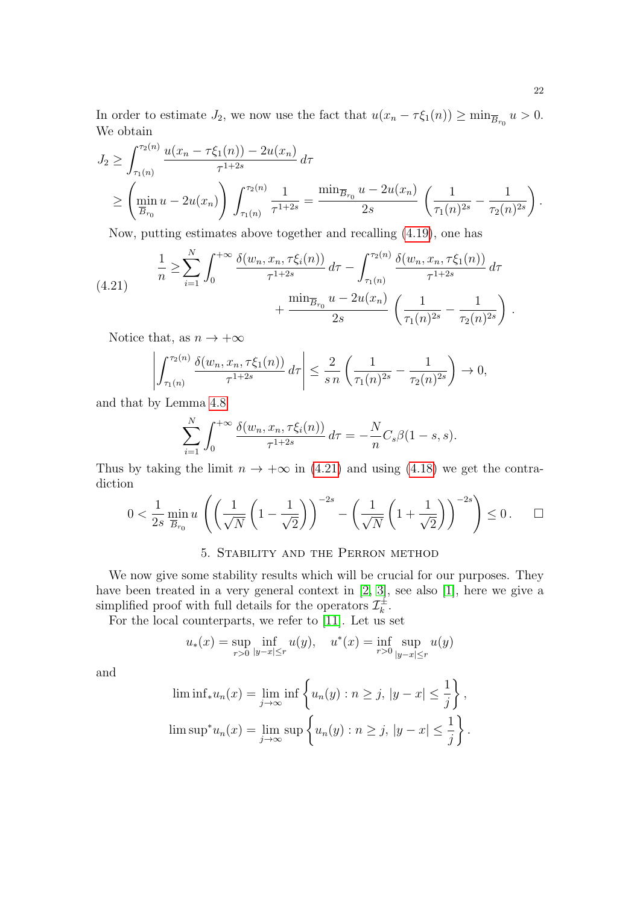In order to estimate $J_2$, we now use the fact that $u(x_n - \tau\xi_1(n)) \geq \min_{\overline{B}_{r_0}} u > 0$. We obtain

$$
\begin{aligned}
J_2 &\geq \int_{\tau_1(n)}^{\tau_2(n)} \frac{u(x_n - \tau\xi_1(n)) - 2u(x_n)}{\tau^{1+2s}}\, d\tau \\
&\geq \left(\min_{\overline{B}_{r_0}} u - 2u(x_n)\right) \int_{\tau_1(n)}^{\tau_2(n)} \frac{1}{\tau^{1+2s}} = \frac{\min_{\overline{B}_{r_0}} u - 2u(x_n)}{2s} \left(\frac{1}{\tau_1(n)^{2s}} - \frac{1}{\tau_2(n)^{2s}}\right).
\end{aligned}
$$

Now, putting estimates above together and recalling (4.19), one has

$$
\begin{aligned}
\frac{1}{n} \geq &\sum_{i=1}^{N} \int_0^{+\infty} \frac{\delta(w_n, x_n, \tau\xi_i(n))}{\tau^{1+2s}}\, d\tau - \int_{\tau_1(n)}^{\tau_2(n)} \frac{\delta(w_n, x_n, \tau\xi_1(n))}{\tau^{1+2s}}\, d\tau \\
&+ \frac{\min_{\overline{B}_{r_0}} u - 2u(x_n)}{2s} \left(\frac{1}{\tau_1(n)^{2s}} - \frac{1}{\tau_2(n)^{2s}}\right).
\end{aligned} \tag{4.21}
$$

Notice that, as $n \to +\infty$

$$
\left| \int_{\tau_1(n)}^{\tau_2(n)} \frac{\delta(w_n, x_n, \tau\xi_1(n))}{\tau^{1+2s}}\, d\tau \right| \leq \frac{2}{s\,n} \left(\frac{1}{\tau_1(n)^{2s}} - \frac{1}{\tau_2(n)^{2s}}\right) \to 0,
$$

and that by Lemma 4.8

$$
\sum_{i=1}^{N} \int_0^{+\infty} \frac{\delta(w_n, x_n, \tau\xi_i(n))}{\tau^{1+2s}}\, d\tau = -\frac{N}{n} C_s \beta(1-s, s).
$$

Thus by taking the limit $n \to +\infty$ in (4.21) and using (4.18) we get the contradiction

$$
0 < \frac{1}{2s} \min_{\overline{B}_{r_0}} u \left( \left(\frac{1}{\sqrt{N}}\left(1 - \frac{1}{\sqrt{2}}\right)\right)^{-2s} - \left(\frac{1}{\sqrt{N}}\left(1 + \frac{1}{\sqrt{2}}\right)\right)^{-2s} \right) \leq 0. \qquad \square
$$

## 5. Stability and the Perron method

We now give some stability results which will be crucial for our purposes. They have been treated in a very general context in [2, 3], see also [1], here we give a simplified proof with full details for the operators $\mathcal{I}_k^{\pm}$.

For the local counterparts, we refer to [11]. Let us set

$$
u_*(x) = \sup_{r>0} \inf_{|y-x|\leq r} u(y), \quad u^*(x) = \inf_{r>0} \sup_{|y-x|\leq r} u(y)
$$

and

$$
\begin{aligned}
\liminf{}_* u_n(x) &= \lim_{j\to\infty} \inf \left\{ u_n(y) : n \geq j,\ |y-x| \leq \frac{1}{j} \right\}, \\
\limsup{}^* u_n(x) &= \lim_{j\to\infty} \sup \left\{ u_n(y) : n \geq j,\ |y-x| \leq \frac{1}{j} \right\}.
\end{aligned}
$$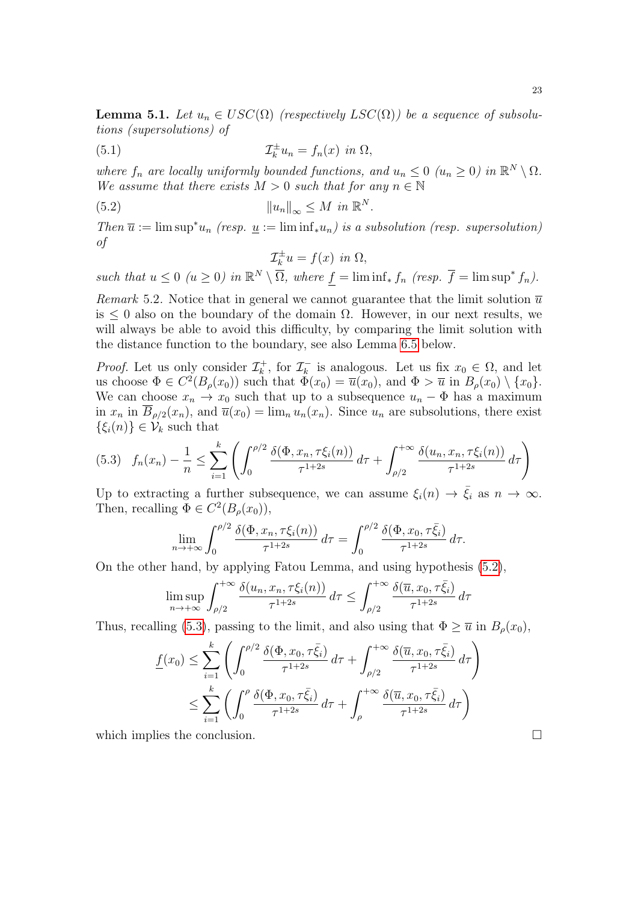**Lemma 5.1.** *Let $u_n \in USC(\Omega)$ (respectively $LSC(\Omega)$) be a sequence of subsolutions (supersolutions) of*

$$\mathcal{I}_k^{\pm} u_n = f_n(x) \text{ in } \Omega, \tag{5.1}$$

*where $f_n$ are locally uniformly bounded functions, and $u_n \leq 0$ ($u_n \geq 0$) in $\mathbb{R}^N \setminus \Omega$. We assume that there exists $M > 0$ such that for any $n \in \mathbb{N}$*

$$\|u_n\|_\infty \leq M \text{ in } \mathbb{R}^N. \tag{5.2}$$

*Then $\overline{u} := \limsup{}^* u_n$ (resp. $\underline{u} := \liminf_* u_n$) is a subsolution (resp. supersolution) of*

$$\mathcal{I}_k^{\pm} u = f(x) \text{ in } \Omega,$$

*such that $u \leq 0$ ($u \geq 0$) in $\mathbb{R}^N \setminus \overline{\Omega}$, where $\underline{f} = \liminf_* f_n$ (resp. $\overline{f} = \limsup^* f_n$).*

*Remark* 5.2. Notice that in general we cannot guarantee that the limit solution $\overline{u}$ is $\leq 0$ also on the boundary of the domain $\Omega$. However, in our next results, we will always be able to avoid this difficulty, by comparing the limit solution with the distance function to the boundary, see also Lemma 6.5 below.

*Proof.* Let us only consider $\mathcal{I}_k^+$, for $\mathcal{I}_k^-$ is analogous. Let us fix $x_0 \in \Omega$, and let us choose $\Phi \in C^2(B_\rho(x_0))$ such that $\Phi(x_0) = \overline{u}(x_0)$, and $\Phi > \overline{u}$ in $B_\rho(x_0) \setminus \{x_0\}$. We can choose $x_n \to x_0$ such that up to a subsequence $u_n - \Phi$ has a maximum in $x_n$ in $\overline{B}_{\rho/2}(x_n)$, and $\overline{u}(x_0) = \lim_n u_n(x_n)$. Since $u_n$ are subsolutions, there exist $\{\xi_i(n)\} \in \mathcal{V}_k$ such that

$$f_n(x_n) - \frac{1}{n} \leq \sum_{i=1}^{k} \left( \int_0^{\rho/2} \frac{\delta(\Phi, x_n, \tau\xi_i(n))}{\tau^{1+2s}}\, d\tau + \int_{\rho/2}^{+\infty} \frac{\delta(u_n, x_n, \tau\xi_i(n))}{\tau^{1+2s}}\, d\tau \right) \tag{5.3}$$

Up to extracting a further subsequence, we can assume $\xi_i(n) \to \bar{\xi}_i$ as $n \to \infty$. Then, recalling $\Phi \in C^2(B_\rho(x_0))$,

$$\lim_{n \to +\infty} \int_0^{\rho/2} \frac{\delta(\Phi, x_n, \tau\xi_i(n))}{\tau^{1+2s}}\, d\tau = \int_0^{\rho/2} \frac{\delta(\Phi, x_0, \tau\bar{\xi}_i)}{\tau^{1+2s}}\, d\tau.$$

On the other hand, by applying Fatou Lemma, and using hypothesis (5.2),

$$\limsup_{n \to +\infty} \int_{\rho/2}^{+\infty} \frac{\delta(u_n, x_n, \tau\xi_i(n))}{\tau^{1+2s}}\, d\tau \leq \int_{\rho/2}^{+\infty} \frac{\delta(\overline{u}, x_0, \tau\bar{\xi}_i)}{\tau^{1+2s}}\, d\tau$$

Thus, recalling (5.3), passing to the limit, and also using that $\Phi \geq \overline{u}$ in $B_\rho(x_0)$,

$$\begin{aligned}
\underline{f}(x_0) &\leq \sum_{i=1}^{k} \left( \int_0^{\rho/2} \frac{\delta(\Phi, x_0, \tau\bar{\xi}_i)}{\tau^{1+2s}}\, d\tau + \int_{\rho/2}^{+\infty} \frac{\delta(\overline{u}, x_0, \tau\bar{\xi}_i)}{\tau^{1+2s}}\, d\tau \right) \\
&\leq \sum_{i=1}^{k} \left( \int_0^{\rho} \frac{\delta(\Phi, x_0, \tau\bar{\xi}_i)}{\tau^{1+2s}}\, d\tau + \int_{\rho}^{+\infty} \frac{\delta(\overline{u}, x_0, \tau\bar{\xi}_i)}{\tau^{1+2s}}\, d\tau \right)
\end{aligned}$$

which implies the conclusion. $\square$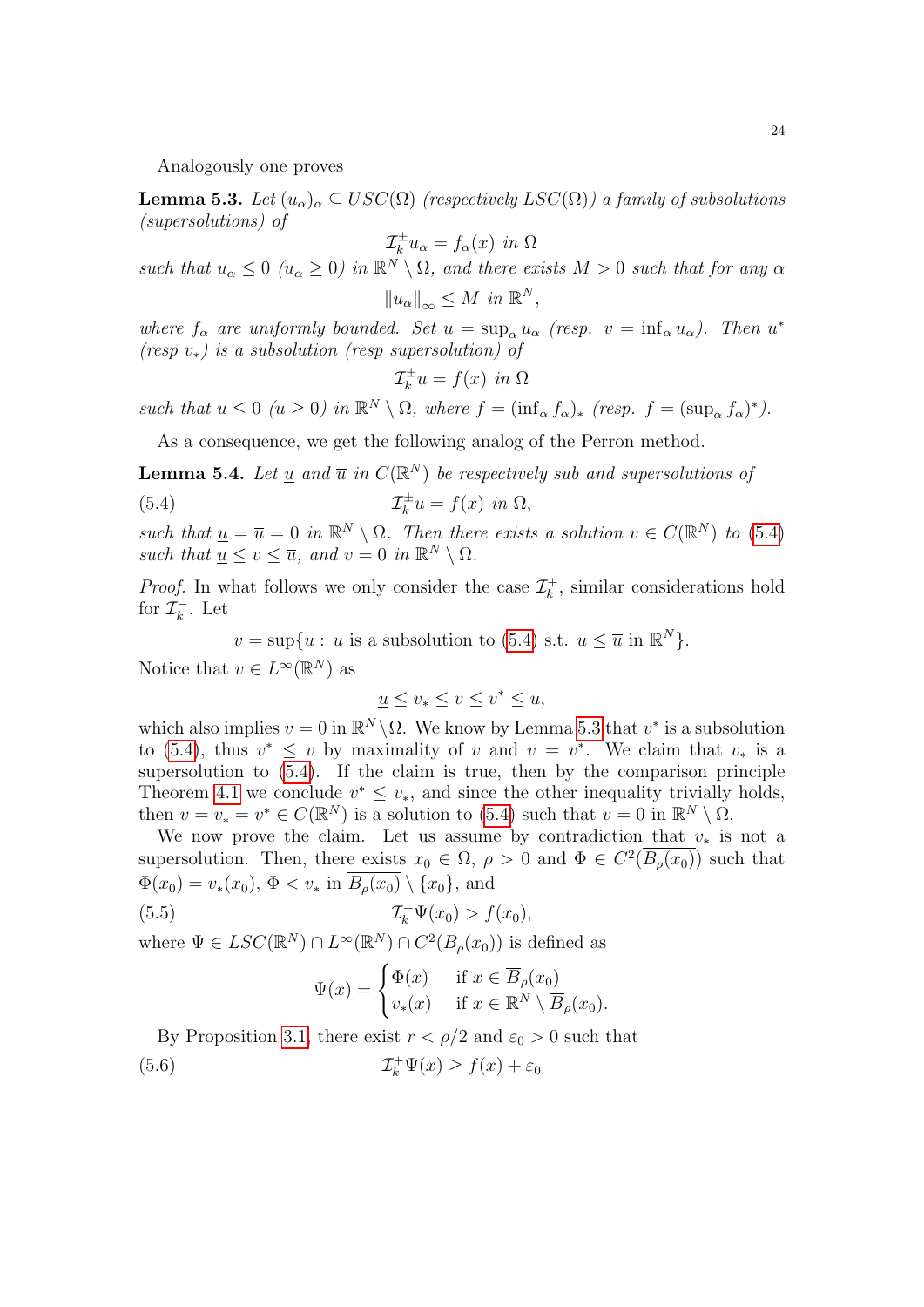Analogously one proves

**Lemma 5.3.** *Let $(u_\alpha)_\alpha \subseteq USC(\Omega)$ (respectively $LSC(\Omega)$) a family of subsolutions (supersolutions) of*

$$\mathcal{I}_k^{\pm} u_\alpha = f_\alpha(x) \ \text{ in } \Omega$$

*such that $u_\alpha \leq 0$ ($u_\alpha \geq 0$) in $\mathbb{R}^N \setminus \Omega$, and there exists $M > 0$ such that for any $\alpha$*

$$\|u_\alpha\|_\infty \leq M \ \text{ in } \mathbb{R}^N,$$

*where $f_\alpha$ are uniformly bounded. Set $u = \sup_\alpha u_\alpha$ (resp. $v = \inf_\alpha u_\alpha$). Then $u^*$ (resp $v_*$) is a subsolution (resp supersolution) of*

$$\mathcal{I}_k^{\pm} u = f(x) \ \text{ in } \Omega$$

*such that $u \leq 0$ ($u \geq 0$) in $\mathbb{R}^N \setminus \Omega$, where $f = (\inf_\alpha f_\alpha)_*$ (resp. $f = (\sup_\alpha f_\alpha)^*$).*

As a consequence, we get the following analog of the Perron method.

**Lemma 5.4.** *Let $\underline{u}$ and $\overline{u}$ in $C(\mathbb{R}^N)$ be respectively sub and supersolutions of*

$$\mathcal{I}_k^{\pm} u = f(x) \ \text{ in } \Omega, \tag{5.4}$$

*such that $\underline{u} = \overline{u} = 0$ in $\mathbb{R}^N \setminus \Omega$. Then there exists a solution $v \in C(\mathbb{R}^N)$ to (5.4) such that $\underline{u} \leq v \leq \overline{u}$, and $v = 0$ in $\mathbb{R}^N \setminus \Omega$.*

*Proof.* In what follows we only consider the case $\mathcal{I}_k^+$, similar considerations hold for $\mathcal{I}_k^-$. Let

$$v = \sup\{u : \ u \text{ is a subsolution to (5.4) s.t. } u \leq \overline{u} \text{ in } \mathbb{R}^N\}.$$

Notice that $v \in L^\infty(\mathbb{R}^N)$ as

$$\underline{u} \leq v_* \leq v \leq v^* \leq \overline{u},$$

which also implies $v = 0$ in $\mathbb{R}^N \setminus \Omega$. We know by Lemma 5.3 that $v^*$ is a subsolution to (5.4), thus $v^* \leq v$ by maximality of $v$ and $v = v^*$. We claim that $v_*$ is a supersolution to (5.4). If the claim is true, then by the comparison principle Theorem 4.1 we conclude $v^* \leq v_*$, and since the other inequality trivially holds, then $v = v_* = v^* \in C(\mathbb{R}^N)$ is a solution to (5.4) such that $v = 0$ in $\mathbb{R}^N \setminus \Omega$.

We now prove the claim. Let us assume by contradiction that $v_*$ is not a supersolution. Then, there exists $x_0 \in \Omega$, $\rho > 0$ and $\Phi \in C^2(\overline{B_\rho(x_0)})$ such that $\Phi(x_0) = v_*(x_0)$, $\Phi < v_*$ in $\overline{B_\rho(x_0)} \setminus \{x_0\}$, and

$$\mathcal{I}_k^+ \Psi(x_0) > f(x_0), \tag{5.5}$$

where $\Psi \in LSC(\mathbb{R}^N) \cap L^\infty(\mathbb{R}^N) \cap C^2(B_\rho(x_0))$ is defined as

$$\Psi(x) = \begin{cases} \Phi(x) & \text{if } x \in \overline{B}_\rho(x_0) \\ v_*(x) & \text{if } x \in \mathbb{R}^N \setminus \overline{B}_\rho(x_0). \end{cases}$$

By Proposition 3.1, there exist $r < \rho/2$ and $\varepsilon_0 > 0$ such that

$$\mathcal{I}_k^+ \Psi(x) \geq f(x) + \varepsilon_0 \tag{5.6}$$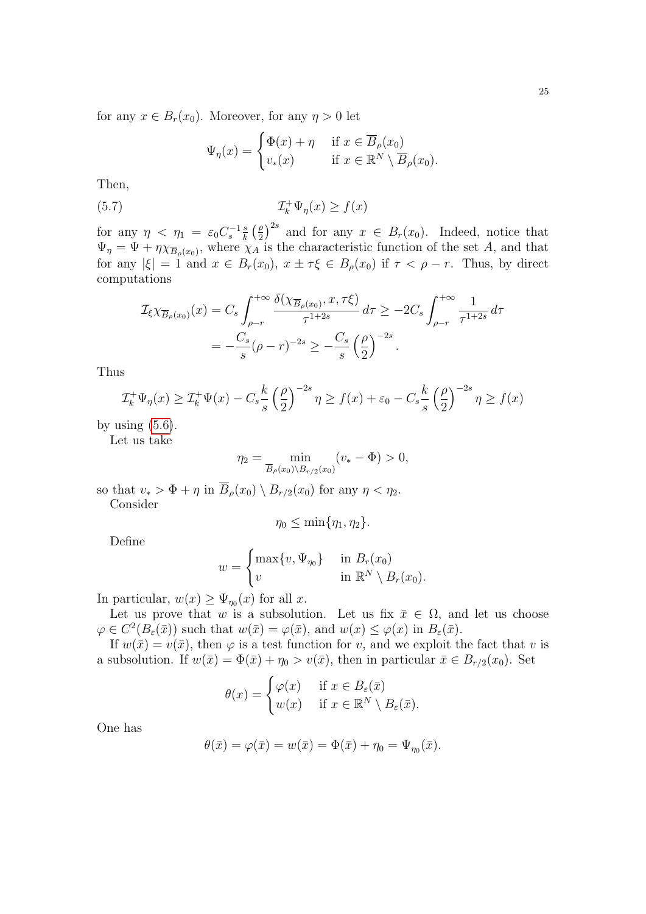for any $x \in B_r(x_0)$. Moreover, for any $\eta > 0$ let

$$
\Psi_\eta(x) = \begin{cases} \Phi(x) + \eta & \text{if } x \in \overline{B}_\rho(x_0) \\ v_*(x) & \text{if } x \in \mathbb{R}^N \setminus \overline{B}_\rho(x_0). \end{cases}
$$

Then,

$$
\mathcal{I}_k^+ \Psi_\eta(x) \geq f(x) \tag{5.7}
$$

for any $\eta < \eta_1 = \varepsilon_0 C_s^{-1} \frac{s}{k} \left(\frac{\rho}{2}\right)^{2s}$ and for any $x \in B_r(x_0)$. Indeed, notice that $\Psi_\eta = \Psi + \eta \chi_{\overline{B}_\rho(x_0)}$, where $\chi_A$ is the characteristic function of the set $A$, and that for any $|\xi| = 1$ and $x \in B_r(x_0)$, $x \pm \tau\xi \in B_\rho(x_0)$ if $\tau < \rho - r$. Thus, by direct computations

$$
\begin{aligned}
\mathcal{I}_\xi \chi_{\overline{B}_\rho(x_0)}(x) &= C_s \int_{\rho - r}^{+\infty} \frac{\delta(\chi_{\overline{B}_\rho(x_0)}, x, \tau\xi)}{\tau^{1+2s}} \, d\tau \geq -2C_s \int_{\rho-r}^{+\infty} \frac{1}{\tau^{1+2s}} \, d\tau \\
&= -\frac{C_s}{s} (\rho - r)^{-2s} \geq -\frac{C_s}{s} \left(\frac{\rho}{2}\right)^{-2s}.
\end{aligned}
$$

Thus

$$
\mathcal{I}_k^+ \Psi_\eta(x) \geq \mathcal{I}_k^+ \Psi(x) - C_s \frac{k}{s} \left(\frac{\rho}{2}\right)^{-2s} \eta \geq f(x) + \varepsilon_0 - C_s \frac{k}{s} \left(\frac{\rho}{2}\right)^{-2s} \eta \geq f(x)
$$

by using (5.6).

Let us take

$$
\eta_2 = \min_{\overline{B}_\rho(x_0) \setminus B_{r/2}(x_0)} (v_* - \Phi) > 0,
$$

so that $v_* > \Phi + \eta$ in $\overline{B}_\rho(x_0) \setminus B_{r/2}(x_0)$ for any $\eta < \eta_2$.

Consider

$$
\eta_0 \leq \min\{\eta_1, \eta_2\}.
$$

Define

$$
w = \begin{cases} \max\{v, \Psi_{\eta_0}\} & \text{in } B_r(x_0) \\ v & \text{in } \mathbb{R}^N \setminus B_r(x_0). \end{cases}
$$

In particular, $w(x) \geq \Psi_{\eta_0}(x)$ for all $x$.

Let us prove that $w$ is a subsolution. Let us fix $\bar{x} \in \Omega$, and let us choose $\varphi \in C^2(B_\varepsilon(\bar{x}))$ such that $w(\bar{x}) = \varphi(\bar{x})$, and $w(x) \leq \varphi(x)$ in $B_\varepsilon(\bar{x})$.

If $w(\bar{x}) = v(\bar{x})$, then $\varphi$ is a test function for $v$, and we exploit the fact that $v$ is a subsolution. If $w(\bar{x}) = \Phi(\bar{x}) + \eta_0 > v(\bar{x})$, then in particular $\bar{x} \in B_{r/2}(x_0)$. Set

$$
\theta(x) = \begin{cases} \varphi(x) & \text{if } x \in B_\varepsilon(\bar{x}) \\ w(x) & \text{if } x \in \mathbb{R}^N \setminus B_\varepsilon(\bar{x}). \end{cases}
$$

One has

$$
\theta(\bar{x}) = \varphi(\bar{x}) = w(\bar{x}) = \Phi(\bar{x}) + \eta_0 = \Psi_{\eta_0}(\bar{x}).
$$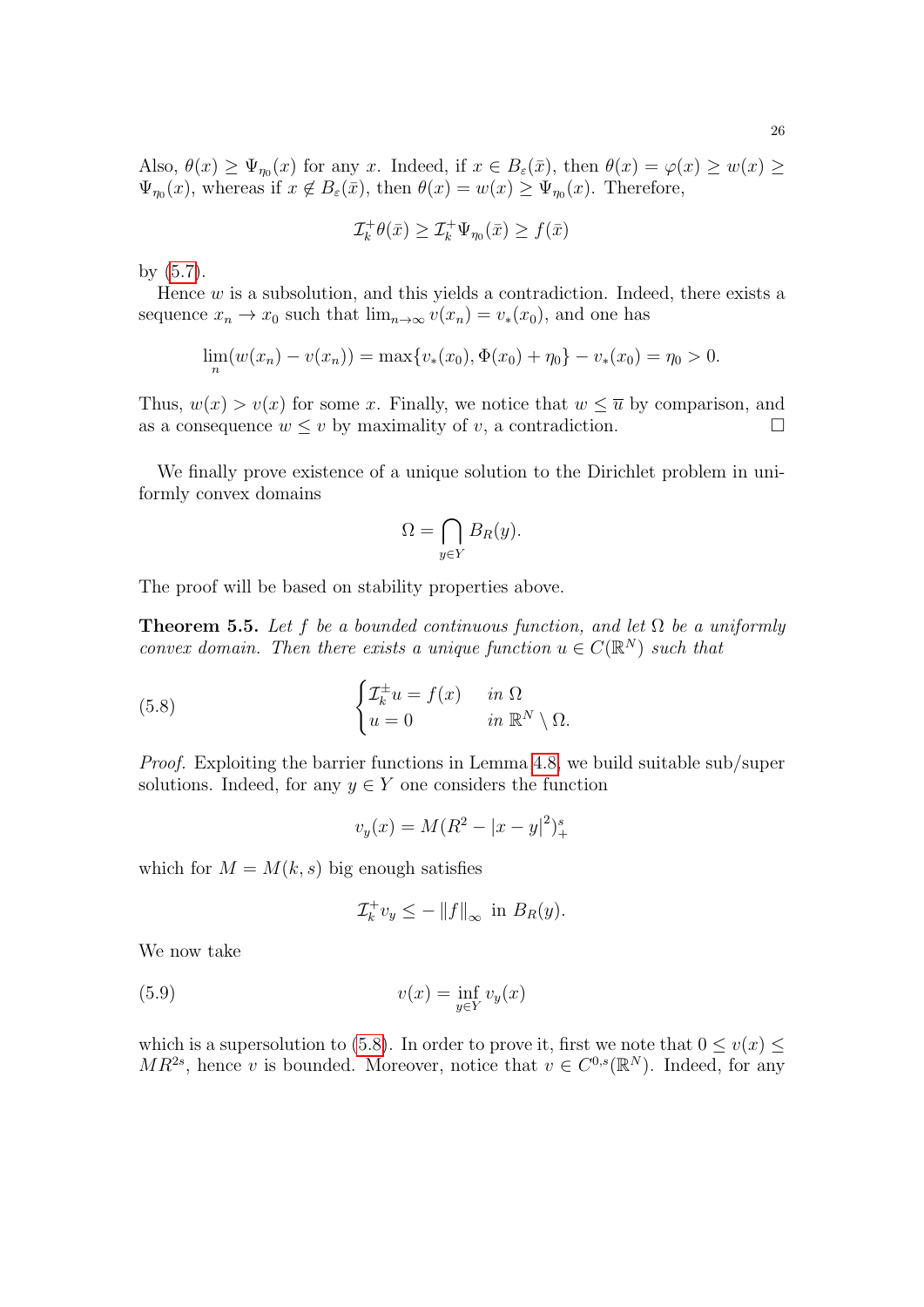Also, $\theta(x) \geq \Psi_{\eta_0}(x)$ for any $x$. Indeed, if $x \in B_\varepsilon(\bar{x})$, then $\theta(x) = \varphi(x) \geq w(x) \geq \Psi_{\eta_0}(x)$, whereas if $x \notin B_\varepsilon(\bar{x})$, then $\theta(x) = w(x) \geq \Psi_{\eta_0}(x)$. Therefore,

$$\mathcal{I}_k^+ \theta(\bar{x}) \geq \mathcal{I}_k^+ \Psi_{\eta_0}(\bar{x}) \geq f(\bar{x})$$

by (5.7).

Hence $w$ is a subsolution, and this yields a contradiction. Indeed, there exists a sequence $x_n \to x_0$ such that $\lim_{n\to\infty} v(x_n) = v_*(x_0)$, and one has

$$\lim_n (w(x_n) - v(x_n)) = \max\{v_*(x_0), \Phi(x_0) + \eta_0\} - v_*(x_0) = \eta_0 > 0.$$

Thus, $w(x) > v(x)$ for some $x$. Finally, we notice that $w \leq \overline{u}$ by comparison, and as a consequence $w \leq v$ by maximality of $v$, a contradiction. $\square$

We finally prove existence of a unique solution to the Dirichlet problem in uniformly convex domains

$$\Omega = \bigcap_{y \in Y} B_R(y).$$

The proof will be based on stability properties above.

**Theorem 5.5.** *Let $f$ be a bounded continuous function, and let $\Omega$ be a uniformly convex domain. Then there exists a unique function $u \in C(\mathbb{R}^N)$ such that*

$$\begin{cases} \mathcal{I}_k^\pm u = f(x) & \text{in } \Omega \\ u = 0 & \text{in } \mathbb{R}^N \setminus \Omega. \end{cases} \tag{5.8}$$

*Proof.* Exploiting the barrier functions in Lemma 4.8, we build suitable sub/super solutions. Indeed, for any $y \in Y$ one considers the function

$$v_y(x) = M(R^2 - |x - y|^2)_+^s$$

which for $M = M(k, s)$ big enough satisfies

$$\mathcal{I}_k^+ v_y \leq -\|f\|_\infty \text{ in } B_R(y).$$

We now take

$$v(x) = \inf_{y \in Y} v_y(x) \tag{5.9}$$

which is a supersolution to (5.8). In order to prove it, first we note that $0 \leq v(x) \leq MR^{2s}$, hence $v$ is bounded. Moreover, notice that $v \in C^{0,s}(\mathbb{R}^N)$. Indeed, for any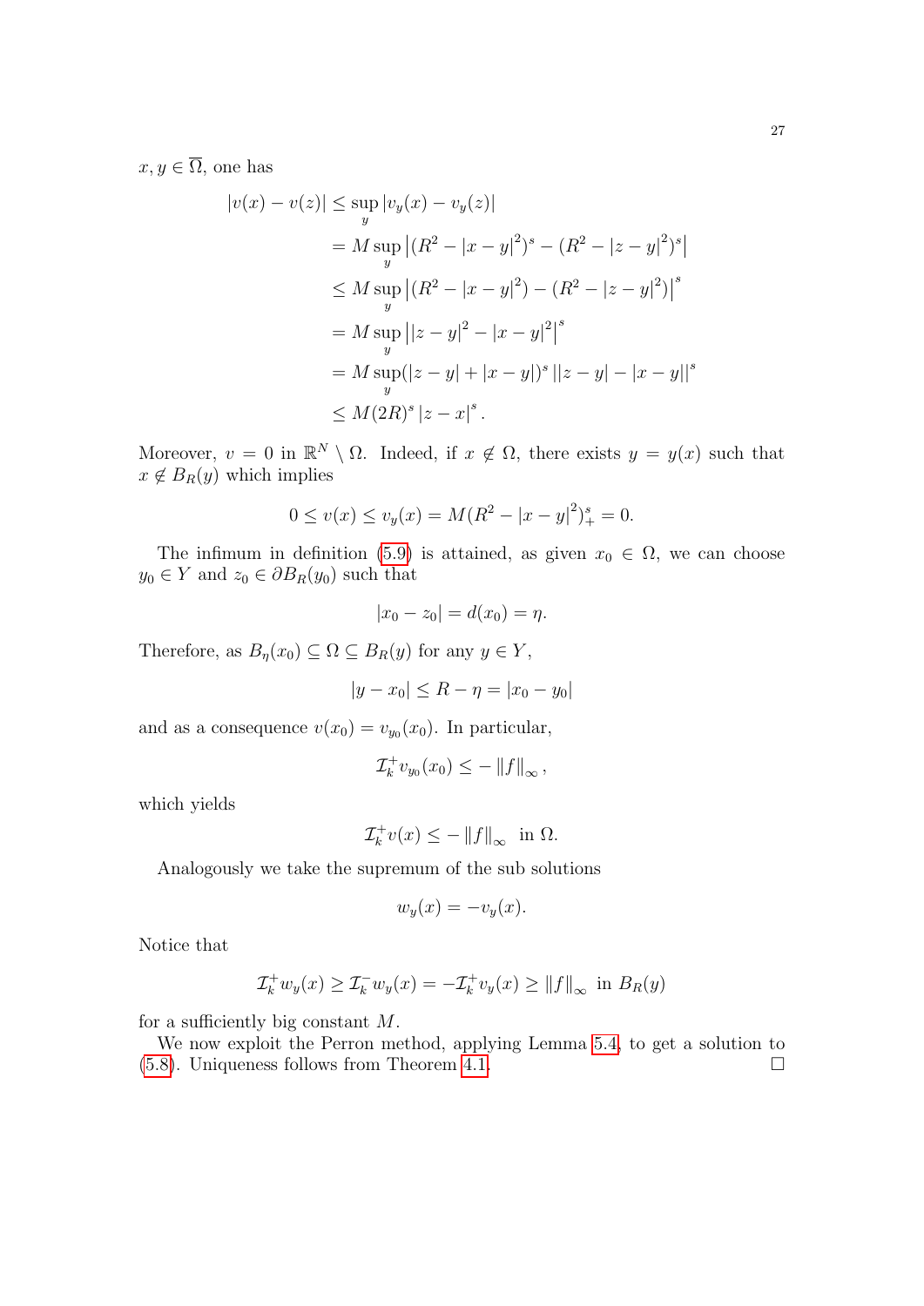$x, y \in \overline{\Omega}$, one has

$$
\begin{aligned}
|v(x) - v(z)| &\leq \sup_y |v_y(x) - v_y(z)| \\
&= M \sup_y \left| (R^2 - |x-y|^2)^s - (R^2 - |z-y|^2)^s \right| \\
&\leq M \sup_y \left| (R^2 - |x-y|^2) - (R^2 - |z-y|^2) \right|^s \\
&= M \sup_y \left| |z-y|^2 - |x-y|^2 \right|^s \\
&= M \sup_y (|z-y| + |x-y|)^s \left| |z-y| - |x-y| \right|^s \\
&\leq M (2R)^s |z-x|^s .
\end{aligned}
$$

Moreover, $v = 0$ in $\mathbb{R}^N \setminus \Omega$. Indeed, if $x \notin \Omega$, there exists $y = y(x)$ such that $x \notin B_R(y)$ which implies

$$
0 \leq v(x) \leq v_y(x) = M(R^2 - |x-y|^2)_+^s = 0.
$$

The infimum in definition (5.9) is attained, as given $x_0 \in \Omega$, we can choose $y_0 \in Y$ and $z_0 \in \partial B_R(y_0)$ such that

$$
|x_0 - z_0| = d(x_0) = \eta.
$$

Therefore, as $B_\eta(x_0) \subseteq \Omega \subseteq B_R(y)$ for any $y \in Y$,

$$
|y - x_0| \leq R - \eta = |x_0 - y_0|
$$

and as a consequence $v(x_0) = v_{y_0}(x_0)$. In particular,

$$
\mathcal{I}_k^+ v_{y_0}(x_0) \leq - \|f\|_\infty ,
$$

which yields

$$
\mathcal{I}_k^+ v(x) \leq - \|f\|_\infty \ \text{ in } \Omega.
$$

Analogously we take the supremum of the sub solutions

$$
w_y(x) = -v_y(x).
$$

Notice that

$$
\mathcal{I}_k^+ w_y(x) \geq \mathcal{I}_k^- w_y(x) = -\mathcal{I}_k^+ v_y(x) \geq \|f\|_\infty \text{ in } B_R(y)
$$

for a sufficiently big constant $M$.

We now exploit the Perron method, applying Lemma 5.4, to get a solution to (5.8). Uniqueness follows from Theorem 4.1. $\square$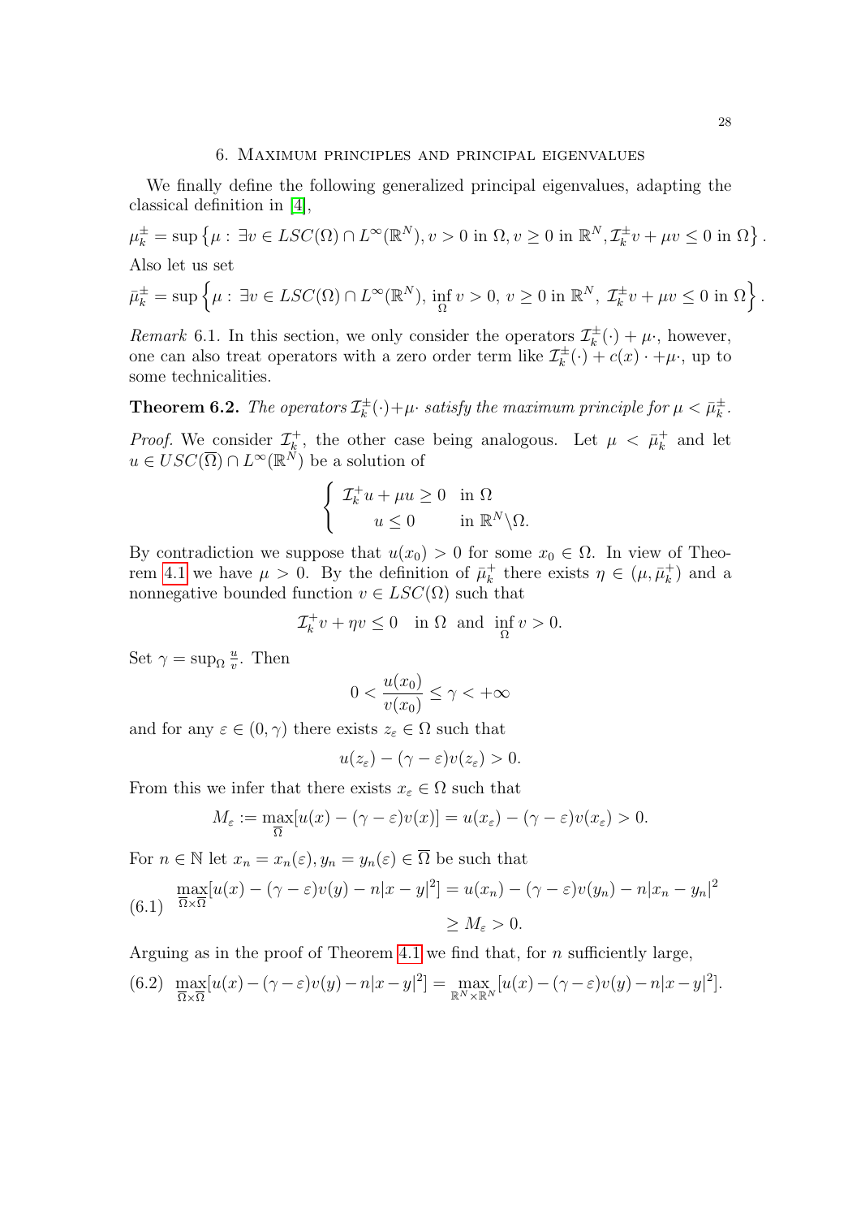## 6. Maximum principles and principal eigenvalues

We finally define the following generalized principal eigenvalues, adapting the classical definition in [4],

$$\mu_k^\pm = \sup\left\{\mu : \exists v \in LSC(\Omega)\cap L^\infty(\mathbb{R}^N), v>0 \text{ in } \Omega, v\geq 0 \text{ in } \mathbb{R}^N, \mathcal{I}_k^\pm v + \mu v \leq 0 \text{ in } \Omega\right\}.$$

Also let us set

$$\bar\mu_k^\pm = \sup\left\{\mu : \exists v \in LSC(\Omega)\cap L^\infty(\mathbb{R}^N), \inf_\Omega v>0,\ v\geq 0 \text{ in } \mathbb{R}^N,\ \mathcal{I}_k^\pm v + \mu v \leq 0 \text{ in } \Omega\right\}.$$

*Remark* 6.1. In this section, we only consider the operators $\mathcal{I}_k^\pm(\cdot)+\mu\cdot$, however, one can also treat operators with a zero order term like $\mathcal{I}_k^\pm(\cdot)+c(x)\cdot+\mu\cdot$, up to some technicalities.

**Theorem 6.2.** *The operators $\mathcal{I}_k^\pm(\cdot)+\mu\cdot$ satisfy the maximum principle for $\mu<\bar\mu_k^\pm$.*

*Proof.* We consider $\mathcal{I}_k^+$, the other case being analogous. Let $\mu<\bar\mu_k^+$ and let $u\in USC(\overline\Omega)\cap L^\infty(\mathbb{R}^N)$ be a solution of

$$\begin{cases} \mathcal{I}_k^+ u + \mu u \geq 0 & \text{in } \Omega \\ u\leq 0 & \text{in } \mathbb{R}^N\backslash\Omega. \end{cases}$$

By contradiction we suppose that $u(x_0)>0$ for some $x_0\in\Omega$. In view of Theorem 4.1 we have $\mu>0$. By the definition of $\bar\mu_k^+$ there exists $\eta\in(\mu,\bar\mu_k^+)$ and a nonnegative bounded function $v\in LSC(\Omega)$ such that

$$\mathcal{I}_k^+ v + \eta v \leq 0 \quad \text{in } \Omega \ \text{ and } \ \inf_\Omega v>0.$$

Set $\gamma=\sup_\Omega \frac{u}{v}$. Then

$$0<\frac{u(x_0)}{v(x_0)}\leq\gamma<+\infty$$

and for any $\varepsilon\in(0,\gamma)$ there exists $z_\varepsilon\in\Omega$ such that

$$u(z_\varepsilon)-(\gamma-\varepsilon)v(z_\varepsilon)>0.$$

From this we infer that there exists $x_\varepsilon\in\Omega$ such that

$$M_\varepsilon:=\max_{\overline\Omega}[u(x)-(\gamma-\varepsilon)v(x)]=u(x_\varepsilon)-(\gamma-\varepsilon)v(x_\varepsilon)>0.$$

For $n\in\mathbb{N}$ let $x_n=x_n(\varepsilon), y_n=y_n(\varepsilon)\in\overline\Omega$ be such that

$$\begin{aligned}(6.1)\quad \max_{\overline\Omega\times\overline\Omega}[u(x)-(\gamma-\varepsilon)v(y)-n|x-y|^2] &= u(x_n)-(\gamma-\varepsilon)v(y_n)-n|x_n-y_n|^2 \\ &\geq M_\varepsilon>0.\end{aligned}$$

Arguing as in the proof of Theorem 4.1 we find that, for $n$ sufficiently large,

$$(6.2)\quad \max_{\overline\Omega\times\overline\Omega}[u(x)-(\gamma-\varepsilon)v(y)-n|x-y|^2]=\max_{\mathbb{R}^N\times\mathbb{R}^N}[u(x)-(\gamma-\varepsilon)v(y)-n|x-y|^2].$$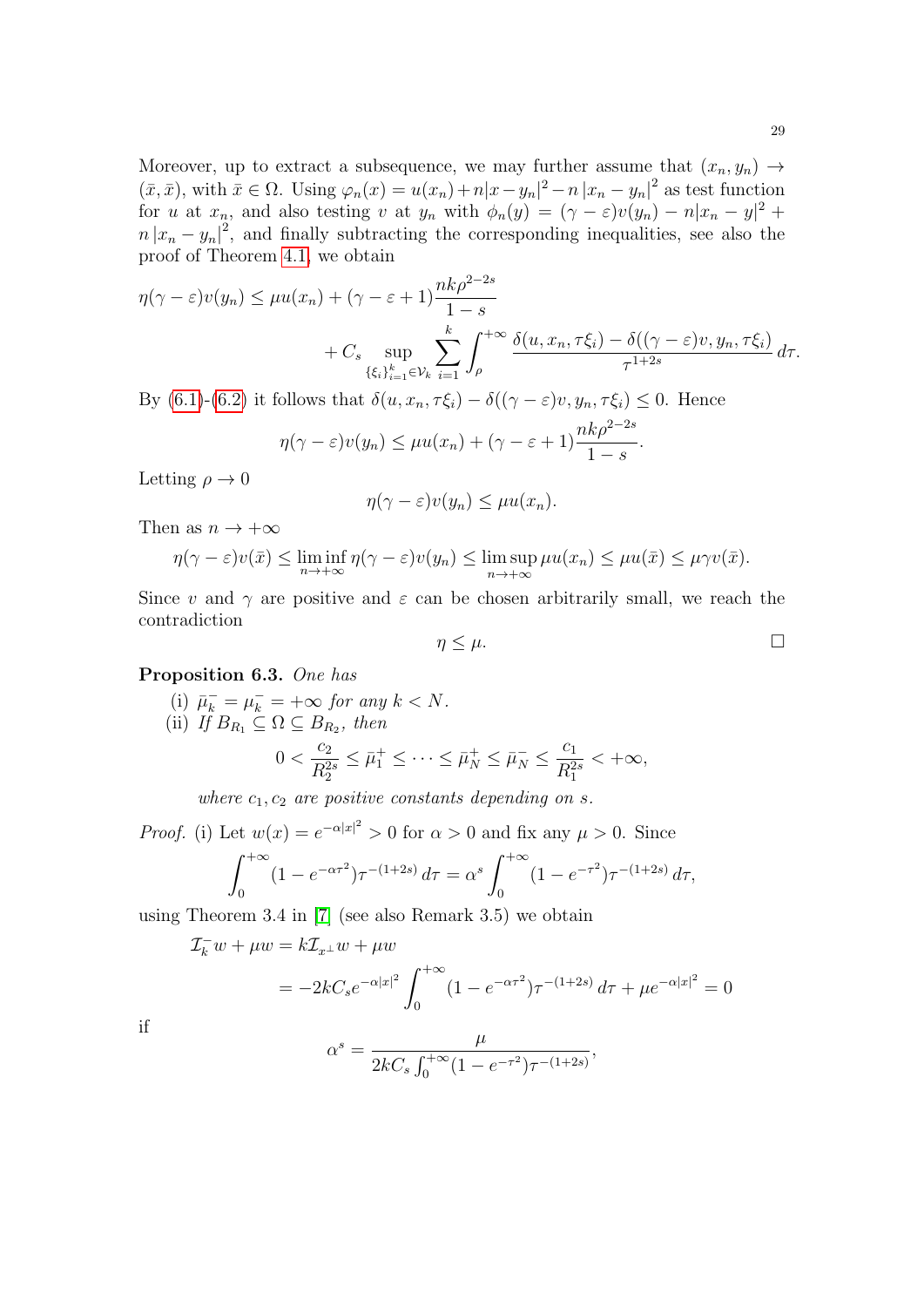Moreover, up to extract a subsequence, we may further assume that $(x_n, y_n) \to (\bar{x}, \bar{x})$, with $\bar{x} \in \Omega$. Using $\varphi_n(x) = u(x_n) + n|x - y_n|^2 - n|x_n - y_n|^2$ as test function for $u$ at $x_n$, and also testing $v$ at $y_n$ with $\phi_n(y) = (\gamma - \varepsilon)v(y_n) - n|x_n - y|^2 + n|x_n - y_n|^2$, and finally subtracting the corresponding inequalities, see also the proof of Theorem 4.1, we obtain

$$
\begin{aligned}
\eta(\gamma - \varepsilon)v(y_n) \leq \mu u(x_n) &+ (\gamma - \varepsilon + 1)\frac{nk\rho^{2-2s}}{1-s} \\
&+ C_s \sup_{\{\xi_i\}_{i=1}^k \in \mathcal{V}_k} \sum_{i=1}^k \int_\rho^{+\infty} \frac{\delta(u, x_n, \tau\xi_i) - \delta((\gamma - \varepsilon)v, y_n, \tau\xi_i)}{\tau^{1+2s}}\, d\tau.
\end{aligned}
$$

By (6.1)-(6.2) it follows that $\delta(u, x_n, \tau\xi_i) - \delta((\gamma - \varepsilon)v, y_n, \tau\xi_i) \leq 0$. Hence

$$
\eta(\gamma - \varepsilon)v(y_n) \leq \mu u(x_n) + (\gamma - \varepsilon + 1)\frac{nk\rho^{2-2s}}{1-s}.
$$

Letting $\rho \to 0$

$$
\eta(\gamma - \varepsilon)v(y_n) \leq \mu u(x_n).
$$

Then as $n \to +\infty$

$$
\eta(\gamma - \varepsilon)v(\bar{x}) \leq \liminf_{n \to +\infty} \eta(\gamma - \varepsilon)v(y_n) \leq \limsup_{n \to +\infty} \mu u(x_n) \leq \mu u(\bar{x}) \leq \mu\gamma v(\bar{x}).
$$

Since $v$ and $\gamma$ are positive and $\varepsilon$ can be chosen arbitrarily small, we reach the contradiction

$$
\eta \leq \mu.
$$

∎

**Proposition 6.3.** *One has*

(i) $\bar{\mu}_k^- = \mu_k^- = +\infty$ *for any* $k < N$.

(ii) *If* $B_{R_1} \subseteq \Omega \subseteq B_{R_2}$, *then*

$$
0 < \frac{c_2}{R_2^{2s}} \leq \bar{\mu}_1^+ \leq \cdots \leq \bar{\mu}_N^+ \leq \bar{\mu}_N^- \leq \frac{c_1}{R_1^{2s}} < +\infty,
$$

*where* $c_1, c_2$ *are positive constants depending on* $s$.

*Proof.* (i) Let $w(x) = e^{-\alpha|x|^2} > 0$ for $\alpha > 0$ and fix any $\mu > 0$. Since

$$
\int_0^{+\infty} (1 - e^{-\alpha\tau^2})\tau^{-(1+2s)}\, d\tau = \alpha^s \int_0^{+\infty} (1 - e^{-\tau^2})\tau^{-(1+2s)}\, d\tau,
$$

using Theorem 3.4 in [7] (see also Remark 3.5) we obtain

$$
\begin{aligned}
\mathcal{I}_k^- w + \mu w &= k\mathcal{I}_{x^\perp} w + \mu w \\
&= -2kC_s e^{-\alpha|x|^2} \int_0^{+\infty} (1 - e^{-\alpha\tau^2})\tau^{-(1+2s)}\, d\tau + \mu e^{-\alpha|x|^2} = 0
\end{aligned}
$$

if

$$
\alpha^s = \frac{\mu}{2kC_s \int_0^{+\infty} (1 - e^{-\tau^2})\tau^{-(1+2s)}},
$$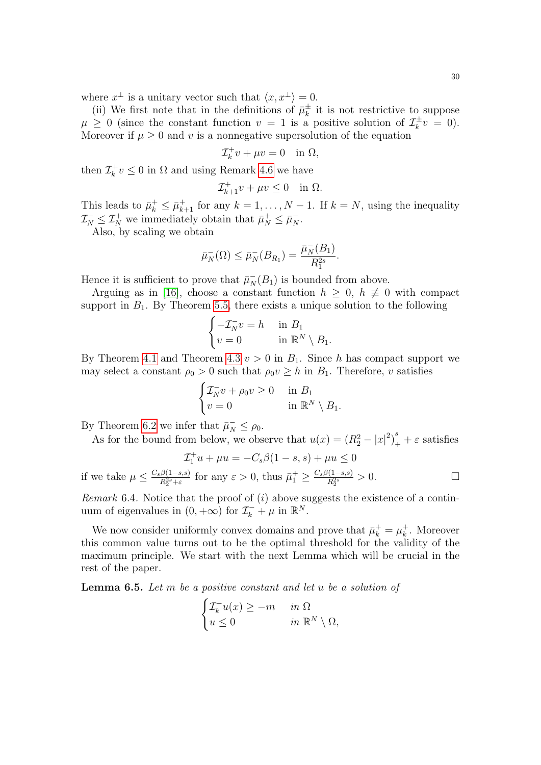where $x^\perp$ is a unitary vector such that $\langle x, x^\perp\rangle = 0$.

(ii) We first note that in the definitions of $\bar\mu_k^\pm$ it is not restrictive to suppose $\mu \geq 0$ (since the constant function $v = 1$ is a positive solution of $\mathcal{I}_k^\pm v = 0$). Moreover if $\mu \geq 0$ and $v$ is a nonnegative supersolution of the equation

$$\mathcal{I}_k^+ v + \mu v = 0 \quad \text{in } \Omega,$$

then $\mathcal{I}_k^+ v \leq 0$ in $\Omega$ and using Remark 4.6 we have

$$\mathcal{I}_{k+1}^+ v + \mu v \leq 0 \quad \text{in } \Omega.$$

This leads to $\bar\mu_k^+ \leq \bar\mu_{k+1}^+$ for any $k = 1, \dots, N-1$. If $k = N$, using the inequality $\mathcal{I}_N^- \leq \mathcal{I}_N^+$ we immediately obtain that $\bar\mu_N^+ \leq \bar\mu_N^-$.

Also, by scaling we obtain

$$\bar\mu_N^-(\Omega) \leq \bar\mu_N^-(B_{R_1}) = \frac{\bar\mu_N^-(B_1)}{R_1^{2s}}.$$

Hence it is sufficient to prove that $\bar\mu_N^-(B_1)$ is bounded from above.

Arguing as in [16], choose a constant function $h \geq 0$, $h \not\equiv 0$ with compact support in $B_1$. By Theorem 5.5, there exists a unique solution to the following

$$\begin{cases} -\mathcal{I}_N^- v = h & \text{in } B_1 \\ v = 0 & \text{in } \mathbb{R}^N \setminus B_1. \end{cases}$$

By Theorem 4.1 and Theorem 4.3 $v > 0$ in $B_1$. Since $h$ has compact support we may select a constant $\rho_0 > 0$ such that $\rho_0 v \geq h$ in $B_1$. Therefore, $v$ satisfies

$$\begin{cases} \mathcal{I}_N^- v + \rho_0 v \geq 0 & \text{in } B_1 \\ v = 0 & \text{in } \mathbb{R}^N \setminus B_1. \end{cases}$$

By Theorem 6.2 we infer that $\bar\mu_N^- \leq \rho_0$.

As for the bound from below, we observe that $u(x) = (R_2^2 - |x|^2)_+^s + \varepsilon$ satisfies

$$\mathcal{I}_1^+ u + \mu u = -C_s \beta(1-s, s) + \mu u \leq 0$$

if we take $\mu \leq \frac{C_s\beta(1-s,s)}{R_2^{2s}+\varepsilon}$ for any $\varepsilon > 0$, thus $\bar\mu_1^+ \geq \frac{C_s\beta(1-s,s)}{R_2^{2s}} > 0$. □

*Remark* 6.4. Notice that the proof of $(i)$ above suggests the existence of a continuum of eigenvalues in $(0, +\infty)$ for $\mathcal{I}_k^- + \mu$ in $\mathbb{R}^N$.

We now consider uniformly convex domains and prove that $\bar\mu_k^+ = \mu_k^+$. Moreover this common value turns out to be the optimal threshold for the validity of the maximum principle. We start with the next Lemma which will be crucial in the rest of the paper.

**Lemma 6.5.** *Let $m$ be a positive constant and let $u$ be a solution of*

$$\begin{cases} \mathcal{I}_k^+ u(x) \geq -m & \text{in } \Omega \\ u \leq 0 & \text{in } \mathbb{R}^N \setminus \Omega, \end{cases}$$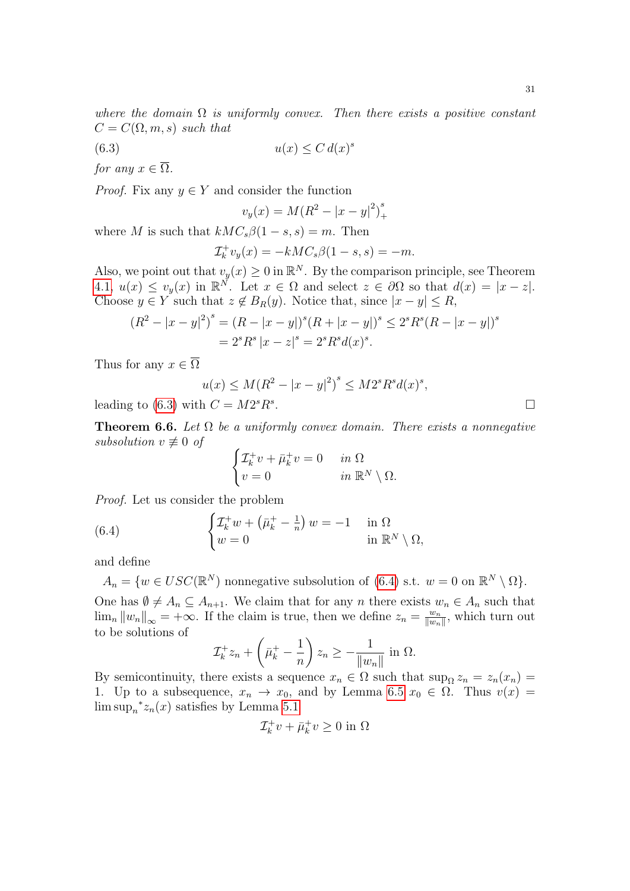*where the domain $\Omega$ is uniformly convex. Then there exists a positive constant $C = C(\Omega, m, s)$ such that*

$$u(x) \leq C\, d(x)^s \tag{6.3}$$

*for any $x \in \overline{\Omega}$.*

*Proof.* Fix any $y \in Y$ and consider the function

$$v_y(x) = M(R^2 - |x-y|^2)_+^s$$

where $M$ is such that $kMC_s\beta(1-s,s) = m$. Then

$$\mathcal{I}_k^+ v_y(x) = -kMC_s\beta(1-s,s) = -m.$$

Also, we point out that $v_y(x) \geq 0$ in $\mathbb{R}^N$. By the comparison principle, see Theorem 4.1, $u(x) \leq v_y(x)$ in $\mathbb{R}^N$. Let $x \in \Omega$ and select $z \in \partial\Omega$ so that $d(x) = |x-z|$. Choose $y \in Y$ such that $z \notin B_R(y)$. Notice that, since $|x-y| \leq R$,

$$\begin{aligned}(R^2 - |x-y|^2)^s &= (R - |x-y|)^s (R + |x-y|)^s \leq 2^s R^s (R - |x-y|)^s \\ &= 2^s R^s |x-z|^s = 2^s R^s d(x)^s.\end{aligned}$$

Thus for any $x \in \overline{\Omega}$

$$u(x) \leq M(R^2 - |x-y|^2)^s \leq M 2^s R^s d(x)^s,$$

leading to (6.3) with $C = M2^sR^s$. $\square$

**Theorem 6.6.** *Let $\Omega$ be a uniformly convex domain. There exists a nonnegative subsolution $v \not\equiv 0$ of*

$$\begin{cases} \mathcal{I}_k^+ v + \bar{\mu}_k^+ v = 0 & \text{in } \Omega \\ v = 0 & \text{in } \mathbb{R}^N \setminus \Omega. \end{cases}$$

*Proof.* Let us consider the problem

$$\begin{cases} \mathcal{I}_k^+ w + \left(\bar{\mu}_k^+ - \frac{1}{n}\right) w = -1 & \text{in } \Omega \\ w = 0 & \text{in } \mathbb{R}^N \setminus \Omega, \end{cases} \tag{6.4}$$

and define

$$A_n = \{w \in USC(\mathbb{R}^N) \text{ nonnegative subsolution of (6.4) s.t. } w = 0 \text{ on } \mathbb{R}^N \setminus \Omega\}.$$

One has $\emptyset \neq A_n \subseteq A_{n+1}$. We claim that for any $n$ there exists $w_n \in A_n$ such that $\lim_n \|w_n\|_\infty = +\infty$. If the claim is true, then we define $z_n = \frac{w_n}{\|w_n\|}$, which turn out to be solutions of

$$\mathcal{I}_k^+ z_n + \left(\bar{\mu}_k^+ - \frac{1}{n}\right) z_n \geq -\frac{1}{\|w_n\|} \text{ in } \Omega.$$

By semicontinuity, there exists a sequence $x_n \in \Omega$ such that $\sup_\Omega z_n = z_n(x_n) = 1$. Up to a subsequence, $x_n \to x_0$, and by Lemma 6.5 $x_0 \in \Omega$. Thus $v(x) = {\limsup_n}^* z_n(x)$ satisfies by Lemma 5.1

$$\mathcal{I}_k^+ v + \bar{\mu}_k^+ v \geq 0 \text{ in } \Omega$$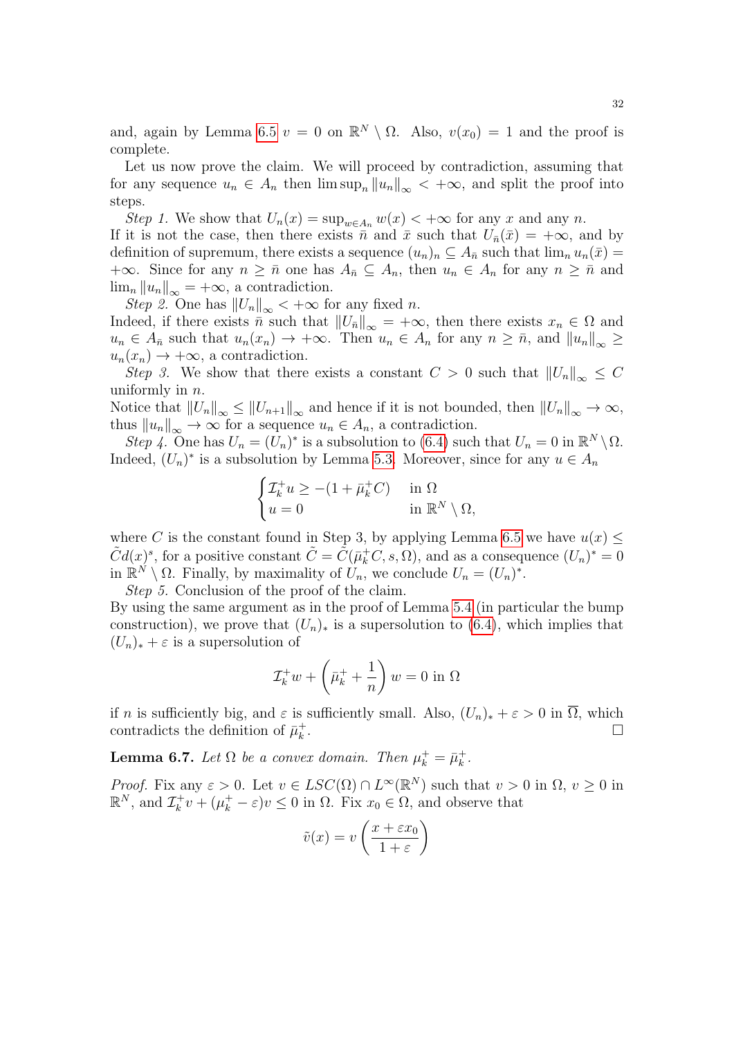and, again by Lemma 6.5 $v = 0$ on $\mathbb{R}^N \setminus \Omega$. Also, $v(x_0) = 1$ and the proof is complete.

Let us now prove the claim. We will proceed by contradiction, assuming that for any sequence $u_n \in A_n$ then $\limsup_n \|u_n\|_\infty < +\infty$, and split the proof into steps.

*Step 1.* We show that $U_n(x) = \sup_{w \in A_n} w(x) < +\infty$ for any $x$ and any $n$.
If it is not the case, then there exists $\bar{n}$ and $\bar{x}$ such that $U_{\bar{n}}(\bar{x}) = +\infty$, and by definition of supremum, there exists a sequence $(u_n)_n \subseteq A_{\bar{n}}$ such that $\lim_n u_n(\bar{x}) = +\infty$. Since for any $n \geq \bar{n}$ one has $A_{\bar{n}} \subseteq A_n$, then $u_n \in A_n$ for any $n \geq \bar{n}$ and $\lim_n \|u_n\|_\infty = +\infty$, a contradiction.

*Step 2.* One has $\|U_n\|_\infty < +\infty$ for any fixed $n$.
Indeed, if there exists $\bar{n}$ such that $\|U_{\bar{n}}\|_\infty = +\infty$, then there exists $x_n \in \Omega$ and $u_n \in A_{\bar{n}}$ such that $u_n(x_n) \to +\infty$. Then $u_n \in A_n$ for any $n \geq \bar{n}$, and $\|u_n\|_\infty \geq u_n(x_n) \to +\infty$, a contradiction.

*Step 3.* We show that there exists a constant $C > 0$ such that $\|U_n\|_\infty \leq C$ uniformly in $n$.
Notice that $\|U_n\|_\infty \leq \|U_{n+1}\|_\infty$ and hence if it is not bounded, then $\|U_n\|_\infty \to \infty$, thus $\|u_n\|_\infty \to \infty$ for a sequence $u_n \in A_n$, a contradiction.

*Step 4.* One has $U_n = (U_n)^*$ is a subsolution to (6.4) such that $U_n = 0$ in $\mathbb{R}^N \setminus \Omega$.
Indeed, $(U_n)^*$ is a subsolution by Lemma 5.3. Moreover, since for any $u \in A_n$

$$
\begin{cases}
\mathcal{I}_k^+ u \geq -(1 + \bar{\mu}_k^+ C) & \text{in } \Omega \\
u = 0 & \text{in } \mathbb{R}^N \setminus \Omega,
\end{cases}
$$

where $C$ is the constant found in Step 3, by applying Lemma 6.5 we have $u(x) \leq \tilde{C} d(x)^s$, for a positive constant $\tilde{C} = \tilde{C}(\bar{\mu}_k^+ C, s, \Omega)$, and as a consequence $(U_n)^* = 0$ in $\mathbb{R}^N \setminus \Omega$. Finally, by maximality of $U_n$, we conclude $U_n = (U_n)^*$.

*Step 5.* Conclusion of the proof of the claim.
By using the same argument as in the proof of Lemma 5.4 (in particular the bump construction), we prove that $(U_n)_*$ is a supersolution to (6.4), which implies that $(U_n)_* + \varepsilon$ is a supersolution of

$$
\mathcal{I}_k^+ w + \left( \bar{\mu}_k^+ + \frac{1}{n} \right) w = 0 \text{ in } \Omega
$$

if $n$ is sufficiently big, and $\varepsilon$ is sufficiently small. Also, $(U_n)_* + \varepsilon > 0$ in $\overline{\Omega}$, which contradicts the definition of $\bar{\mu}_k^+$. $\square$

**Lemma 6.7.** *Let $\Omega$ be a convex domain. Then $\mu_k^+ = \bar{\mu}_k^+$.*

*Proof.* Fix any $\varepsilon > 0$. Let $v \in LSC(\Omega) \cap L^\infty(\mathbb{R}^N)$ such that $v > 0$ in $\Omega$, $v \geq 0$ in $\mathbb{R}^N$, and $\mathcal{I}_k^+ v + (\mu_k^+ - \varepsilon) v \leq 0$ in $\Omega$. Fix $x_0 \in \Omega$, and observe that

$$
\tilde{v}(x) = v \left( \frac{x + \varepsilon x_0}{1 + \varepsilon} \right)
$$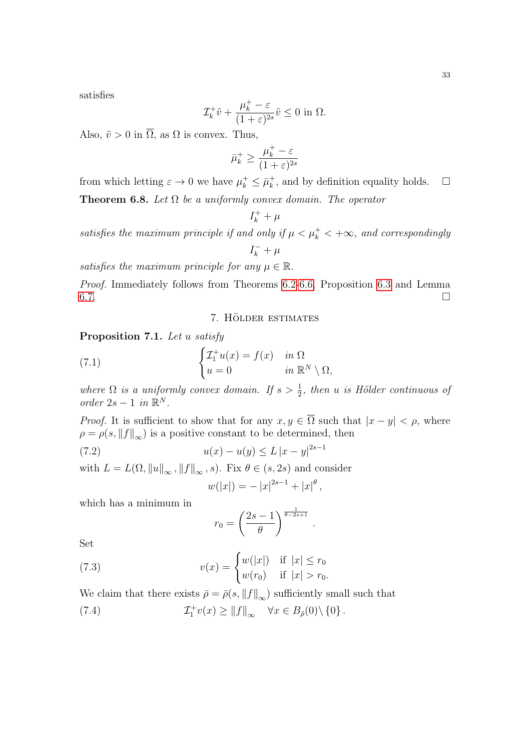satisfies

$$\mathcal{I}_k^+\tilde{v} + \frac{\mu_k^+ - \varepsilon}{(1+\varepsilon)^{2s}}\tilde{v} \leq 0 \text{ in } \Omega.$$

Also, $\tilde{v} > 0$ in $\overline{\Omega}$, as $\Omega$ is convex. Thus,

$$\bar{\mu}_k^+ \geq \frac{\mu_k^+ - \varepsilon}{(1+\varepsilon)^{2s}}$$

from which letting $\varepsilon \to 0$ we have $\mu_k^+ \leq \bar{\mu}_k^+$, and by definition equality holds. □

**Theorem 6.8.** *Let $\Omega$ be a uniformly convex domain. The operator*

$$I_k^+ + \mu$$

*satisfies the maximum principle if and only if $\mu < \mu_k^+ < +\infty$, and correspondingly*

$$I_k^- + \mu$$

*satisfies the maximum principle for any $\mu \in \mathbb{R}$.*

*Proof.* Immediately follows from Theorems 6.2-6.6, Proposition 6.3 and Lemma 6.7. □

## 7. Hölder estimates

**Proposition 7.1.** *Let $u$ satisfy*

$$\begin{cases} \mathcal{I}_1^+ u(x) = f(x) & \text{in } \Omega \\ u = 0 & \text{in } \mathbb{R}^N \setminus \Omega, \end{cases} \tag{7.1}$$

*where $\Omega$ is a uniformly convex domain. If $s > \frac{1}{2}$, then $u$ is Hölder continuous of order $2s-1$ in $\mathbb{R}^N$.*

*Proof.* It is sufficient to show that for any $x, y \in \overline{\Omega}$ such that $|x-y| < \rho$, where $\rho = \rho(s, \|f\|_\infty)$ is a positive constant to be determined, then

$$u(x) - u(y) \leq L\,|x-y|^{2s-1} \tag{7.2}$$

with $L = L(\Omega, \|u\|_\infty, \|f\|_\infty, s)$. Fix $\theta \in (s, 2s)$ and consider

$$w(|x|) = -\,|x|^{2s-1} + |x|^\theta,$$

which has a minimum in

$$r_0 = \left(\frac{2s-1}{\theta}\right)^{\frac{1}{\theta-2s+1}}.$$

Set

$$v(x) = \begin{cases} w(|x|) & \text{if } |x| \leq r_0 \\ w(r_0) & \text{if } |x| > r_0. \end{cases} \tag{7.3}$$

We claim that there exists $\bar{\rho} = \bar{\rho}(s, \|f\|_\infty)$ sufficiently small such that

$$\mathcal{I}_1^+ v(x) \geq \|f\|_\infty \quad \forall x \in B_{\bar{\rho}}(0) \setminus \{0\}\,. \tag{7.4}$$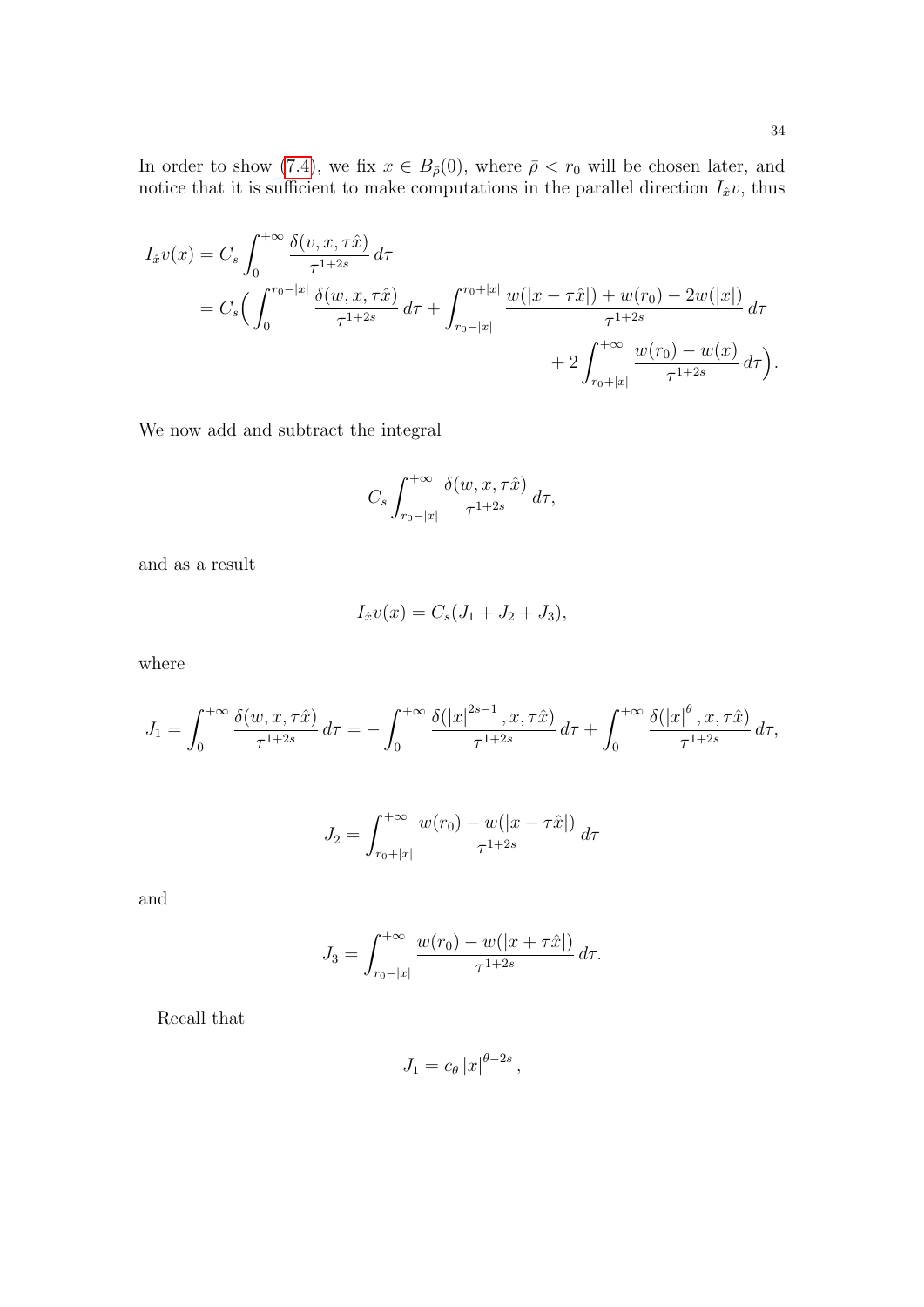In order to show (7.4), we fix $x \in B_{\bar\rho}(0)$, where $\bar\rho < r_0$ will be chosen later, and notice that it is sufficient to make computations in the parallel direction $I_{\hat{x}} v$, thus

$$
\begin{aligned}
I_{\hat{x}} v(x) &= C_s \int_0^{+\infty} \frac{\delta(v,x,\tau\hat{x})}{\tau^{1+2s}}\, d\tau \\
&= C_s \Big( \int_0^{r_0-|x|} \frac{\delta(w,x,\tau\hat{x})}{\tau^{1+2s}}\, d\tau + \int_{r_0-|x|}^{r_0+|x|} \frac{w(|x-\tau\hat{x}|) + w(r_0) - 2w(|x|)}{\tau^{1+2s}}\, d\tau \\
&\qquad\qquad + 2\int_{r_0+|x|}^{+\infty} \frac{w(r_0) - w(x)}{\tau^{1+2s}}\, d\tau \Big).
\end{aligned}
$$

We now add and subtract the integral

$$
C_s \int_{r_0-|x|}^{+\infty} \frac{\delta(w,x,\tau\hat{x})}{\tau^{1+2s}}\, d\tau,
$$

and as a result

$$
I_{\hat{x}} v(x) = C_s (J_1 + J_2 + J_3),
$$

where

$$
J_1 = \int_0^{+\infty} \frac{\delta(w,x,\tau\hat{x})}{\tau^{1+2s}}\, d\tau = -\int_0^{+\infty} \frac{\delta(|x|^{2s-1}, x, \tau\hat{x})}{\tau^{1+2s}}\, d\tau + \int_0^{+\infty} \frac{\delta(|x|^{\theta}, x, \tau\hat{x})}{\tau^{1+2s}}\, d\tau,
$$

$$
J_2 = \int_{r_0+|x|}^{+\infty} \frac{w(r_0) - w(|x-\tau\hat{x}|)}{\tau^{1+2s}}\, d\tau
$$

and

$$
J_3 = \int_{r_0-|x|}^{+\infty} \frac{w(r_0) - w(|x+\tau\hat{x}|)}{\tau^{1+2s}}\, d\tau.
$$

Recall that

$$
J_1 = c_\theta |x|^{\theta-2s},
$$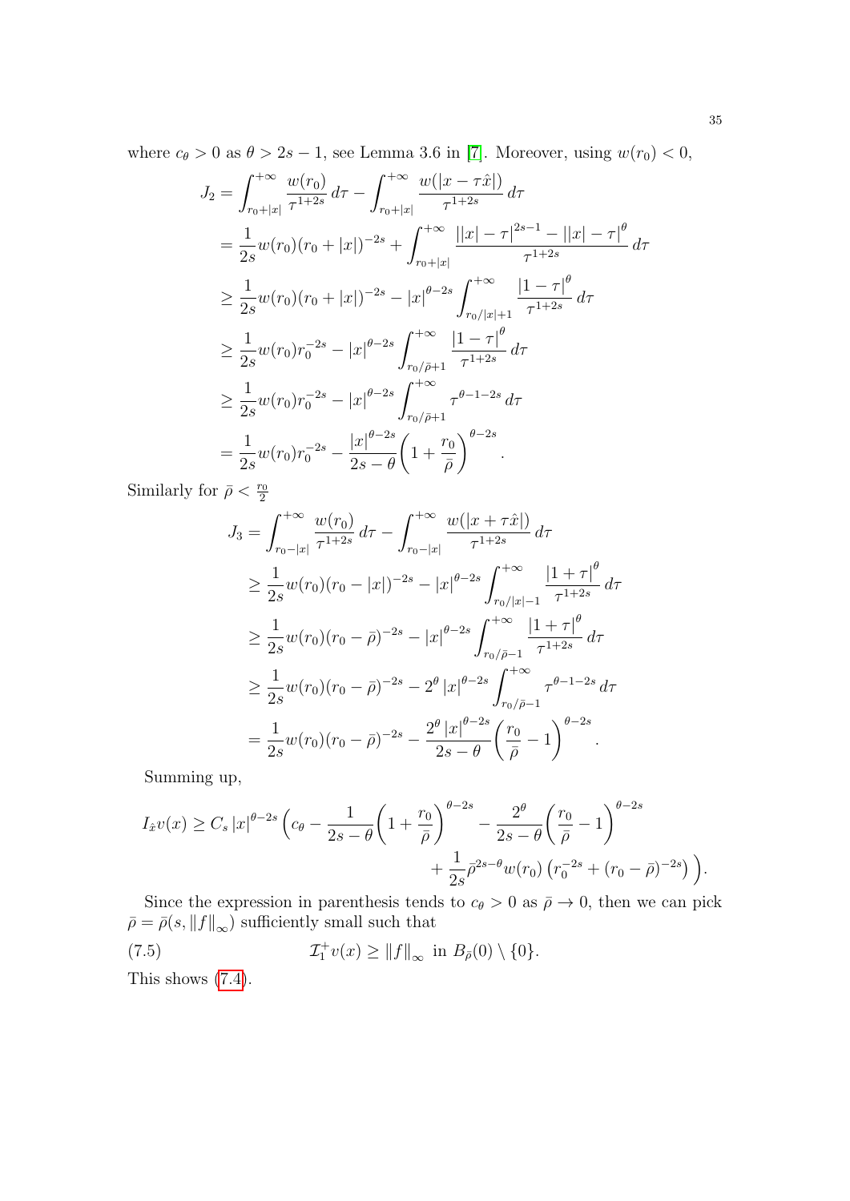where $c_\theta > 0$ as $\theta > 2s-1$, see Lemma 3.6 in [7]. Moreover, using $w(r_0) < 0$,

$$
\begin{aligned}
J_2 &= \int_{r_0+|x|}^{+\infty} \frac{w(r_0)}{\tau^{1+2s}}\,d\tau - \int_{r_0+|x|}^{+\infty} \frac{w(|x-\tau\hat{x}|)}{\tau^{1+2s}}\,d\tau \\
&= \frac{1}{2s} w(r_0)(r_0+|x|)^{-2s} + \int_{r_0+|x|}^{+\infty} \frac{\left||x|-\tau\right|^{2s-1} - \left||x|-\tau\right|^{\theta}}{\tau^{1+2s}}\,d\tau \\
&\geq \frac{1}{2s} w(r_0)(r_0+|x|)^{-2s} - |x|^{\theta-2s} \int_{r_0/|x|+1}^{+\infty} \frac{|1-\tau|^{\theta}}{\tau^{1+2s}}\,d\tau \\
&\geq \frac{1}{2s} w(r_0) r_0^{-2s} - |x|^{\theta-2s} \int_{r_0/\bar{\rho}+1}^{+\infty} \frac{|1-\tau|^{\theta}}{\tau^{1+2s}}\,d\tau \\
&\geq \frac{1}{2s} w(r_0) r_0^{-2s} - |x|^{\theta-2s} \int_{r_0/\bar{\rho}+1}^{+\infty} \tau^{\theta-1-2s}\,d\tau \\
&= \frac{1}{2s} w(r_0) r_0^{-2s} - \frac{|x|^{\theta-2s}}{2s-\theta}\left(1+\frac{r_0}{\bar{\rho}}\right)^{\theta-2s}.
\end{aligned}
$$

Similarly for $\bar{\rho} < \frac{r_0}{2}$

$$
\begin{aligned}
J_3 &= \int_{r_0-|x|}^{+\infty} \frac{w(r_0)}{\tau^{1+2s}}\,d\tau - \int_{r_0-|x|}^{+\infty} \frac{w(|x+\tau\hat{x}|)}{\tau^{1+2s}}\,d\tau \\
&\geq \frac{1}{2s} w(r_0)(r_0-|x|)^{-2s} - |x|^{\theta-2s} \int_{r_0/|x|-1}^{+\infty} \frac{|1+\tau|^{\theta}}{\tau^{1+2s}}\,d\tau \\
&\geq \frac{1}{2s} w(r_0)(r_0-\bar{\rho})^{-2s} - |x|^{\theta-2s} \int_{r_0/\bar{\rho}-1}^{+\infty} \frac{|1+\tau|^{\theta}}{\tau^{1+2s}}\,d\tau \\
&\geq \frac{1}{2s} w(r_0)(r_0-\bar{\rho})^{-2s} - 2^{\theta} |x|^{\theta-2s} \int_{r_0/\bar{\rho}-1}^{+\infty} \tau^{\theta-1-2s}\,d\tau \\
&= \frac{1}{2s} w(r_0)(r_0-\bar{\rho})^{-2s} - \frac{2^{\theta}|x|^{\theta-2s}}{2s-\theta}\left(\frac{r_0}{\bar{\rho}}-1\right)^{\theta-2s}.
\end{aligned}
$$

Summing up,

$$
\begin{aligned}
I_{\hat{x}} v(x) \geq C_s |x|^{\theta-2s} \Big( c_\theta - \frac{1}{2s-\theta}\left(1+\frac{r_0}{\bar{\rho}}\right)^{\theta-2s} - \frac{2^{\theta}}{2s-\theta}\left(\frac{r_0}{\bar{\rho}}-1\right)^{\theta-2s} \\
+ \frac{1}{2s}\bar{\rho}^{2s-\theta} w(r_0)\left(r_0^{-2s} + (r_0-\bar{\rho})^{-2s}\right) \Big).
\end{aligned}
$$

Since the expression in parenthesis tends to $c_\theta > 0$ as $\bar{\rho} \to 0$, then we can pick $\bar{\rho} = \bar{\rho}(s, \|f\|_\infty)$ sufficiently small such that

$$
\mathcal{I}_1^+ v(x) \geq \|f\|_\infty \text{ in } B_{\bar{\rho}}(0) \setminus \{0\}. \tag{7.5}
$$

This shows (7.4).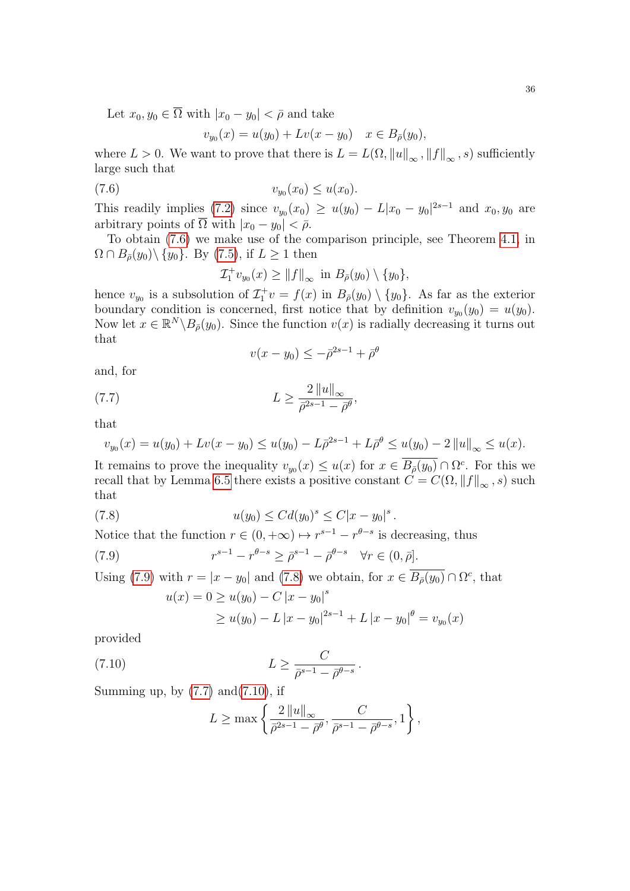Let $x_0, y_0 \in \overline{\Omega}$ with $|x_0 - y_0| < \bar\rho$ and take

$$v_{y_0}(x) = u(y_0) + Lv(x - y_0) \quad x \in B_{\bar\rho}(y_0),$$

where $L > 0$. We want to prove that there is $L = L(\Omega, \|u\|_\infty, \|f\|_\infty, s)$ sufficiently large such that

$$v_{y_0}(x_0) \leq u(x_0). \tag{7.6}$$

This readily implies (7.2) since $v_{y_0}(x_0) \geq u(y_0) - L|x_0 - y_0|^{2s-1}$ and $x_0, y_0$ are arbitrary points of $\overline{\Omega}$ with $|x_0 - y_0| < \bar\rho$.

To obtain (7.6) we make use of the comparison principle, see Theorem 4.1, in $\Omega \cap B_{\bar\rho}(y_0) \setminus \{y_0\}$. By (7.5), if $L \geq 1$ then

$$\mathcal{I}_1^+ v_{y_0}(x) \geq \|f\|_\infty \ \text{ in } B_{\bar\rho}(y_0) \setminus \{y_0\},$$

hence $v_{y_0}$ is a subsolution of $\mathcal{I}_1^+ v = f(x)$ in $B_{\bar\rho}(y_0) \setminus \{y_0\}$. As far as the exterior boundary condition is concerned, first notice that by definition $v_{y_0}(y_0) = u(y_0)$. Now let $x \in \mathbb{R}^N \setminus B_{\bar\rho}(y_0)$. Since the function $v(x)$ is radially decreasing it turns out that

$$v(x - y_0) \leq -\bar\rho^{2s-1} + \bar\rho^\theta$$

and, for

$$L \geq \frac{2\|u\|_\infty}{\bar\rho^{2s-1} - \bar\rho^\theta}, \tag{7.7}$$

that

$$v_{y_0}(x) = u(y_0) + Lv(x - y_0) \leq u(y_0) - L\bar\rho^{2s-1} + L\bar\rho^\theta \leq u(y_0) - 2\|u\|_\infty \leq u(x).$$

It remains to prove the inequality $v_{y_0}(x) \leq u(x)$ for $x \in \overline{B_{\bar\rho}(y_0)} \cap \Omega^c$. For this we recall that by Lemma 6.5 there exists a positive constant $C = C(\Omega, \|f\|_\infty, s)$ such that

$$u(y_0) \leq Cd(y_0)^s \leq C|x - y_0|^s. \tag{7.8}$$

Notice that the function $r \in (0, +\infty) \mapsto r^{s-1} - r^{\theta - s}$ is decreasing, thus

$$r^{s-1} - r^{\theta-s} \geq \bar\rho^{s-1} - \bar\rho^{\theta - s} \quad \forall r \in (0, \bar\rho]. \tag{7.9}$$

Using (7.9) with $r = |x - y_0|$ and (7.8) we obtain, for $x \in \overline{B_{\bar\rho}(y_0)} \cap \Omega^c$, that

$$\begin{aligned} u(x) = 0 &\geq u(y_0) - C|x - y_0|^s \\ &\geq u(y_0) - L|x - y_0|^{2s-1} + L|x - y_0|^\theta = v_{y_0}(x) \end{aligned}$$

provided

$$L \geq \frac{C}{\bar\rho^{s-1} - \bar\rho^{\theta - s}}. \tag{7.10}$$

Summing up, by (7.7) and(7.10), if

$$L \geq \max\left\{ \frac{2\|u\|_\infty}{\bar\rho^{2s-1} - \bar\rho^\theta}, \frac{C}{\bar\rho^{s-1} - \bar\rho^{\theta - s}}, 1 \right\},$$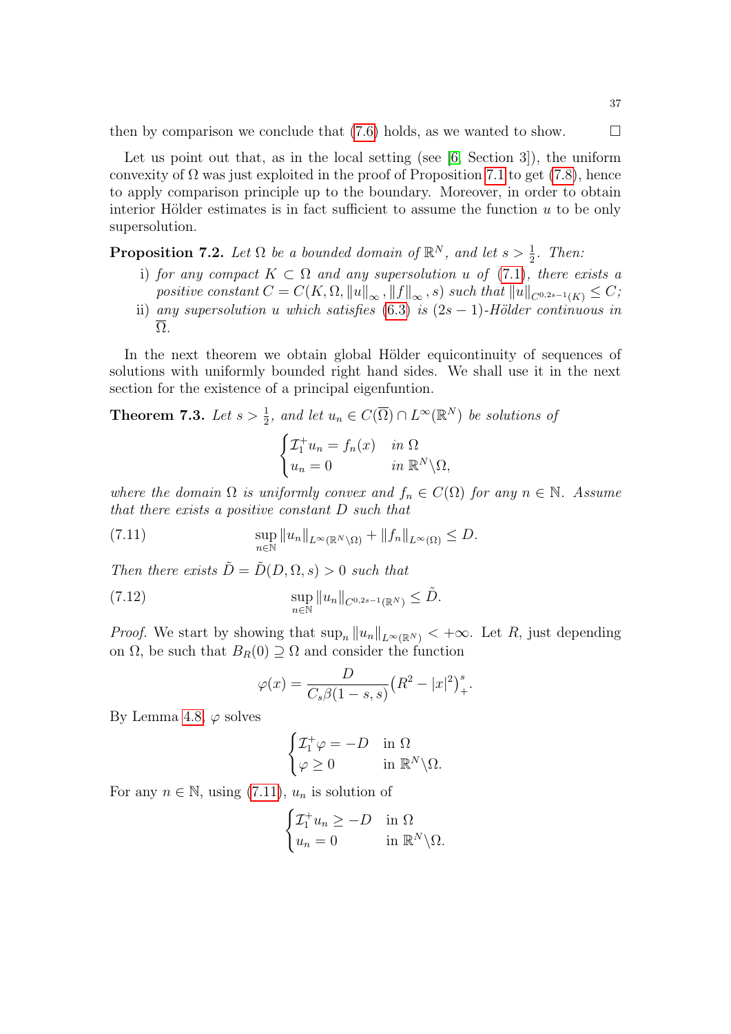then by comparison we conclude that (7.6) holds, as we wanted to show. □

Let us point out that, as in the local setting (see [6, Section 3]), the uniform convexity of $\Omega$ was just exploited in the proof of Proposition 7.1 to get (7.8), hence to apply comparison principle up to the boundary. Moreover, in order to obtain interior Hölder estimates is in fact sufficient to assume the function $u$ to be only supersolution.

**Proposition 7.2.** *Let $\Omega$ be a bounded domain of $\mathbb{R}^N$, and let $s > \frac{1}{2}$. Then:*

- i) *for any compact $K \subset \Omega$ and any supersolution $u$ of (7.1), there exists a positive constant $C = C(K, \Omega, \|u\|_\infty, \|f\|_\infty, s)$ such that $\|u\|_{C^{0,2s-1}(K)} \le C$;*
- ii) *any supersolution $u$ which satisfies (6.3) is $(2s-1)$-Hölder continuous in $\overline{\Omega}$.*

In the next theorem we obtain global Hölder equicontinuity of sequences of solutions with uniformly bounded right hand sides. We shall use it in the next section for the existence of a principal eigenfuntion.

**Theorem 7.3.** *Let $s > \frac{1}{2}$, and let $u_n \in C(\overline{\Omega}) \cap L^\infty(\mathbb{R}^N)$ be solutions of*

$$\begin{cases} \mathcal{I}_1^+ u_n = f_n(x) & \text{in } \Omega \\ u_n = 0 & \text{in } \mathbb{R}^N \backslash \Omega, \end{cases}$$

*where the domain $\Omega$ is uniformly convex and $f_n \in C(\Omega)$ for any $n \in \mathbb{N}$. Assume that there exists a positive constant $D$ such that*

$$\sup_{n \in \mathbb{N}} \|u_n\|_{L^\infty(\mathbb{R}^N \backslash \Omega)} + \|f_n\|_{L^\infty(\Omega)} \le D. \tag{7.11}$$

*Then there exists $\tilde{D} = \tilde{D}(D, \Omega, s) > 0$ such that*

$$\sup_{n \in \mathbb{N}} \|u_n\|_{C^{0,2s-1}(\mathbb{R}^N)} \le \tilde{D}. \tag{7.12}$$

*Proof.* We start by showing that $\sup_n \|u_n\|_{L^\infty(\mathbb{R}^N)} < +\infty$. Let $R$, just depending on $\Omega$, be such that $B_R(0) \supseteq \Omega$ and consider the function

$$\varphi(x) = \frac{D}{C_s \beta(1-s,s)} \big(R^2 - |x|^2\big)_+^s.$$

By Lemma 4.8, $\varphi$ solves

$$\begin{cases} \mathcal{I}_1^+ \varphi = -D & \text{in } \Omega \\ \varphi \ge 0 & \text{in } \mathbb{R}^N \backslash \Omega. \end{cases}$$

For any $n \in \mathbb{N}$, using (7.11), $u_n$ is solution of

$$\begin{cases} \mathcal{I}_1^+ u_n \ge -D & \text{in } \Omega \\ u_n = 0 & \text{in } \mathbb{R}^N \backslash \Omega. \end{cases}$$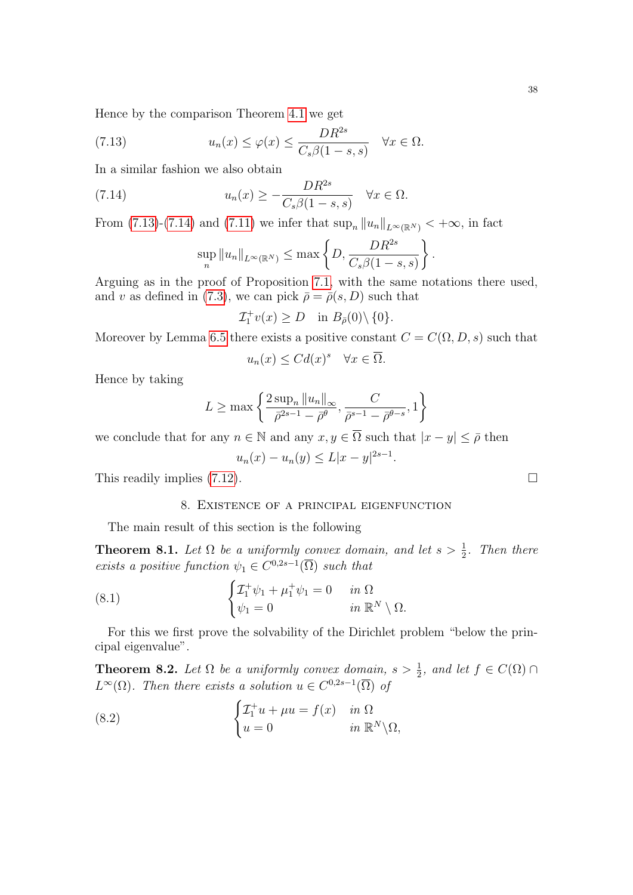Hence by the comparison Theorem 4.1 we get

$$u_n(x) \le \varphi(x) \le \frac{DR^{2s}}{C_s\beta(1-s,s)} \quad \forall x \in \Omega. \tag{7.13}$$

In a similar fashion we also obtain

$$u_n(x) \ge -\frac{DR^{2s}}{C_s\beta(1-s,s)} \quad \forall x \in \Omega. \tag{7.14}$$

From (7.13)-(7.14) and (7.11) we infer that $\sup_n \|u_n\|_{L^\infty(\mathbb{R}^N)} < +\infty$, in fact

$$\sup_n \|u_n\|_{L^\infty(\mathbb{R}^N)} \le \max\left\{D, \frac{DR^{2s}}{C_s\beta(1-s,s)}\right\}.$$

Arguing as in the proof of Proposition 7.1, with the same notations there used, and $v$ as defined in (7.3), we can pick $\bar\rho = \bar\rho(s,D)$ such that

$$\mathcal{I}_1^+ v(x) \ge D \quad \text{in } B_{\bar\rho}(0)\setminus\{0\}.$$

Moreover by Lemma 6.5 there exists a positive constant $C = C(\Omega, D, s)$ such that

$$u_n(x) \le C d(x)^s \quad \forall x \in \overline{\Omega}.$$

Hence by taking

$$L \ge \max\left\{\frac{2\sup_n \|u_n\|_\infty}{\bar\rho^{2s-1} - \bar\rho^\theta}, \frac{C}{\bar\rho^{s-1} - \bar\rho^{\theta-s}}, 1\right\}$$

we conclude that for any $n \in \mathbb{N}$ and any $x, y \in \overline{\Omega}$ such that $|x-y| \le \bar\rho$ then

$$u_n(x) - u_n(y) \le L|x-y|^{2s-1}.$$

This readily implies (7.12). □

## 8. Existence of a principal eigenfunction

The main result of this section is the following

**Theorem 8.1.** *Let $\Omega$ be a uniformly convex domain, and let $s > \frac{1}{2}$. Then there exists a positive function $\psi_1 \in C^{0,2s-1}(\overline{\Omega})$ such that*

$$\begin{cases} \mathcal{I}_1^+\psi_1 + \mu_1^+\psi_1 = 0 & \text{in } \Omega \\ \psi_1 = 0 & \text{in } \mathbb{R}^N \setminus \Omega. \end{cases} \tag{8.1}$$

For this we first prove the solvability of the Dirichlet problem "below the principal eigenvalue".

**Theorem 8.2.** *Let $\Omega$ be a uniformly convex domain, $s > \frac{1}{2}$, and let $f \in C(\Omega) \cap L^\infty(\Omega)$. Then there exists a solution $u \in C^{0,2s-1}(\overline{\Omega})$ of*

$$\begin{cases} \mathcal{I}_1^+ u + \mu u = f(x) & \text{in } \Omega \\ u = 0 & \text{in } \mathbb{R}^N \setminus \Omega, \end{cases} \tag{8.2}$$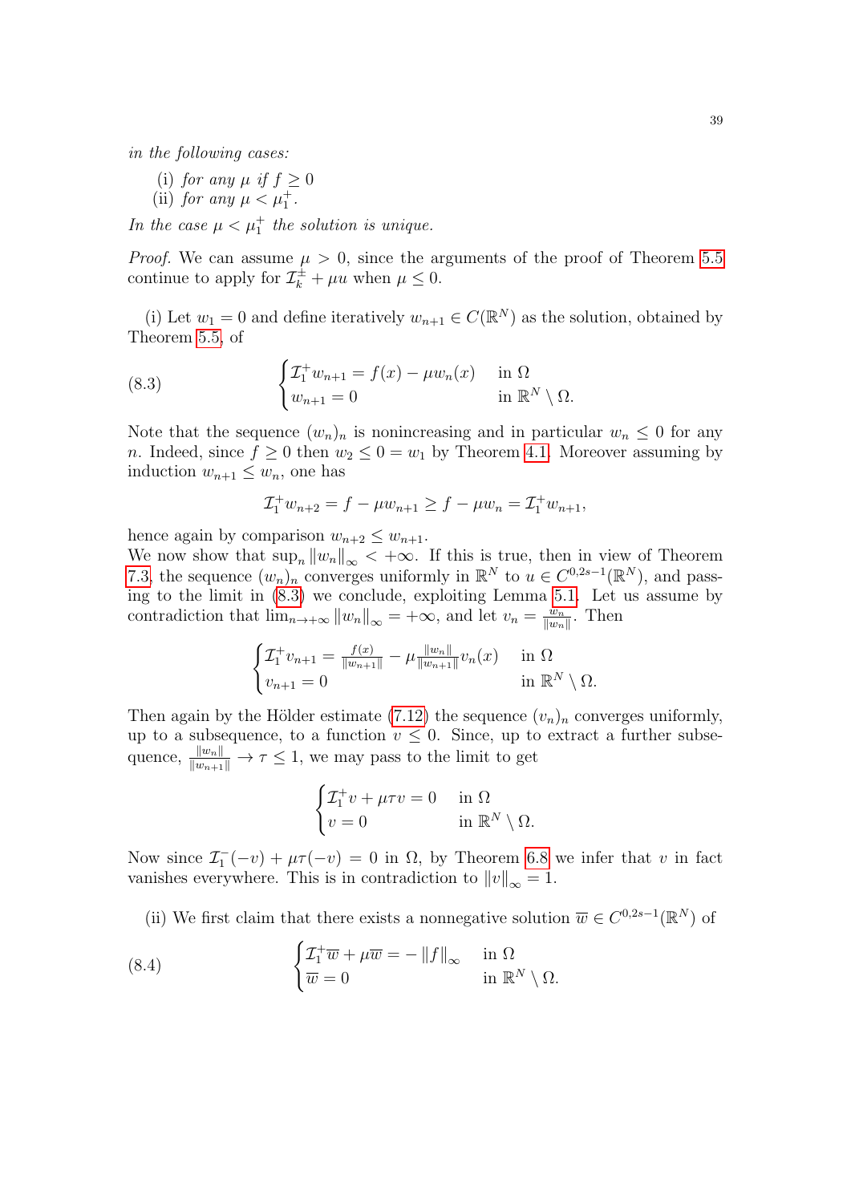*in the following cases:*

(i) *for any* $\mu$ *if* $f \geq 0$
(ii) *for any* $\mu < \mu_1^+$.

*In the case* $\mu < \mu_1^+$ *the solution is unique.*

*Proof.* We can assume $\mu > 0$, since the arguments of the proof of Theorem 5.5 continue to apply for $\mathcal{I}_k^\pm + \mu u$ when $\mu \leq 0$.

(i) Let $w_1 = 0$ and define iteratively $w_{n+1} \in C(\mathbb{R}^N)$ as the solution, obtained by Theorem 5.5, of

$$
\begin{cases} \mathcal{I}_1^+ w_{n+1} = f(x) - \mu w_n(x) & \text{in } \Omega \\ w_{n+1} = 0 & \text{in } \mathbb{R}^N \setminus \Omega. \end{cases} \tag{8.3}
$$

Note that the sequence $(w_n)_n$ is nonincreasing and in particular $w_n \leq 0$ for any $n$. Indeed, since $f \geq 0$ then $w_2 \leq 0 = w_1$ by Theorem 4.1. Moreover assuming by induction $w_{n+1} \leq w_n$, one has

$$
\mathcal{I}_1^+ w_{n+2} = f - \mu w_{n+1} \geq f - \mu w_n = \mathcal{I}_1^+ w_{n+1},
$$

hence again by comparison $w_{n+2} \leq w_{n+1}$.
We now show that $\sup_n \|w_n\|_\infty < +\infty$. If this is true, then in view of Theorem 7.3, the sequence $(w_n)_n$ converges uniformly in $\mathbb{R}^N$ to $u \in C^{0,2s-1}(\mathbb{R}^N)$, and passing to the limit in (8.3) we conclude, exploiting Lemma 5.1. Let us assume by contradiction that $\lim_{n\to+\infty} \|w_n\|_\infty = +\infty$, and let $v_n = \frac{w_n}{\|w_n\|}$. Then

$$
\begin{cases} \mathcal{I}_1^+ v_{n+1} = \frac{f(x)}{\|w_{n+1}\|} - \mu \frac{\|w_n\|}{\|w_{n+1}\|} v_n(x) & \text{in } \Omega \\ v_{n+1} = 0 & \text{in } \mathbb{R}^N \setminus \Omega. \end{cases}
$$

Then again by the Hölder estimate (7.12) the sequence $(v_n)_n$ converges uniformly, up to a subsequence, to a function $v \leq 0$. Since, up to extract a further subsequence, $\frac{\|w_n\|}{\|w_{n+1}\|} \to \tau \leq 1$, we may pass to the limit to get

$$
\begin{cases} \mathcal{I}_1^+ v + \mu \tau v = 0 & \text{in } \Omega \\ v = 0 & \text{in } \mathbb{R}^N \setminus \Omega. \end{cases}
$$

Now since $\mathcal{I}_1^-(-v) + \mu\tau(-v) = 0$ in $\Omega$, by Theorem 6.8 we infer that $v$ in fact vanishes everywhere. This is in contradiction to $\|v\|_\infty = 1$.

(ii) We first claim that there exists a nonnegative solution $\overline{w} \in C^{0,2s-1}(\mathbb{R}^N)$ of

$$
\begin{cases} \mathcal{I}_1^+ \overline{w} + \mu \overline{w} = -\|f\|_\infty & \text{in } \Omega \\ \overline{w} = 0 & \text{in } \mathbb{R}^N \setminus \Omega. \end{cases} \tag{8.4}
$$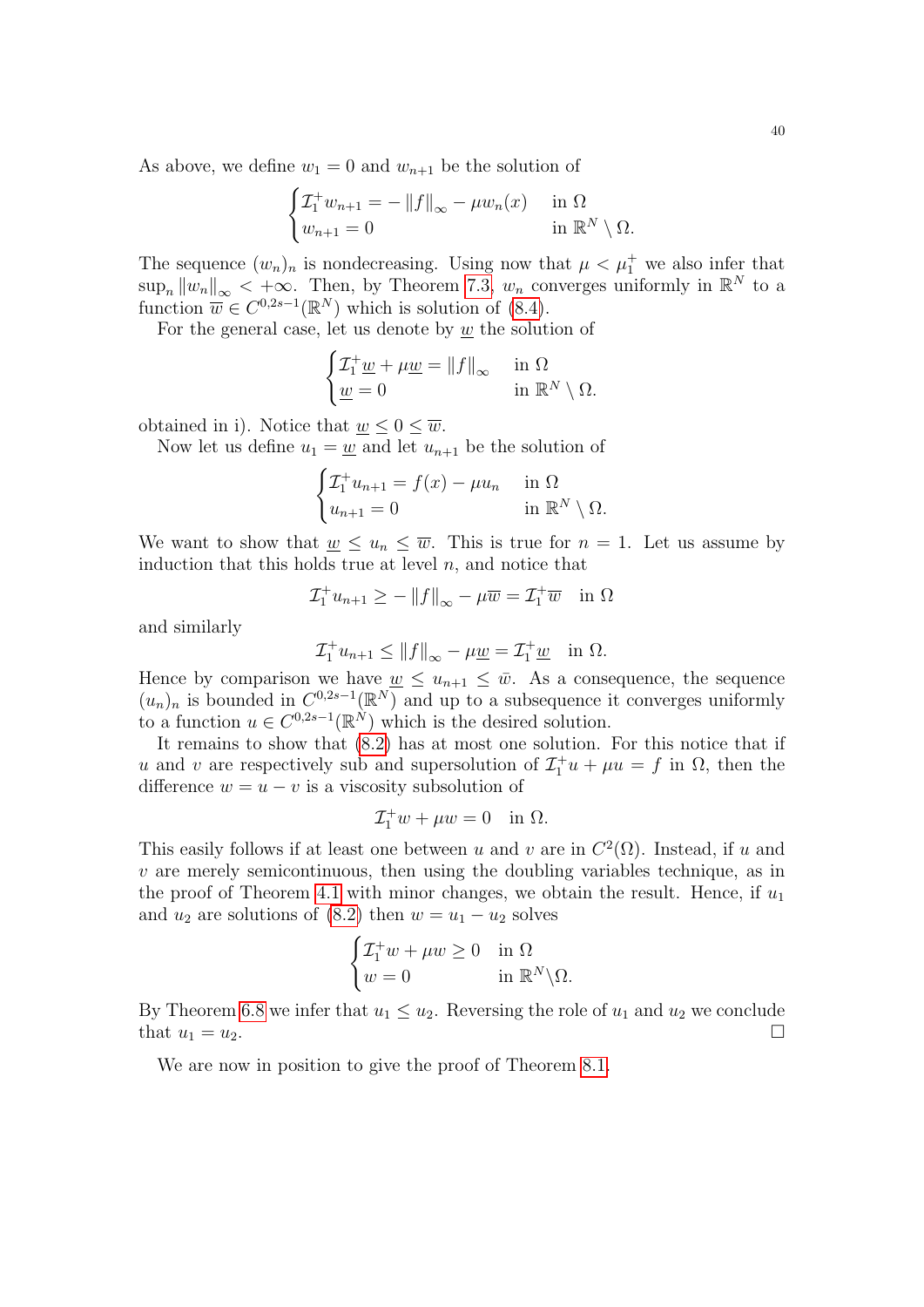As above, we define $w_1 = 0$ and $w_{n+1}$ be the solution of

$$\begin{cases} \mathcal{I}_1^+ w_{n+1} = -\|f\|_\infty - \mu w_n(x) & \text{in } \Omega \\ w_{n+1} = 0 & \text{in } \mathbb{R}^N \setminus \Omega. \end{cases}$$

The sequence $(w_n)_n$ is nondecreasing. Using now that $\mu < \mu_1^+$ we also infer that $\sup_n \|w_n\|_\infty < +\infty$. Then, by Theorem 7.3, $w_n$ converges uniformly in $\mathbb{R}^N$ to a function $\overline{w} \in C^{0,2s-1}(\mathbb{R}^N)$ which is solution of (8.4).

For the general case, let us denote by $\underline{w}$ the solution of

$$\begin{cases} \mathcal{I}_1^+ \underline{w} + \mu \underline{w} = \|f\|_\infty & \text{in } \Omega \\ \underline{w} = 0 & \text{in } \mathbb{R}^N \setminus \Omega. \end{cases}$$

obtained in i). Notice that $\underline{w} \le 0 \le \overline{w}$.

Now let us define $u_1 = \underline{w}$ and let $u_{n+1}$ be the solution of

$$\begin{cases} \mathcal{I}_1^+ u_{n+1} = f(x) - \mu u_n & \text{in } \Omega \\ u_{n+1} = 0 & \text{in } \mathbb{R}^N \setminus \Omega. \end{cases}$$

We want to show that $\underline{w} \le u_n \le \overline{w}$. This is true for $n = 1$. Let us assume by induction that this holds true at level $n$, and notice that

$$\mathcal{I}_1^+ u_{n+1} \ge -\|f\|_\infty - \mu \overline{w} = \mathcal{I}_1^+ \overline{w} \quad \text{in } \Omega$$

and similarly

$$\mathcal{I}_1^+ u_{n+1} \le \|f\|_\infty - \mu \underline{w} = \mathcal{I}_1^+ \underline{w} \quad \text{in } \Omega.$$

Hence by comparison we have $\underline{w} \le u_{n+1} \le \bar{w}$. As a consequence, the sequence $(u_n)_n$ is bounded in $C^{0,2s-1}(\mathbb{R}^N)$ and up to a subsequence it converges uniformly to a function $u \in C^{0,2s-1}(\mathbb{R}^N)$ which is the desired solution.

It remains to show that (8.2) has at most one solution. For this notice that if $u$ and $v$ are respectively sub and supersolution of $\mathcal{I}_1^+ u + \mu u = f$ in $\Omega$, then the difference $w = u - v$ is a viscosity subsolution of

$$\mathcal{I}_1^+ w + \mu w = 0 \quad \text{in } \Omega.$$

This easily follows if at least one between $u$ and $v$ are in $C^2(\Omega)$. Instead, if $u$ and $v$ are merely semicontinuous, then using the doubling variables technique, as in the proof of Theorem 4.1 with minor changes, we obtain the result. Hence, if $u_1$ and $u_2$ are solutions of (8.2) then $w = u_1 - u_2$ solves

$$\begin{cases} \mathcal{I}_1^+ w + \mu w \ge 0 & \text{in } \Omega \\ w = 0 & \text{in } \mathbb{R}^N \backslash \Omega. \end{cases}$$

By Theorem 6.8 we infer that $u_1 \le u_2$. Reversing the role of $u_1$ and $u_2$ we conclude that $u_1 = u_2$. □

We are now in position to give the proof of Theorem 8.1.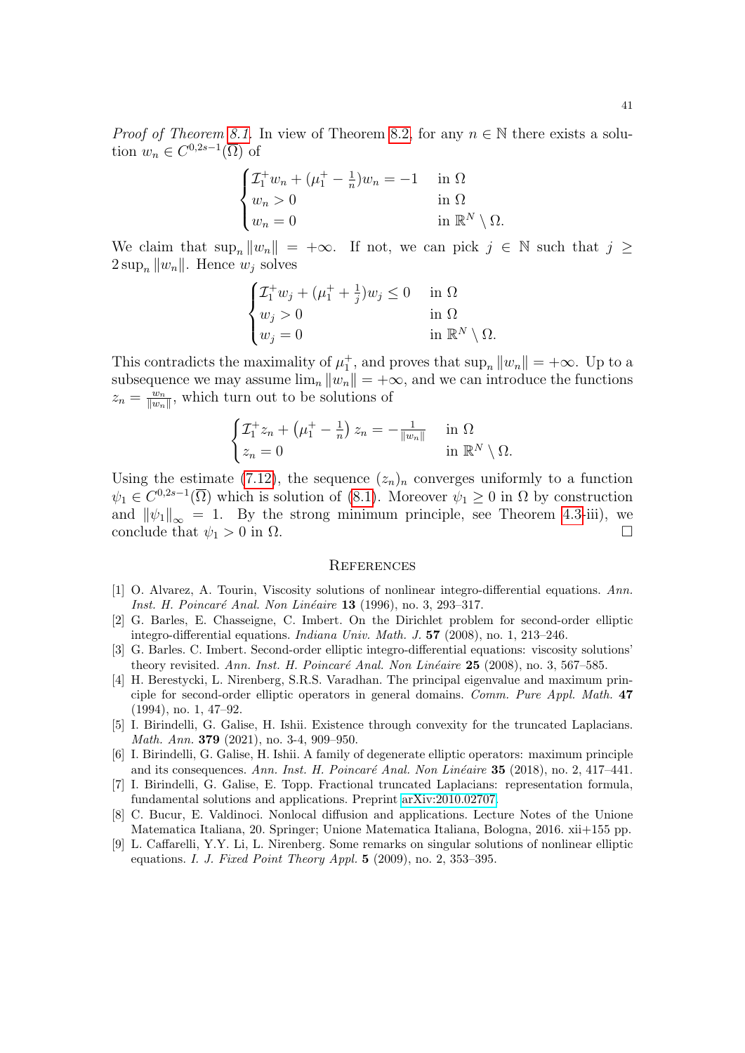*Proof of Theorem 8.1.* In view of Theorem 8.2, for any $n \in \mathbb{N}$ there exists a solution $w_n \in C^{0,2s-1}(\overline{\Omega})$ of

$$\begin{cases} \mathcal{I}_1^+ w_n + (\mu_1^+ - \frac{1}{n}) w_n = -1 & \text{in } \Omega \\ w_n > 0 & \text{in } \Omega \\ w_n = 0 & \text{in } \mathbb{R}^N \setminus \Omega. \end{cases}$$

We claim that $\sup_n \|w_n\| = +\infty$. If not, we can pick $j \in \mathbb{N}$ such that $j \geq 2 \sup_n \|w_n\|$. Hence $w_j$ solves

$$\begin{cases} \mathcal{I}_1^+ w_j + (\mu_1^+ + \frac{1}{j}) w_j \leq 0 & \text{in } \Omega \\ w_j > 0 & \text{in } \Omega \\ w_j = 0 & \text{in } \mathbb{R}^N \setminus \Omega. \end{cases}$$

This contradicts the maximality of $\mu_1^+$, and proves that $\sup_n \|w_n\| = +\infty$. Up to a subsequence we may assume $\lim_n \|w_n\| = +\infty$, and we can introduce the functions $z_n = \frac{w_n}{\|w_n\|}$, which turn out to be solutions of

$$\begin{cases} \mathcal{I}_1^+ z_n + \left(\mu_1^+ - \frac{1}{n}\right) z_n = -\frac{1}{\|w_n\|} & \text{in } \Omega \\ z_n = 0 & \text{in } \mathbb{R}^N \setminus \Omega. \end{cases}$$

Using the estimate (7.12), the sequence $(z_n)_n$ converges uniformly to a function $\psi_1 \in C^{0,2s-1}(\overline{\Omega})$ which is solution of (8.1). Moreover $\psi_1 \geq 0$ in $\Omega$ by construction and $\|\psi_1\|_\infty = 1$. By the strong minimum principle, see Theorem 4.3-iii), we conclude that $\psi_1 > 0$ in $\Omega$. □

## References

[1] O. Alvarez, A. Tourin, Viscosity solutions of nonlinear integro-differential equations. *Ann. Inst. H. Poincaré Anal. Non Linéaire* **13** (1996), no. 3, 293–317.

[2] G. Barles, E. Chasseigne, C. Imbert. On the Dirichlet problem for second-order elliptic integro-differential equations. *Indiana Univ. Math. J.* **57** (2008), no. 1, 213–246.

[3] G. Barles. C. Imbert. Second-order elliptic integro-differential equations: viscosity solutions' theory revisited. *Ann. Inst. H. Poincaré Anal. Non Linéaire* **25** (2008), no. 3, 567–585.

[4] H. Berestycki, L. Nirenberg, S.R.S. Varadhan. The principal eigenvalue and maximum principle for second-order elliptic operators in general domains. *Comm. Pure Appl. Math.* **47** (1994), no. 1, 47–92.

[5] I. Birindelli, G. Galise, H. Ishii. Existence through convexity for the truncated Laplacians. *Math. Ann.* **379** (2021), no. 3-4, 909–950.

[6] I. Birindelli, G. Galise, H. Ishii. A family of degenerate elliptic operators: maximum principle and its consequences. *Ann. Inst. H. Poincaré Anal. Non Linéaire* **35** (2018), no. 2, 417–441.

[7] I. Birindelli, G. Galise, E. Topp. Fractional truncated Laplacians: representation formula, fundamental solutions and applications. Preprint arXiv:2010.02707.

[8] C. Bucur, E. Valdinoci. Nonlocal diffusion and applications. Lecture Notes of the Unione Matematica Italiana, 20. Springer; Unione Matematica Italiana, Bologna, 2016. xii+155 pp.

[9] L. Caffarelli, Y.Y. Li, L. Nirenberg. Some remarks on singular solutions of nonlinear elliptic equations. *I. J. Fixed Point Theory Appl.* **5** (2009), no. 2, 353–395.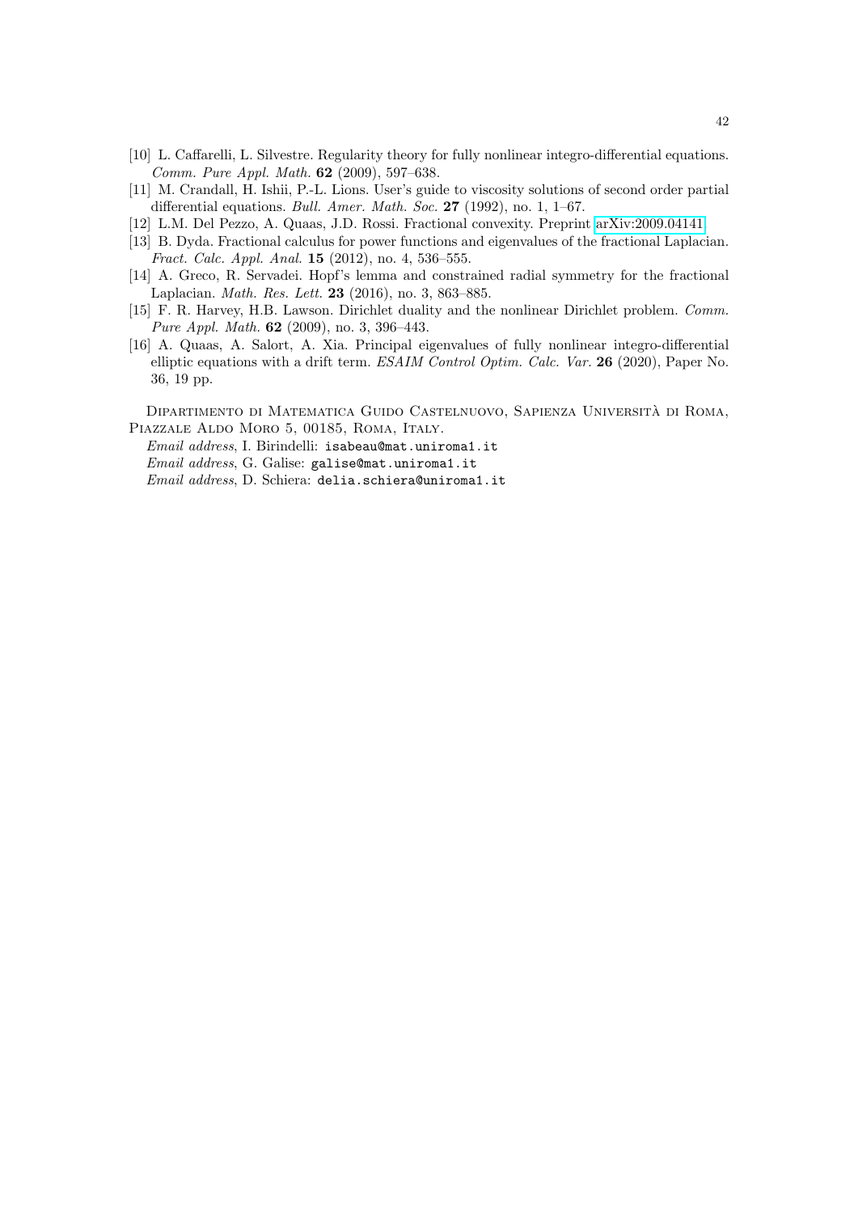[10] L. Caffarelli, L. Silvestre. Regularity theory for fully nonlinear integro-differential equations. *Comm. Pure Appl. Math.* **62** (2009), 597–638.

[11] M. Crandall, H. Ishii, P.-L. Lions. User's guide to viscosity solutions of second order partial differential equations. *Bull. Amer. Math. Soc.* **27** (1992), no. 1, 1–67.

[12] L.M. Del Pezzo, A. Quaas, J.D. Rossi. Fractional convexity. Preprint arXiv:2009.04141

[13] B. Dyda. Fractional calculus for power functions and eigenvalues of the fractional Laplacian. *Fract. Calc. Appl. Anal.* **15** (2012), no. 4, 536–555.

[14] A. Greco, R. Servadei. Hopf's lemma and constrained radial symmetry for the fractional Laplacian. *Math. Res. Lett.* **23** (2016), no. 3, 863–885.

[15] F. R. Harvey, H.B. Lawson. Dirichlet duality and the nonlinear Dirichlet problem. *Comm. Pure Appl. Math.* **62** (2009), no. 3, 396–443.

[16] A. Quaas, A. Salort, A. Xia. Principal eigenvalues of fully nonlinear integro-differential elliptic equations with a drift term. *ESAIM Control Optim. Calc. Var.* **26** (2020), Paper No. 36, 19 pp.

Dipartimento di Matematica Guido Castelnuovo, Sapienza Università di Roma, Piazzale Aldo Moro 5, 00185, Roma, Italy.

*Email address*, I. Birindelli: `isabeau@mat.uniroma1.it`

*Email address*, G. Galise: `galise@mat.uniroma1.it`

*Email address*, D. Schiera: `delia.schiera@uniroma1.it`